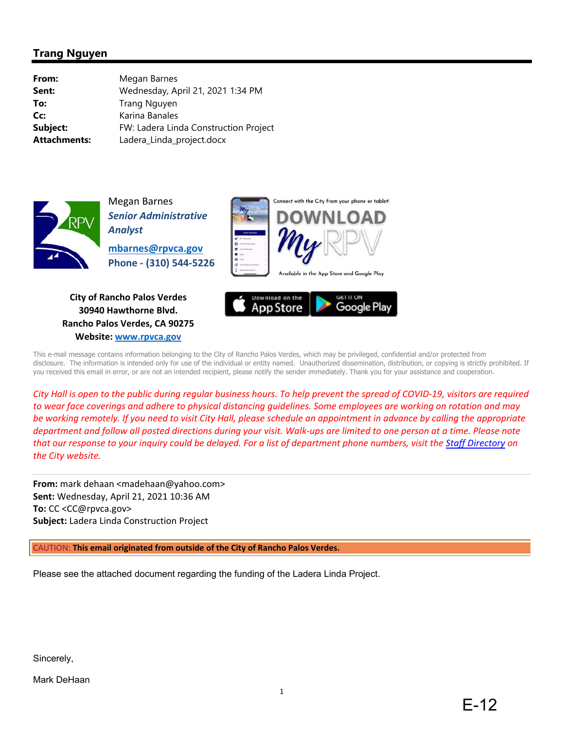## Trang Nguyen

| | |
|---|---|
| **From:** | Megan Barnes |
| **Sent:** | Wednesday, April 21, 2021 1:34 PM |
| **To:** | Trang Nguyen |
| **Cc:** | Karina Banales |
| **Subject:** | FW: Ladera Linda Construction Project |
| **Attachments:** | Ladera_Linda_project.docx |

Megan Barnes
***Senior Administrative Analyst***
**mbarnes@rpvca.gov**
**Phone - (310) 544-5226**

Connect with the City from your phone or tablet!
DOWNLOAD MyRPV
Available in the App Store and Google Play

**City of Rancho Palos Verdes**
**30940 Hawthorne Blvd.**
**Rancho Palos Verdes, CA 90275**
**Website: www.rpvca.gov**

Download on the App Store | GET IT ON Google Play

This e-mail message contains information belonging to the City of Rancho Palos Verdes, which may be privileged, confidential and/or protected from disclosure. The information is intended only for use of the individual or entity named. Unauthorized dissemination, distribution, or copying is strictly prohibited. If you received this email in error, or are not an intended recipient, please notify the sender immediately. Thank you for your assistance and cooperation.

*City Hall is open to the public during regular business hours. To help prevent the spread of COVID-19, visitors are required to wear face coverings and adhere to physical distancing guidelines. Some employees are working on rotation and may be working remotely. If you need to visit City Hall, please schedule an appointment in advance by calling the appropriate department and follow all posted directions during your visit. Walk-ups are limited to one person at a time. Please note that our response to your inquiry could be delayed. For a list of department phone numbers, visit the Staff Directory on the City website.*

---

**From:** mark dehaan <madehaan@yahoo.com>
**Sent:** Wednesday, April 21, 2021 10:36 AM
**To:** CC <CC@rpvca.gov>
**Subject:** Ladera Linda Construction Project

CAUTION: **This email originated from outside of the City of Rancho Palos Verdes.**

Please see the attached document regarding the funding of the Ladera Linda Project.

Sincerely,

Mark DeHaan

E-12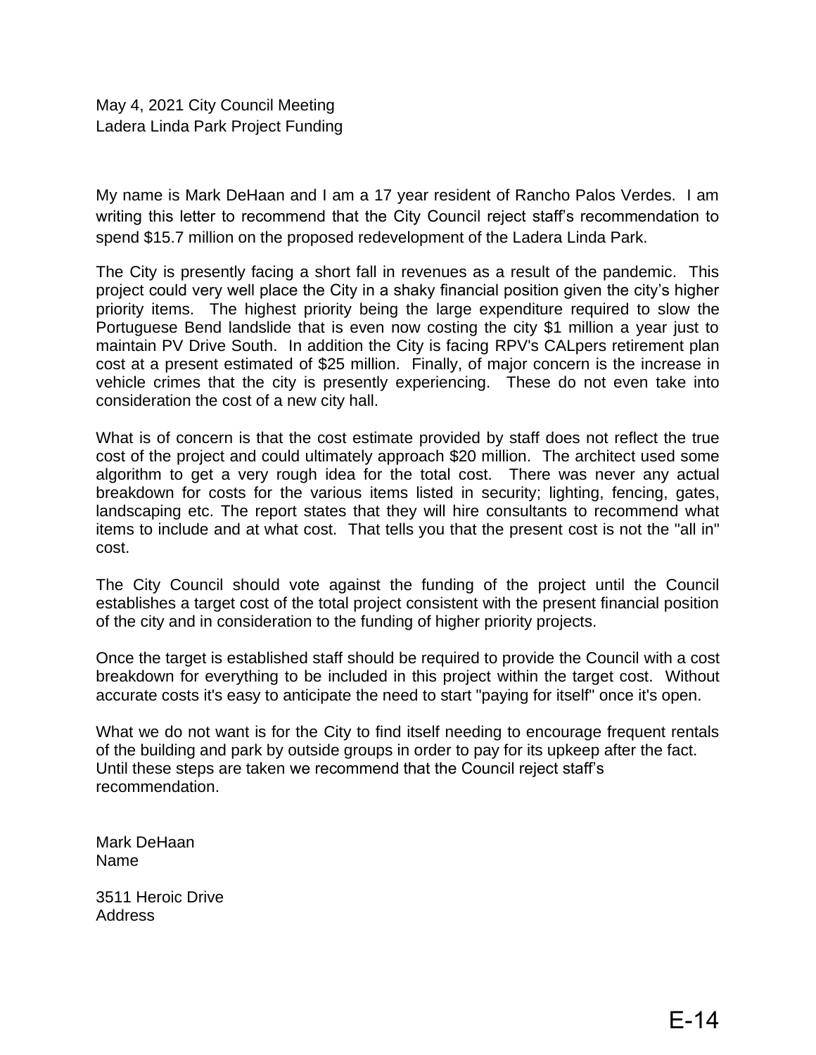May 4, 2021 City Council Meeting
Ladera Linda Park Project Funding

My name is Mark DeHaan and I am a 17 year resident of Rancho Palos Verdes. I am writing this letter to recommend that the City Council reject staff's recommendation to spend $15.7 million on the proposed redevelopment of the Ladera Linda Park.

The City is presently facing a short fall in revenues as a result of the pandemic. This project could very well place the City in a shaky financial position given the city's higher priority items. The highest priority being the large expenditure required to slow the Portuguese Bend landslide that is even now costing the city $1 million a year just to maintain PV Drive South. In addition the City is facing RPV's CALpers retirement plan cost at a present estimated of $25 million. Finally, of major concern is the increase in vehicle crimes that the city is presently experiencing. These do not even take into consideration the cost of a new city hall.

What is of concern is that the cost estimate provided by staff does not reflect the true cost of the project and could ultimately approach $20 million. The architect used some algorithm to get a very rough idea for the total cost. There was never any actual breakdown for costs for the various items listed in security; lighting, fencing, gates, landscaping etc. The report states that they will hire consultants to recommend what items to include and at what cost. That tells you that the present cost is not the "all in" cost.

The City Council should vote against the funding of the project until the Council establishes a target cost of the total project consistent with the present financial position of the city and in consideration to the funding of higher priority projects.

Once the target is established staff should be required to provide the Council with a cost breakdown for everything to be included in this project within the target cost. Without accurate costs it's easy to anticipate the need to start "paying for itself" once it's open.

What we do not want is for the City to find itself needing to encourage frequent rentals of the building and park by outside groups in order to pay for its upkeep after the fact. Until these steps are taken we recommend that the Council reject staff's recommendation.

Mark DeHaan
Name

3511 Heroic Drive
Address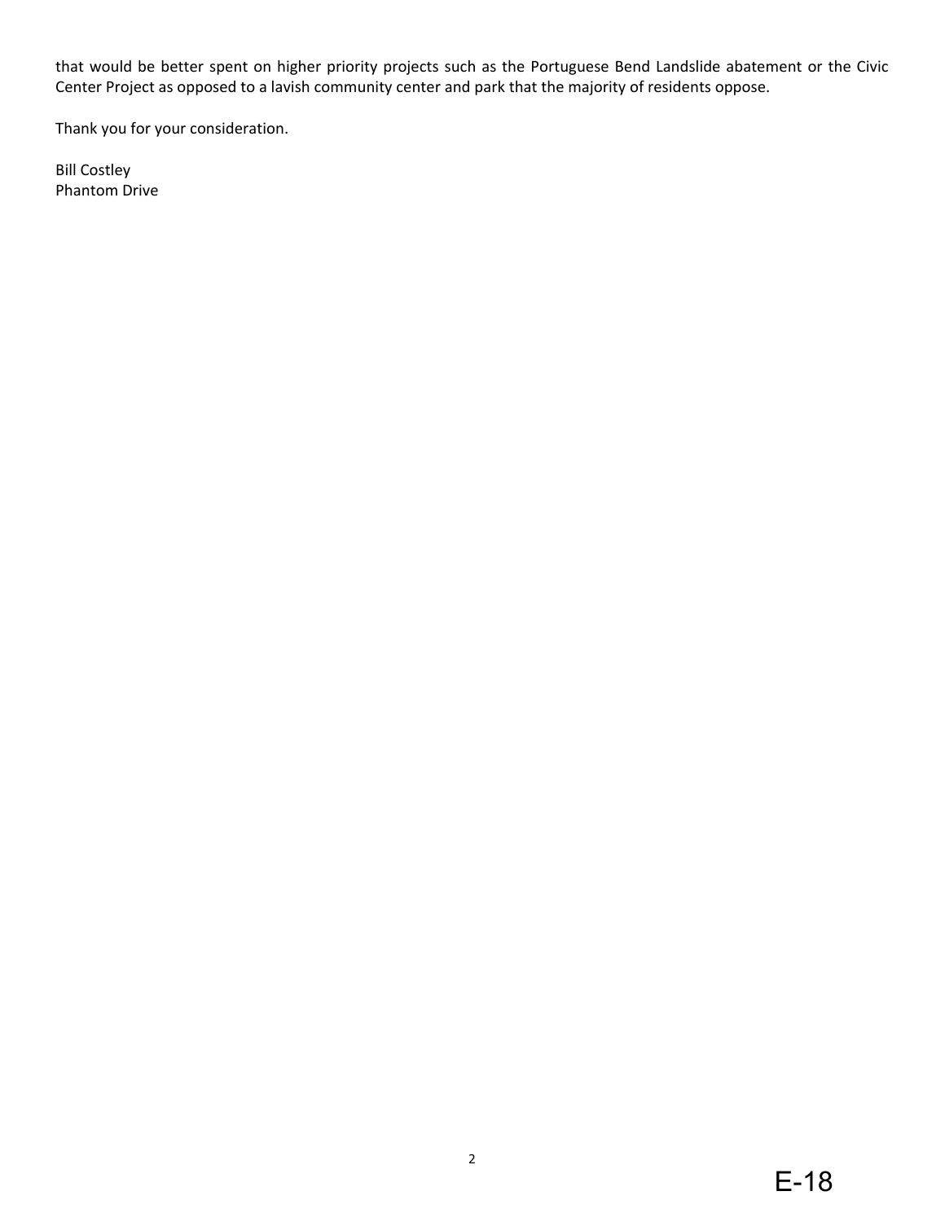that would be better spent on higher priority projects such as the Portuguese Bend Landslide abatement or the Civic Center Project as opposed to a lavish community center and park that the majority of residents oppose.

Thank you for your consideration.

Bill Costley
Phantom Drive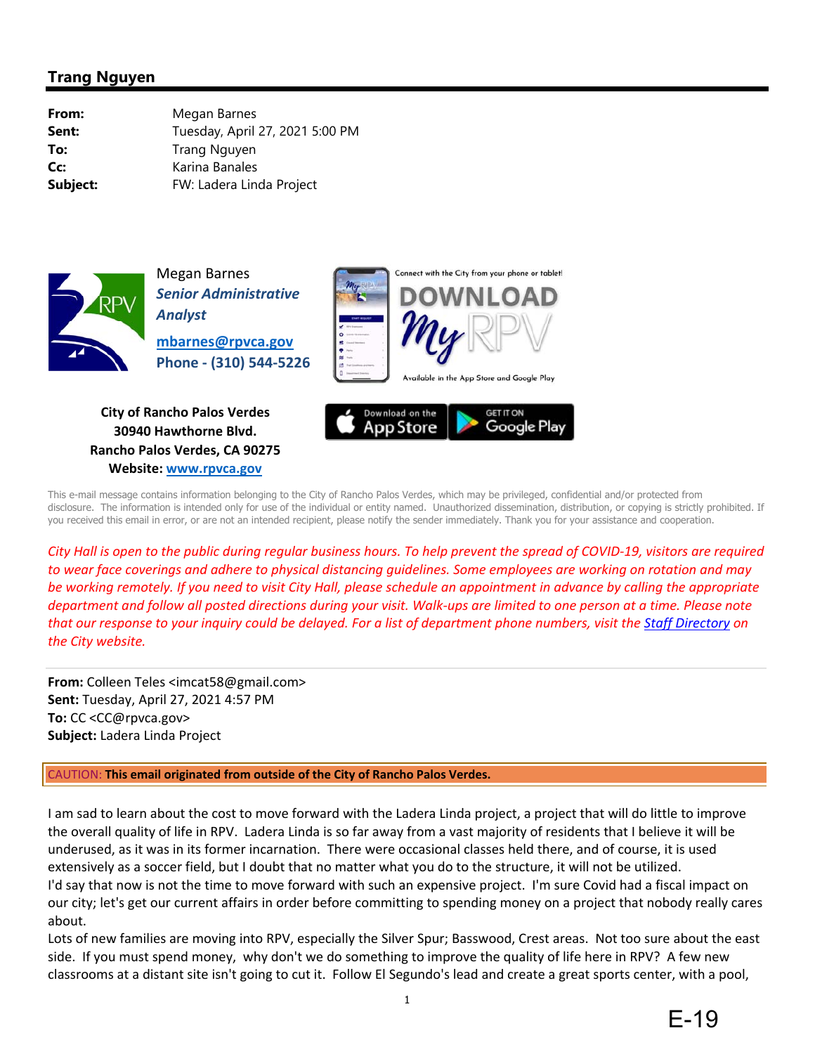## Trang Nguyen

**From:** Megan Barnes
**Sent:** Tuesday, April 27, 2021 5:00 PM
**To:** Trang Nguyen
**Cc:** Karina Banales
**Subject:** FW: Ladera Linda Project

Megan Barnes
***Senior Administrative Analyst***
**mbarnes@rpvca.gov**
**Phone - (310) 544-5226**

Connect with the City from your phone or tablet!
DOWNLOAD My RPV
Available in the App Store and Google Play

Download on the App Store | GET IT ON Google Play

**City of Rancho Palos Verdes**
**30940 Hawthorne Blvd.**
**Rancho Palos Verdes, CA 90275**
**Website: www.rpvca.gov**

This e-mail message contains information belonging to the City of Rancho Palos Verdes, which may be privileged, confidential and/or protected from disclosure. The information is intended only for use of the individual or entity named. Unauthorized dissemination, distribution, or copying is strictly prohibited. If you received this email in error, or are not an intended recipient, please notify the sender immediately. Thank you for your assistance and cooperation.

*City Hall is open to the public during regular business hours. To help prevent the spread of COVID-19, visitors are required to wear face coverings and adhere to physical distancing guidelines. Some employees are working on rotation and may be working remotely. If you need to visit City Hall, please schedule an appointment in advance by calling the appropriate department and follow all posted directions during your visit. Walk-ups are limited to one person at a time. Please note that our response to your inquiry could be delayed. For a list of department phone numbers, visit the Staff Directory on the City website.*

**From:** Colleen Teles <imcat58@gmail.com>
**Sent:** Tuesday, April 27, 2021 4:57 PM
**To:** CC <CC@rpvca.gov>
**Subject:** Ladera Linda Project

CAUTION: **This email originated from outside of the City of Rancho Palos Verdes.**

I am sad to learn about the cost to move forward with the Ladera Linda project, a project that will do little to improve the overall quality of life in RPV. Ladera Linda is so far away from a vast majority of residents that I believe it will be underused, as it was in its former incarnation. There were occasional classes held there, and of course, it is used extensively as a soccer field, but I doubt that no matter what you do to the structure, it will not be utilized.
I'd say that now is not the time to move forward with such an expensive project. I'm sure Covid had a fiscal impact on our city; let's get our current affairs in order before committing to spending money on a project that nobody really cares about.
Lots of new families are moving into RPV, especially the Silver Spur; Basswood, Crest areas. Not too sure about the east side. If you must spend money, why don't we do something to improve the quality of life here in RPV? A few new classrooms at a distant site isn't going to cut it. Follow El Segundo's lead and create a great sports center, with a pool,

E-19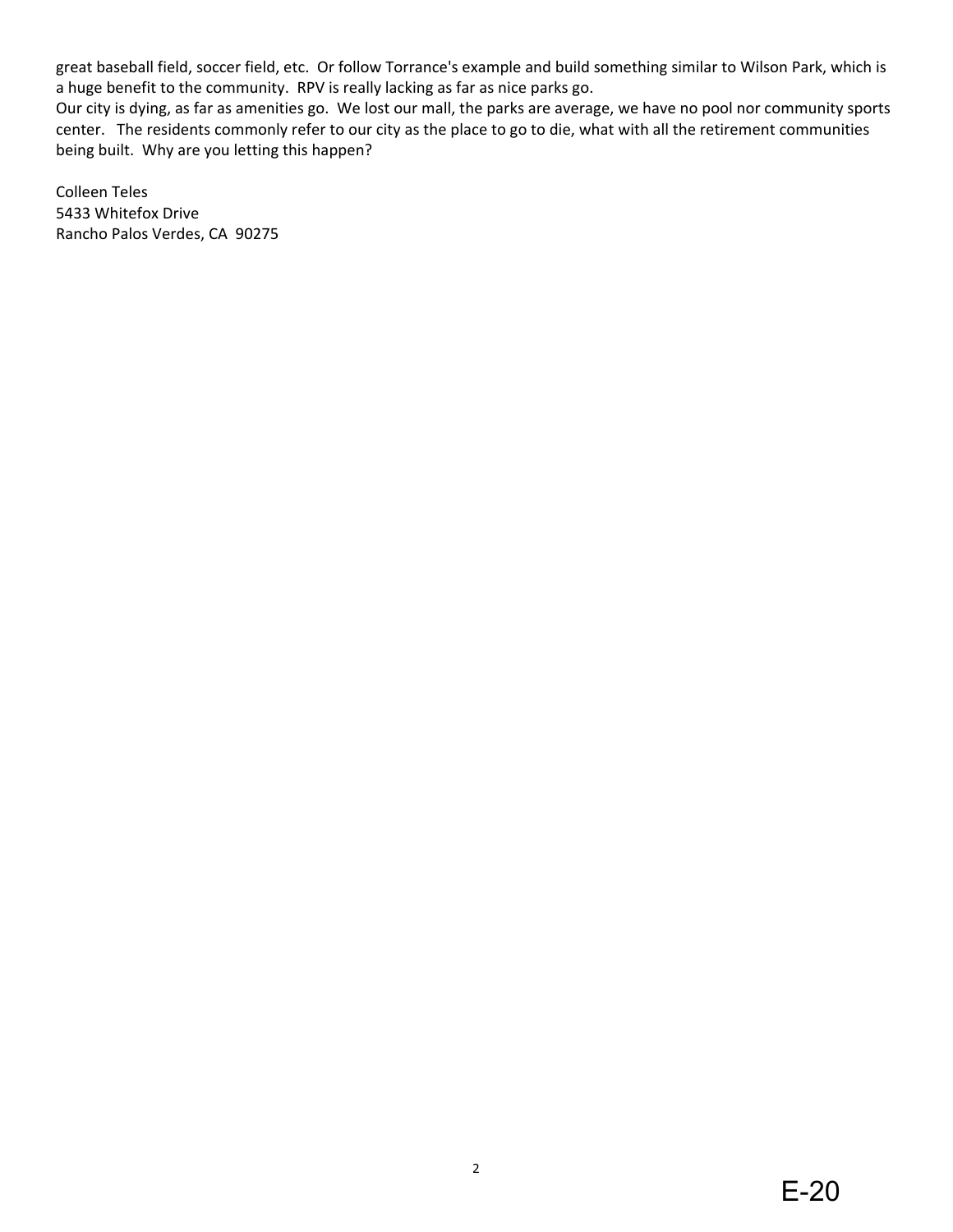great baseball field, soccer field, etc. Or follow Torrance's example and build something similar to Wilson Park, which is a huge benefit to the community. RPV is really lacking as far as nice parks go.
Our city is dying, as far as amenities go. We lost our mall, the parks are average, we have no pool nor community sports center. The residents commonly refer to our city as the place to go to die, what with all the retirement communities being built. Why are you letting this happen?

Colleen Teles
5433 Whitefox Drive
Rancho Palos Verdes, CA 90275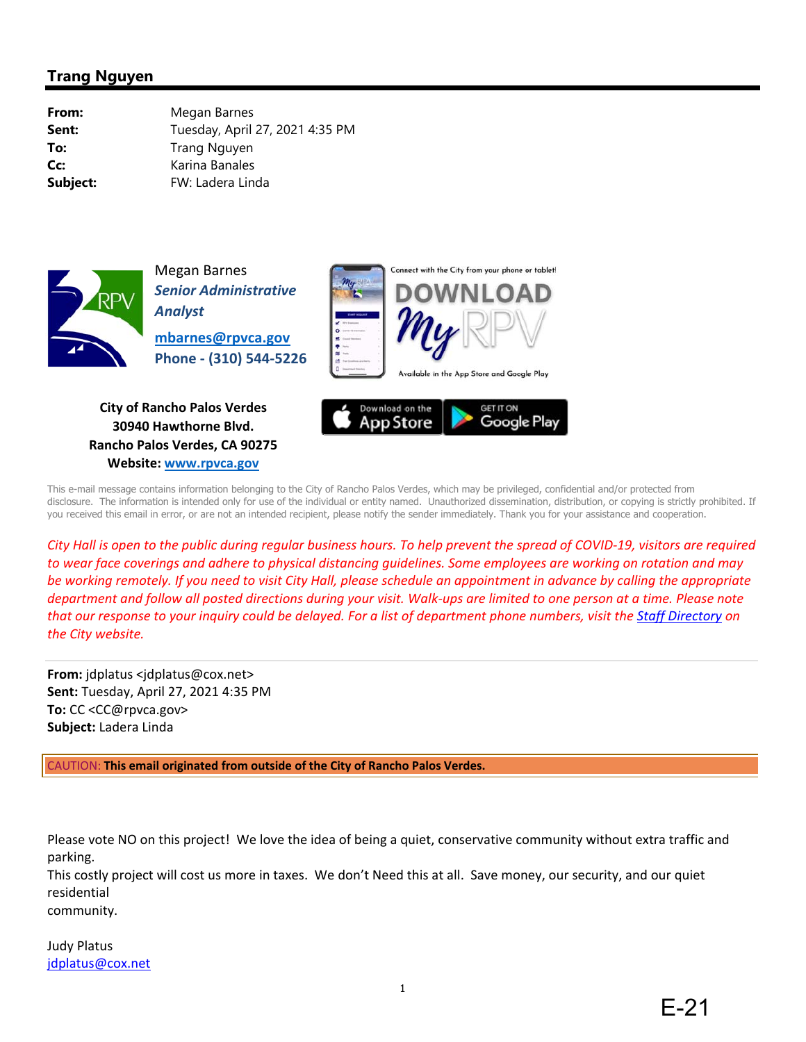## Trang Nguyen

| | |
|---|---|
| **From:** | Megan Barnes |
| **Sent:** | Tuesday, April 27, 2021 4:35 PM |
| **To:** | Trang Nguyen |
| **Cc:** | Karina Banales |
| **Subject:** | FW: Ladera Linda |

Megan Barnes
***Senior Administrative Analyst***
[mbarnes@rpvca.gov](mailto:mbarnes@rpvca.gov)
**Phone - (310) 544-5226**

Connect with the City from your phone or tablet!
DOWNLOAD My RPV
Available in the App Store and Google Play

**City of Rancho Palos Verdes**
**30940 Hawthorne Blvd.**
**Rancho Palos Verdes, CA 90275**
**Website: [www.rpvca.gov](http://www.rpvca.gov)**

Download on the App Store | GET IT ON Google Play

This e-mail message contains information belonging to the City of Rancho Palos Verdes, which may be privileged, confidential and/or protected from disclosure. The information is intended only for use of the individual or entity named. Unauthorized dissemination, distribution, or copying is strictly prohibited. If you received this email in error, or are not an intended recipient, please notify the sender immediately. Thank you for your assistance and cooperation.

*City Hall is open to the public during regular business hours. To help prevent the spread of COVID-19, visitors are required to wear face coverings and adhere to physical distancing guidelines. Some employees are working on rotation and may be working remotely. If you need to visit City Hall, please schedule an appointment in advance by calling the appropriate department and follow all posted directions during your visit. Walk-ups are limited to one person at a time. Please note that our response to your inquiry could be delayed. For a list of department phone numbers, visit the [Staff Directory]() on the City website.*

---

**From:** jdplatus <jdplatus@cox.net>
**Sent:** Tuesday, April 27, 2021 4:35 PM
**To:** CC <CC@rpvca.gov>
**Subject:** Ladera Linda

CAUTION: **This email originated from outside of the City of Rancho Palos Verdes.**

Please vote NO on this project! We love the idea of being a quiet, conservative community without extra traffic and parking.
This costly project will cost us more in taxes. We don't Need this at all. Save money, our security, and our quiet residential
community.

Judy Platus
[jdplatus@cox.net](mailto:jdplatus@cox.net)

E-21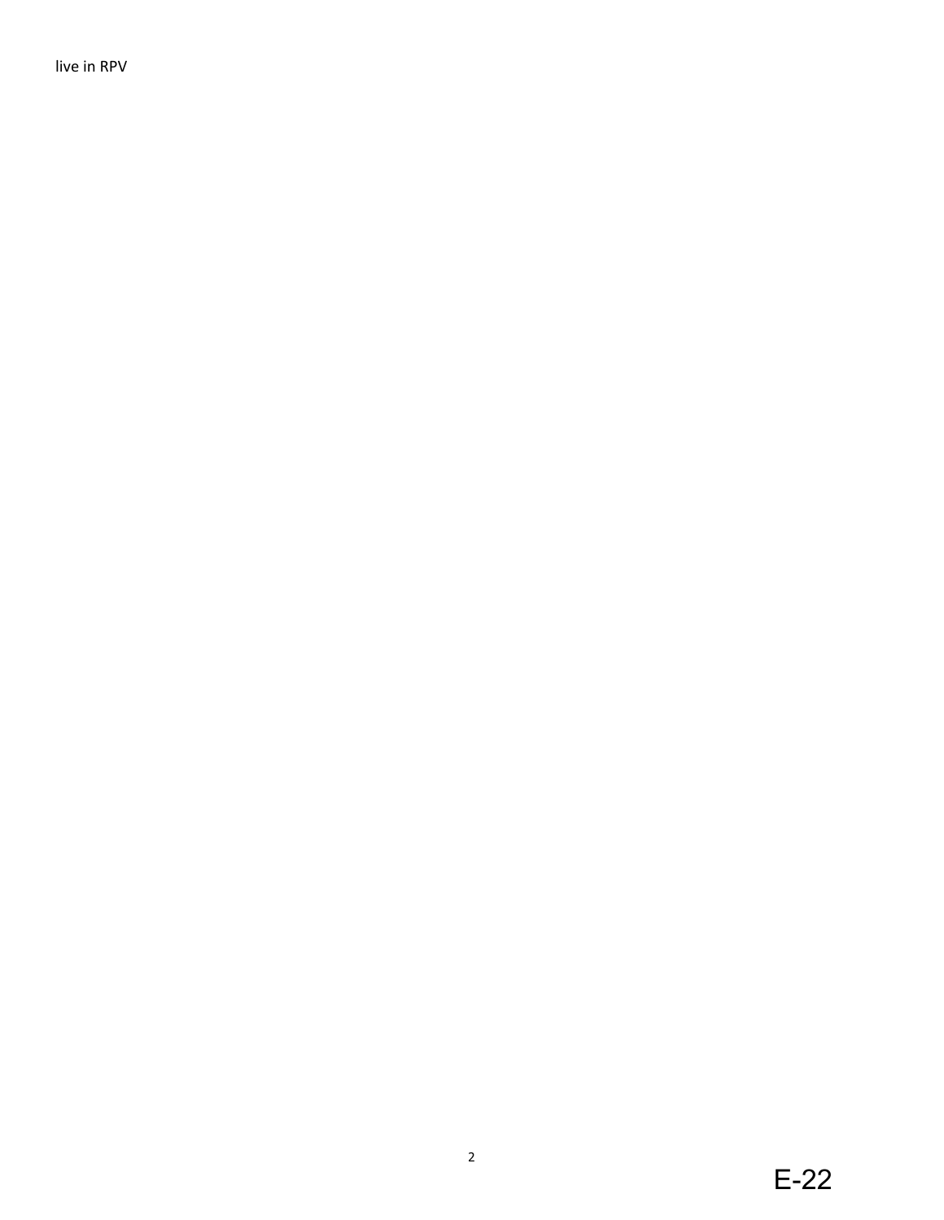live in RPV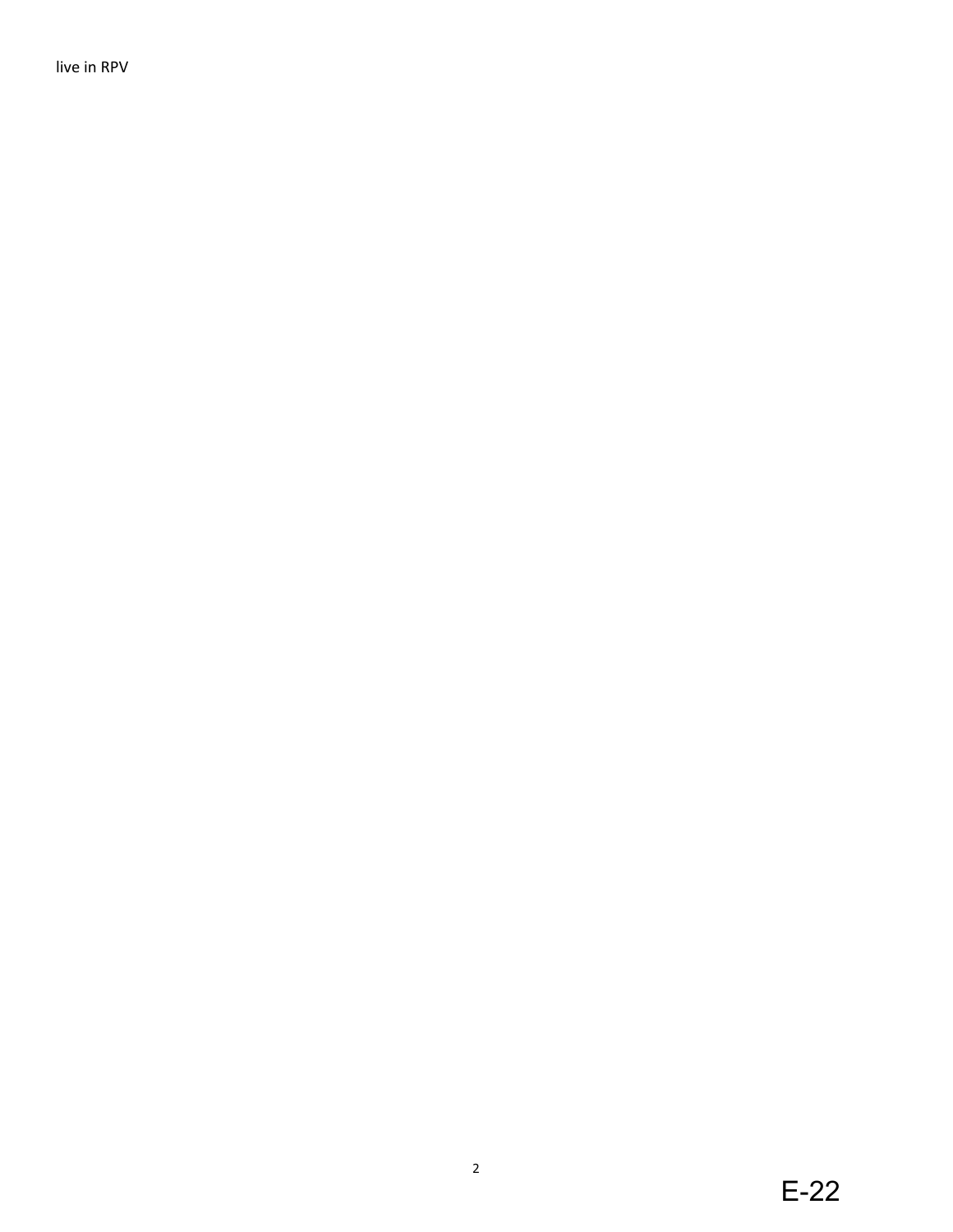live in RPV

E-22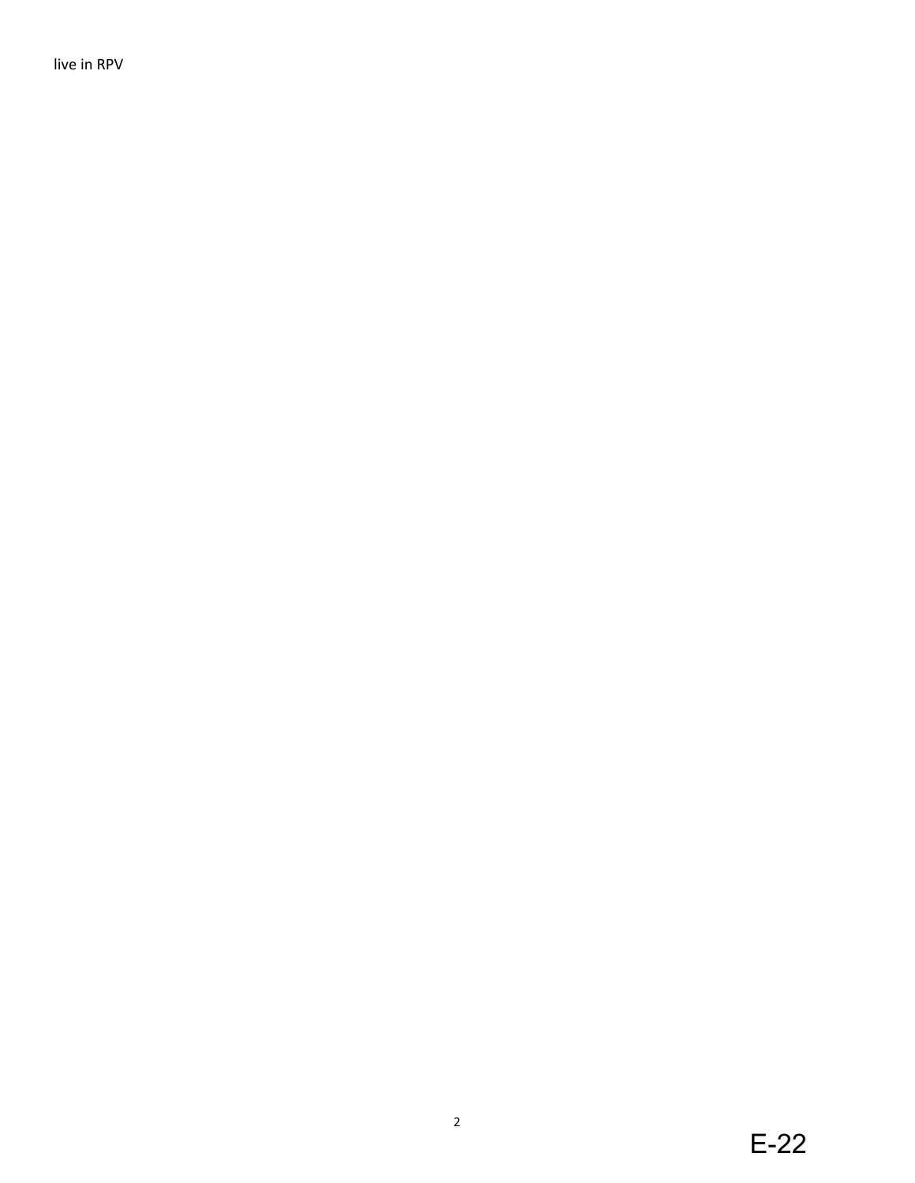live in RPV

E-22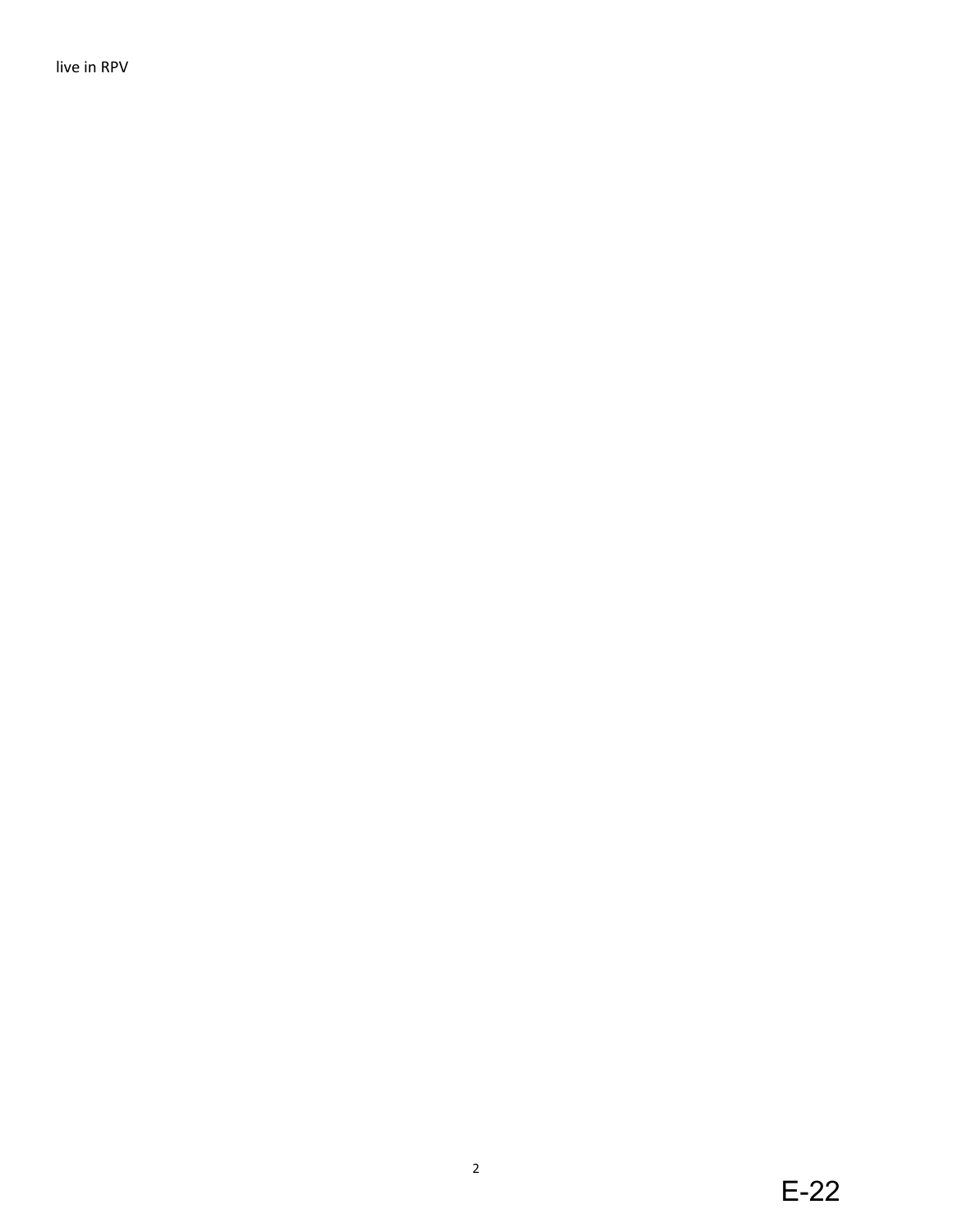live in RPV

E-22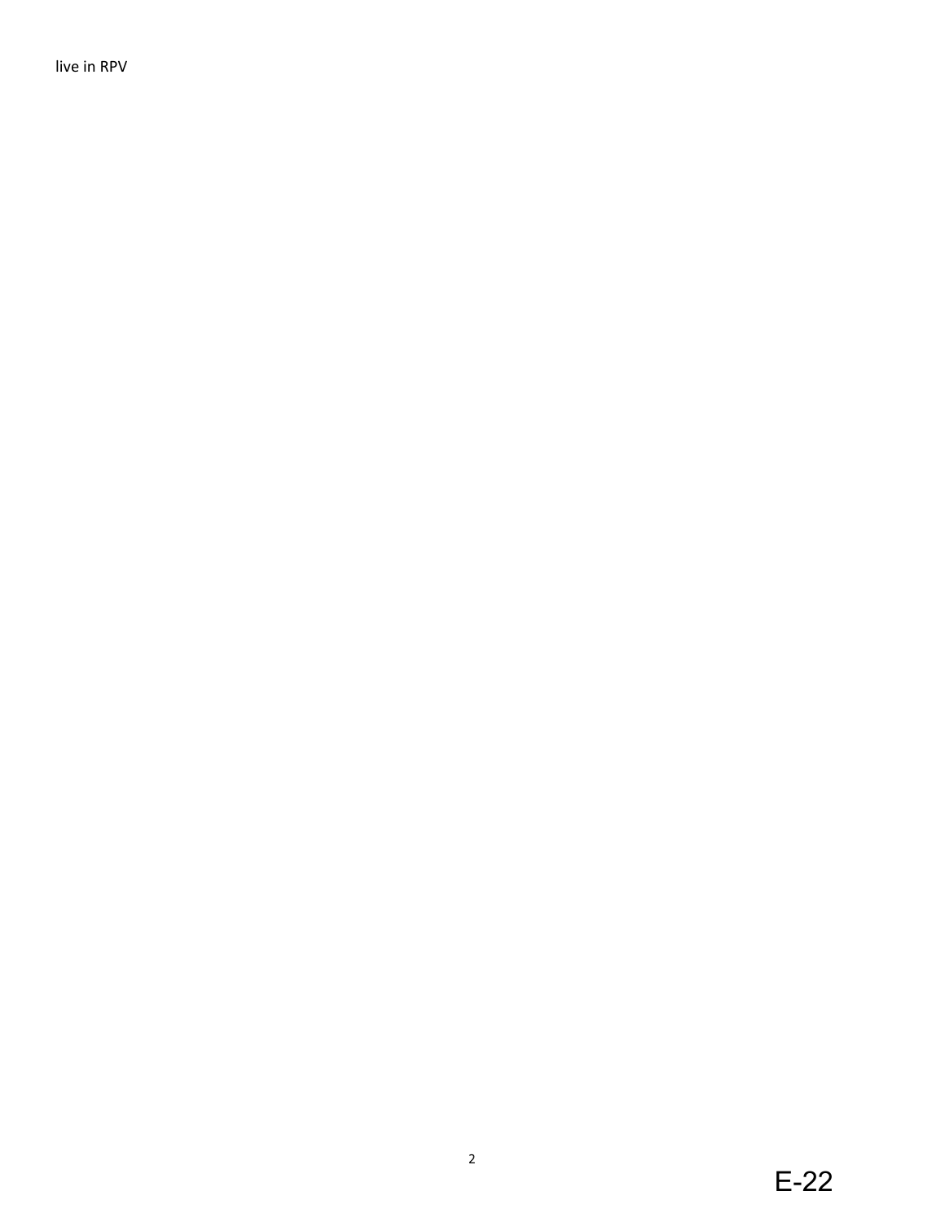live in RPV

E-22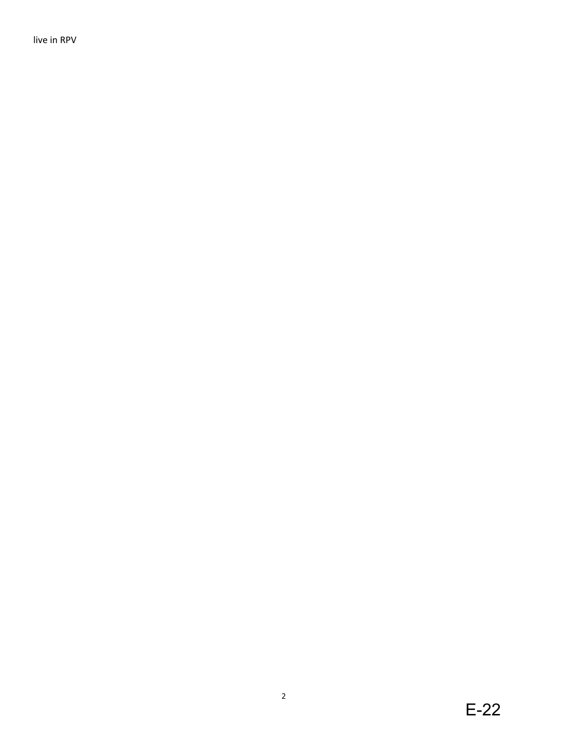live in RPV

E-22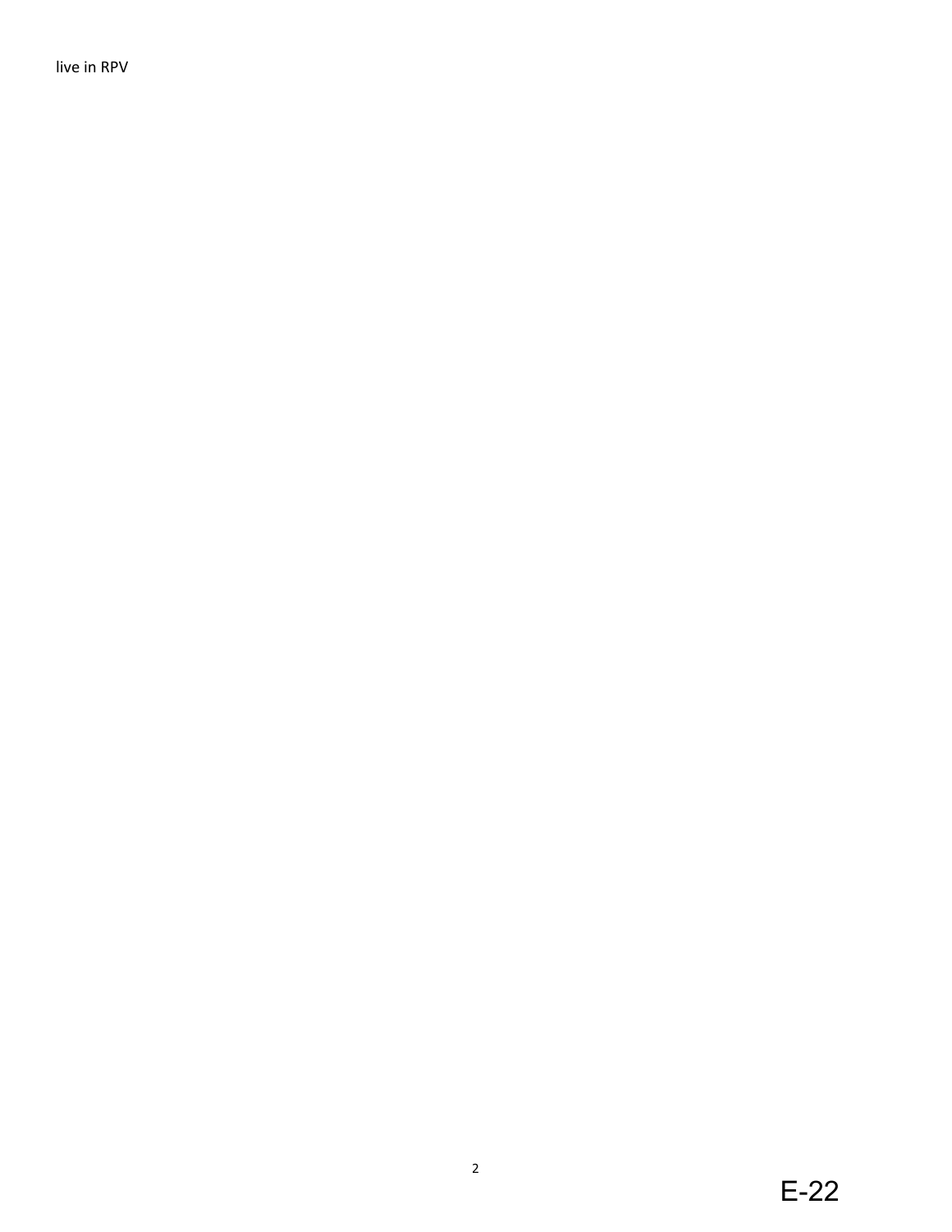live in RPV

E-22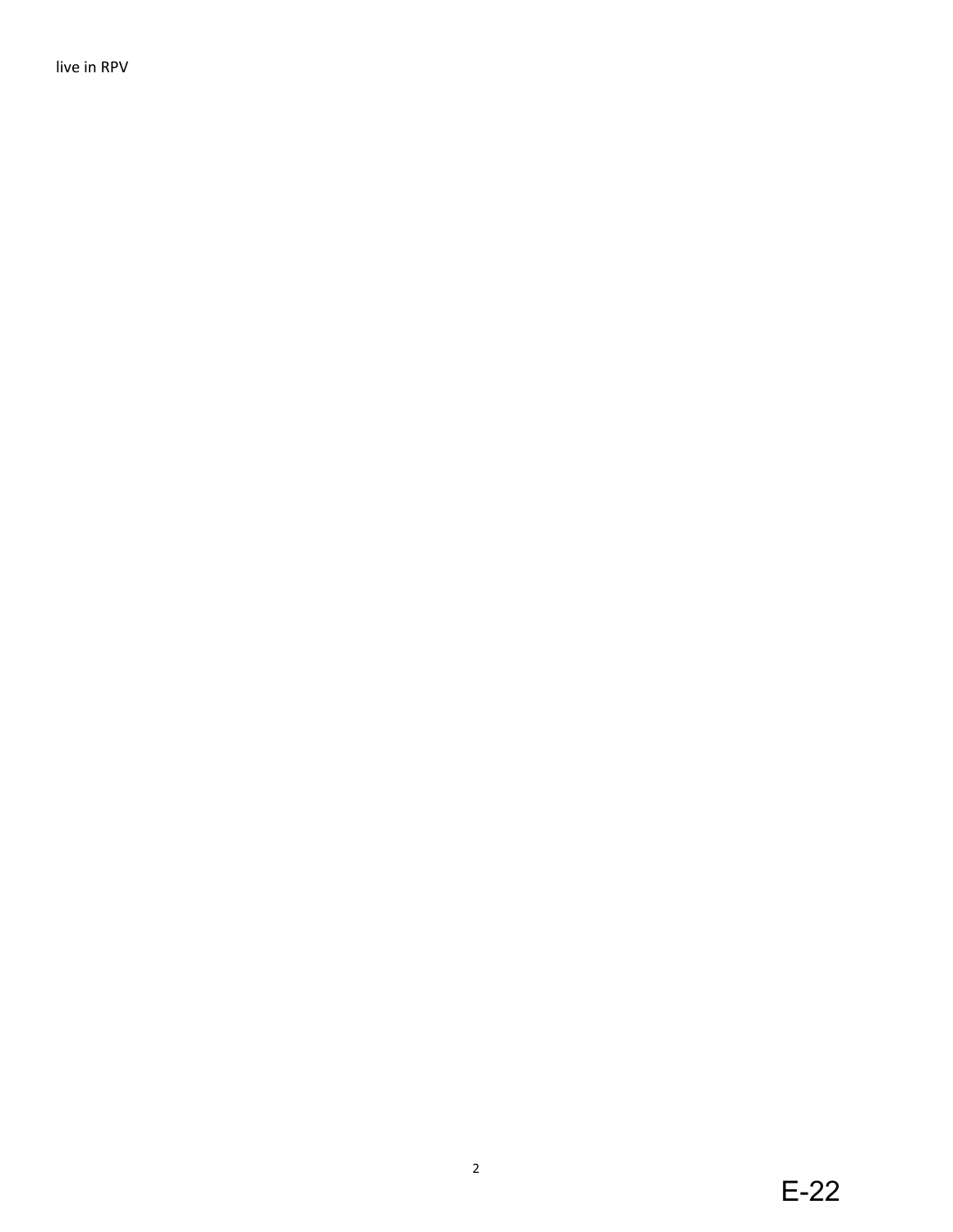live in RPV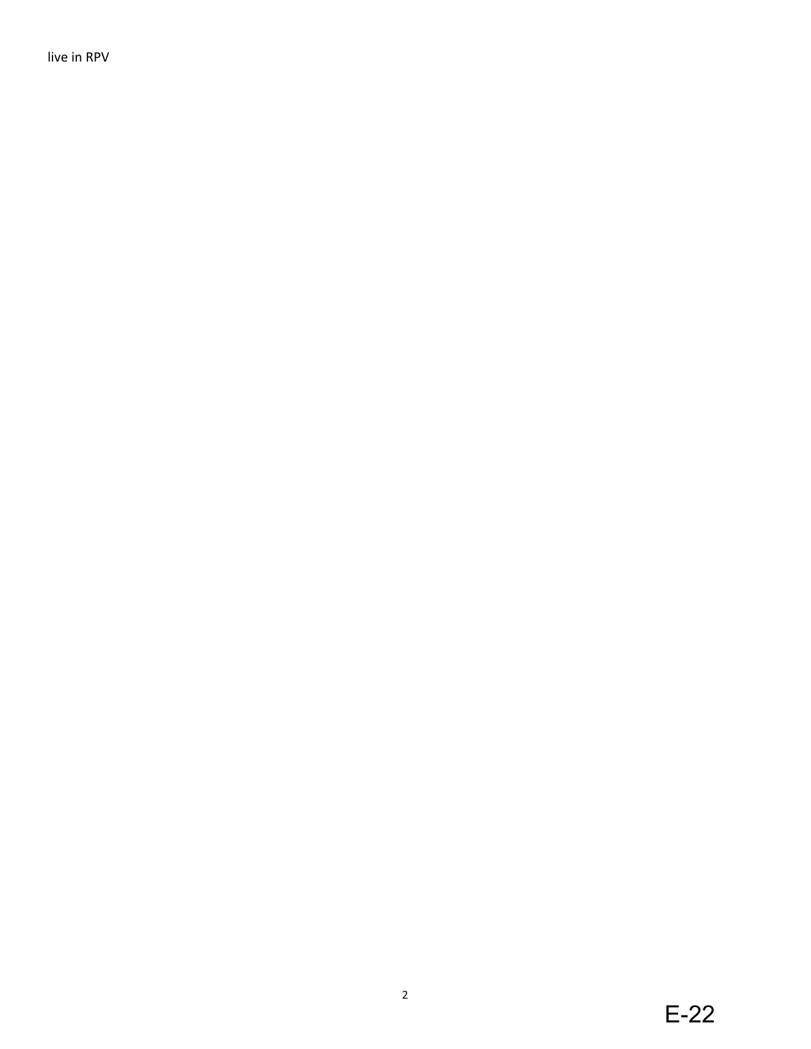live in RPV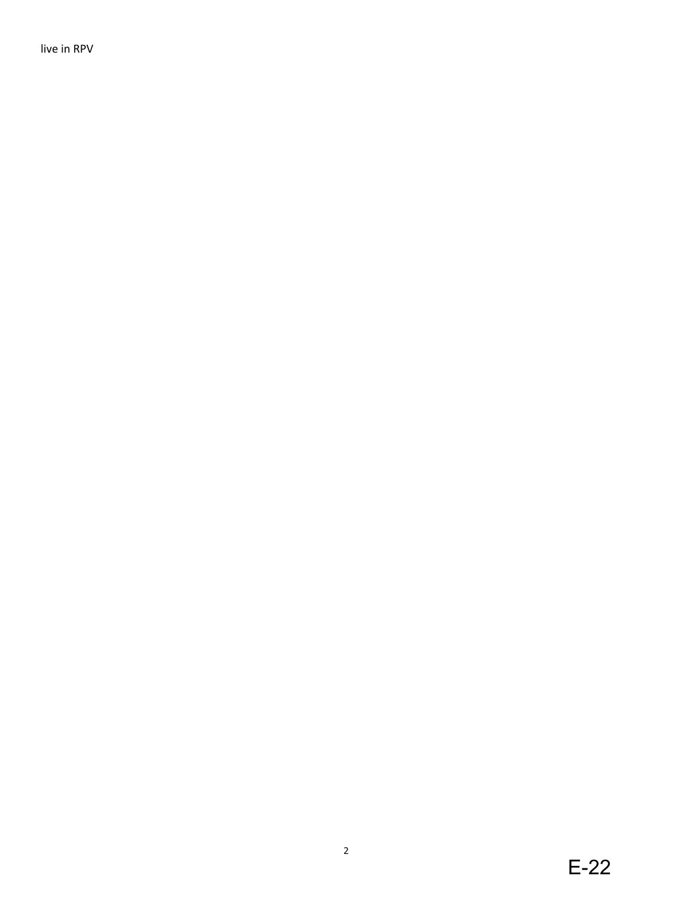live in RPV

E-22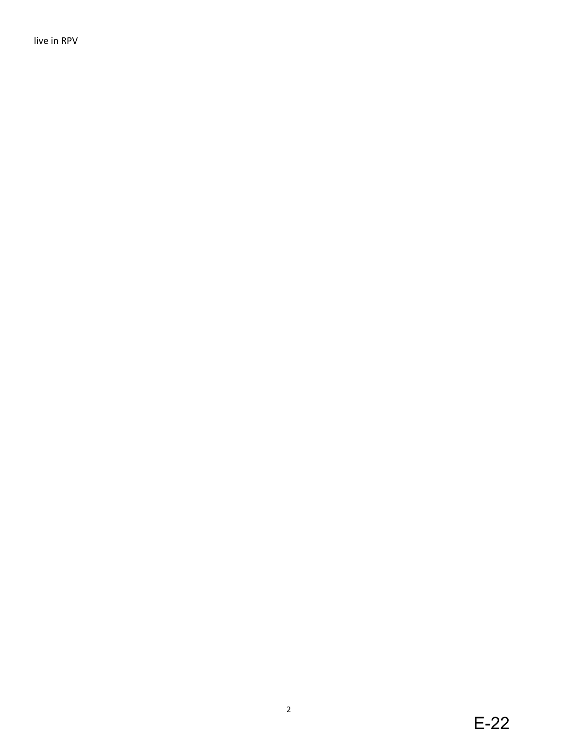live in RPV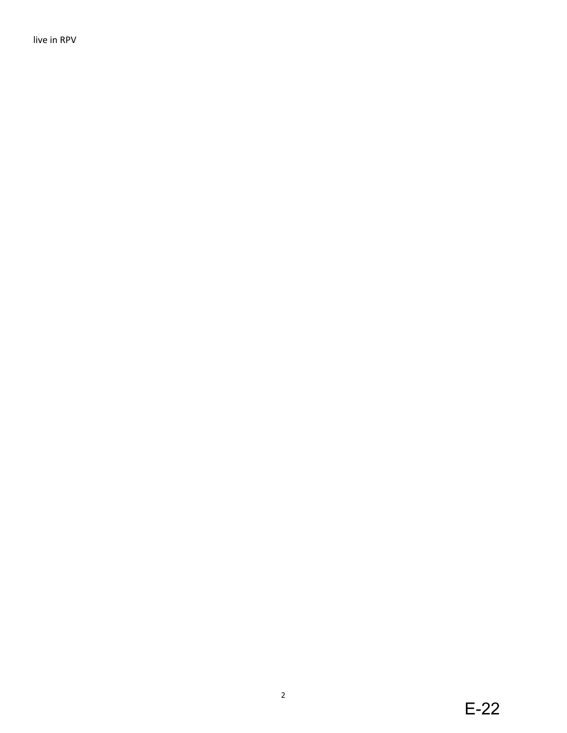live in RPV

E-22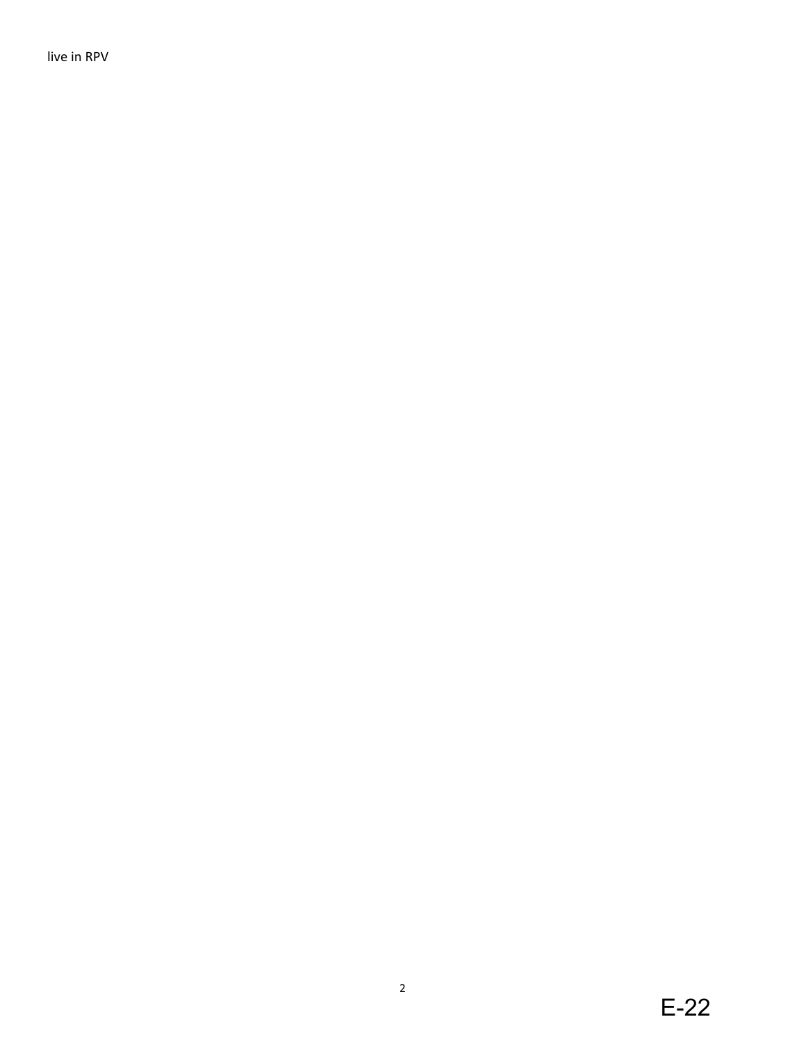live in RPV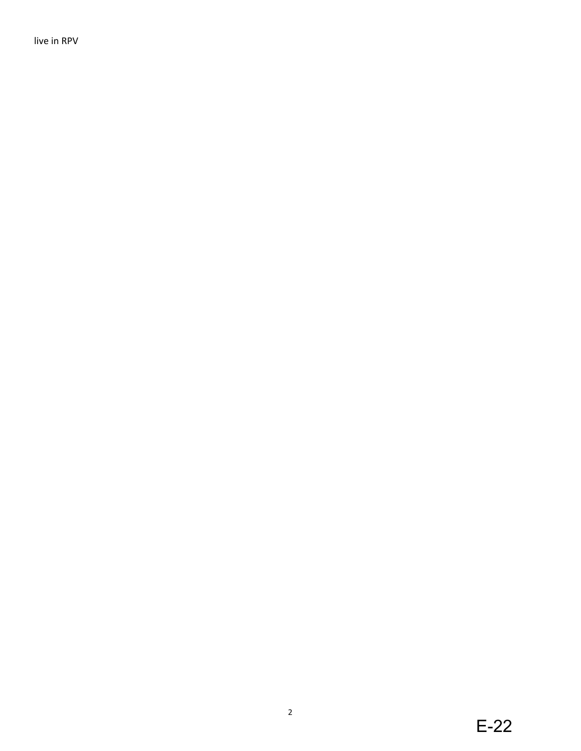live in RPV

E-22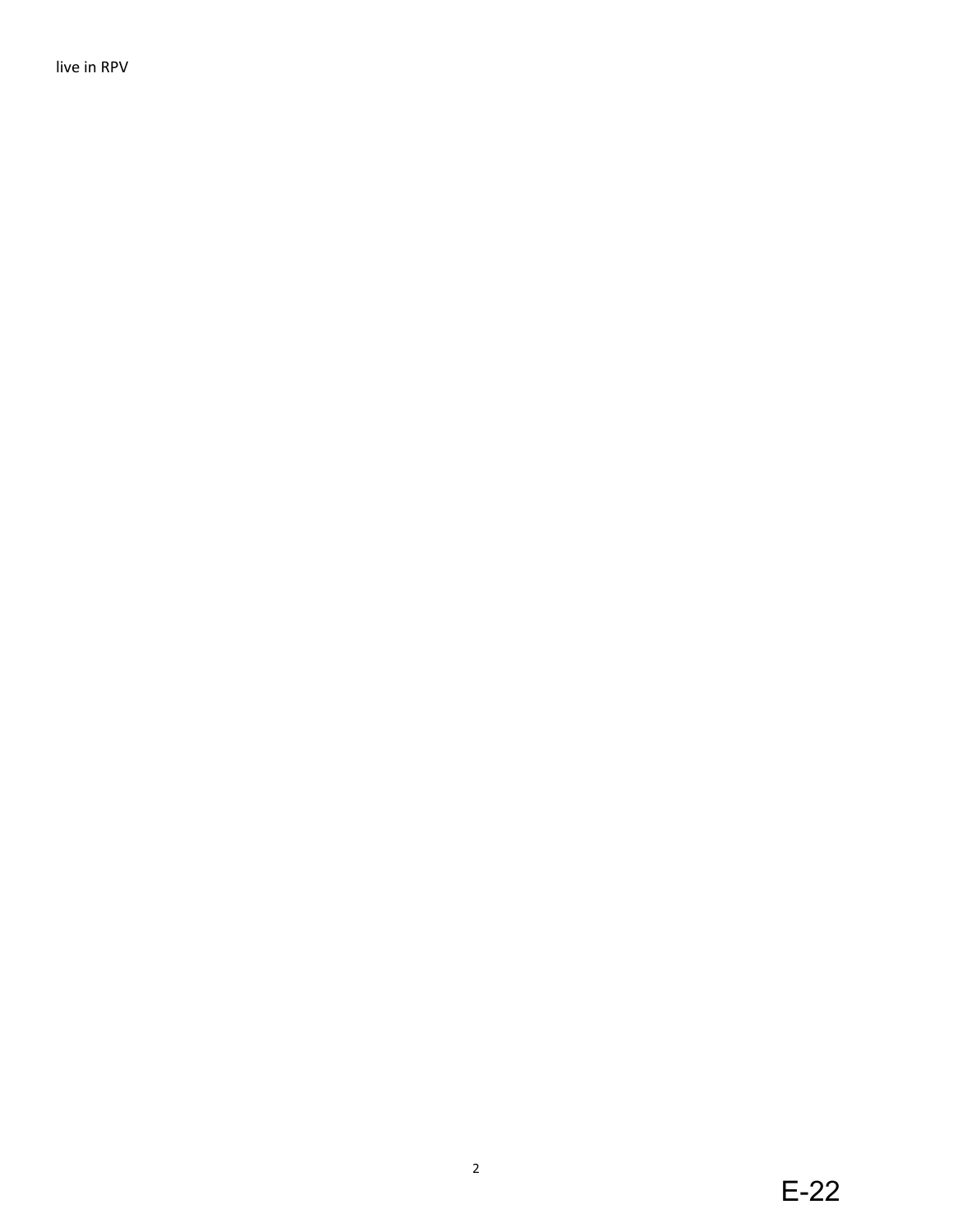live in RPV

E-22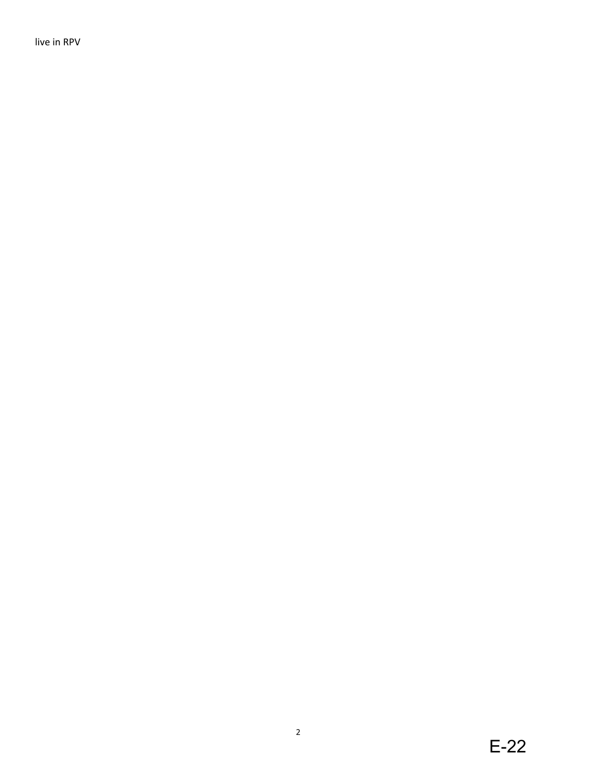live in RPV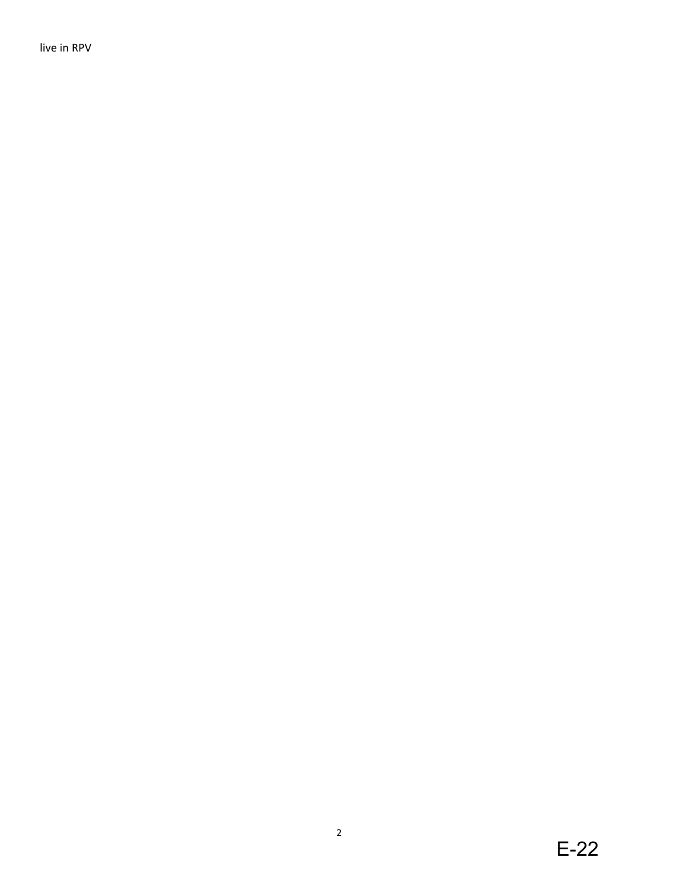live in RPV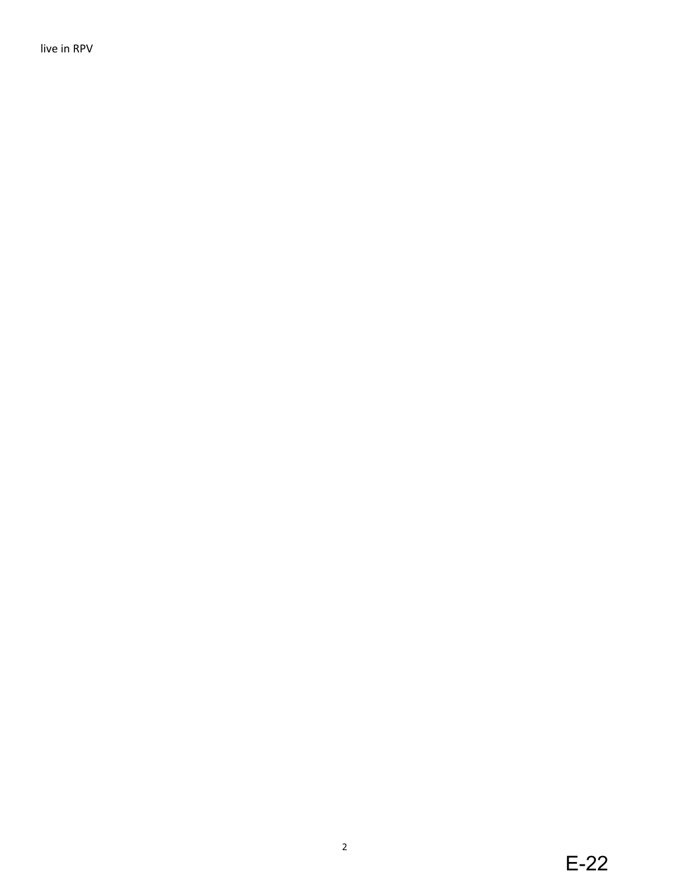live in RPV

E-22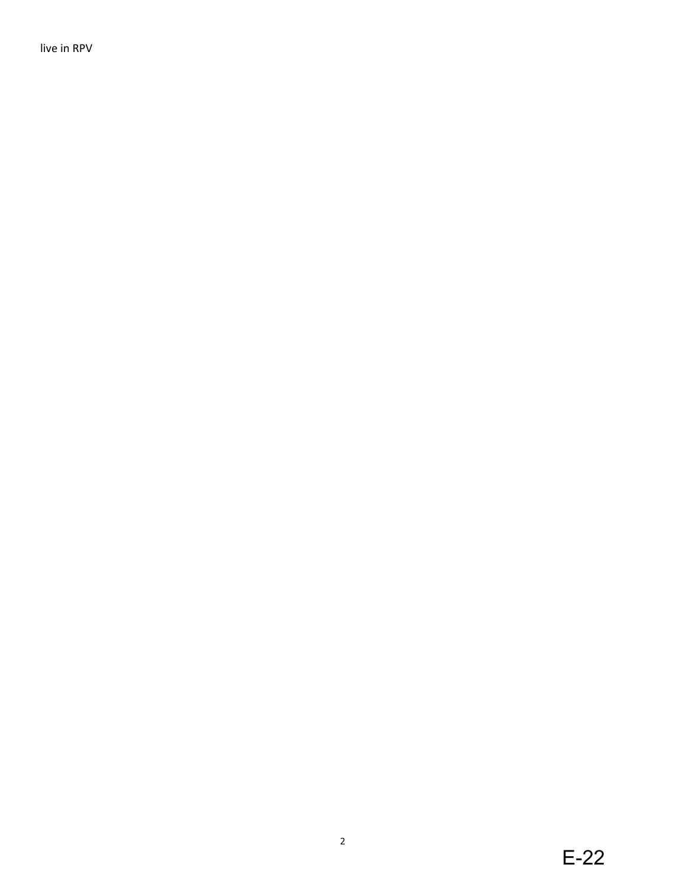live in RPV

E-22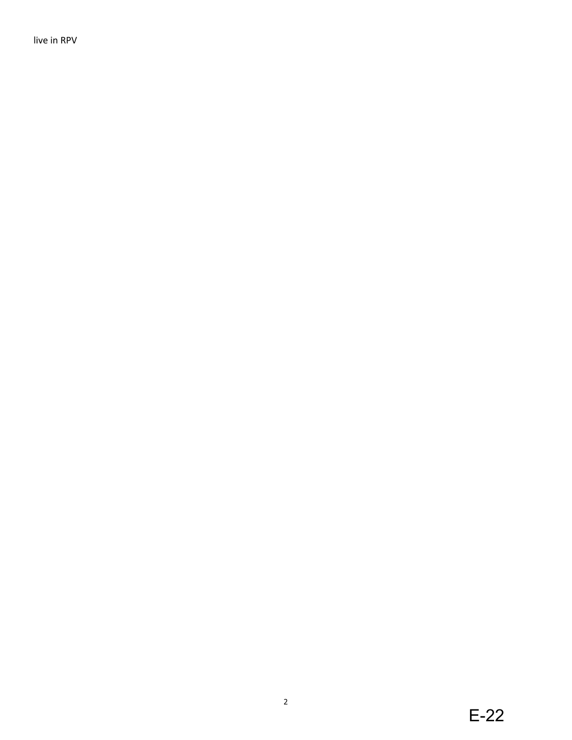live in RPV

E-22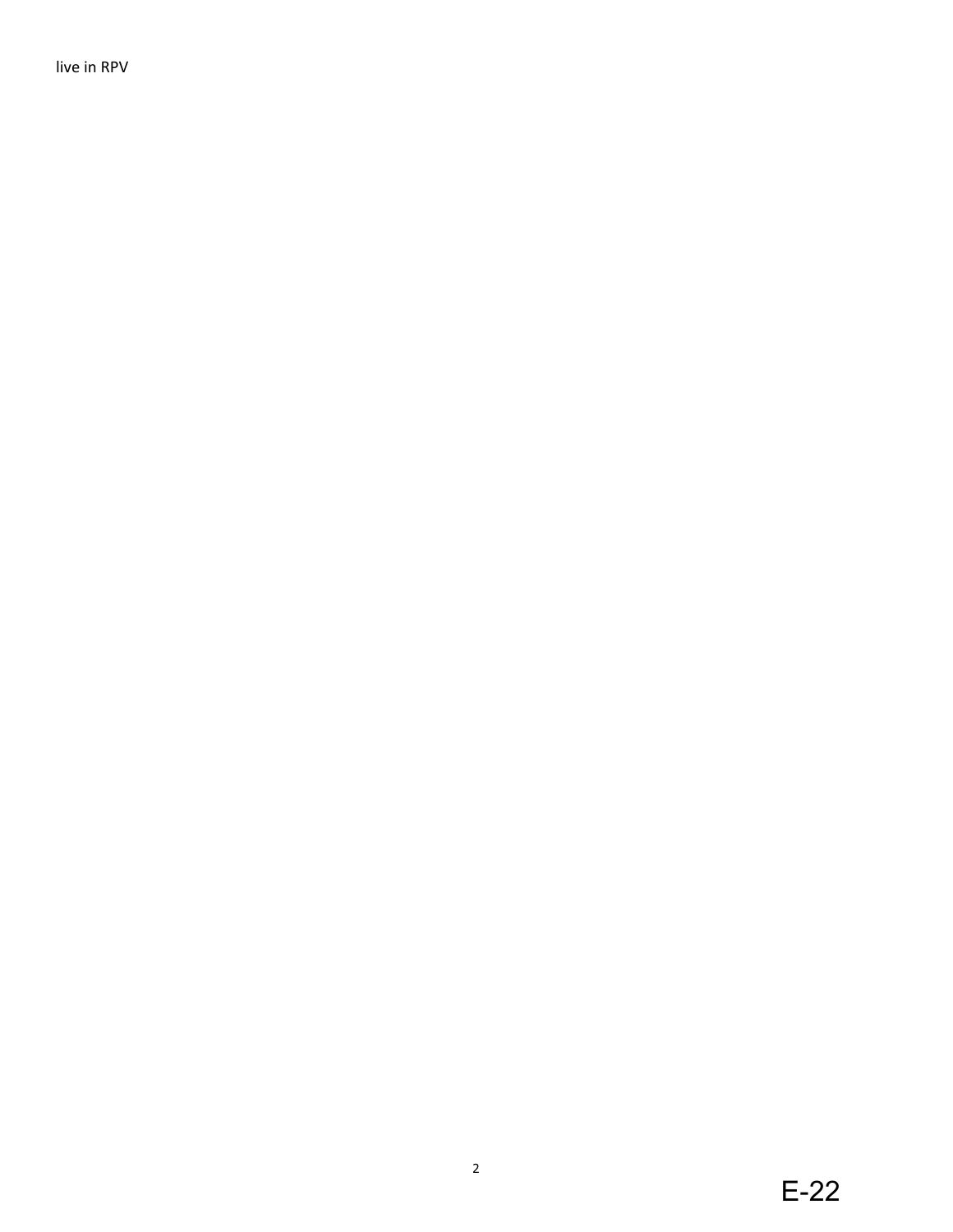live in RPV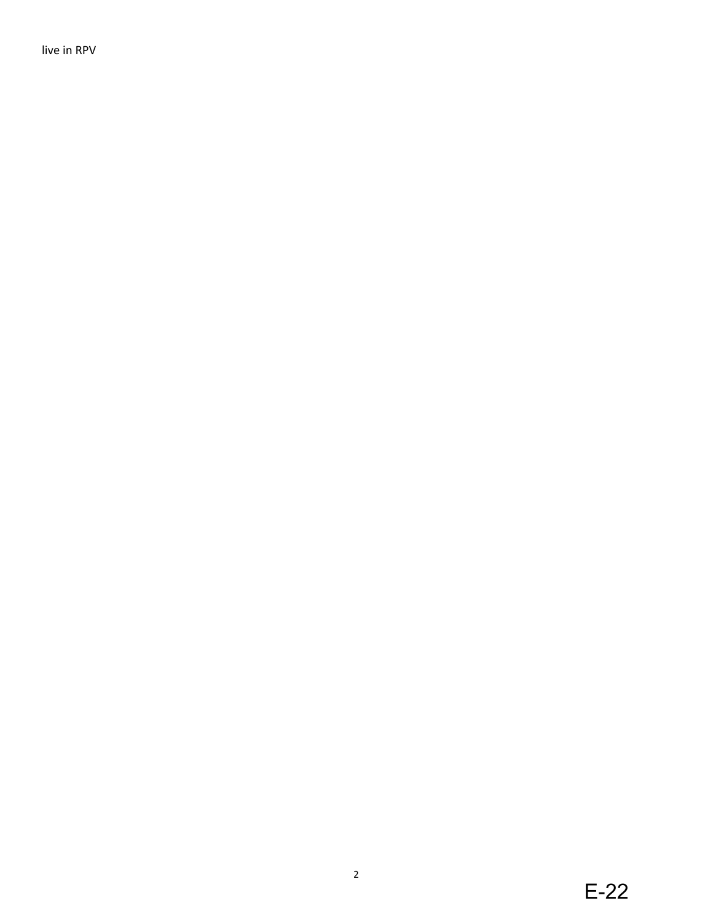live in RPV

E-22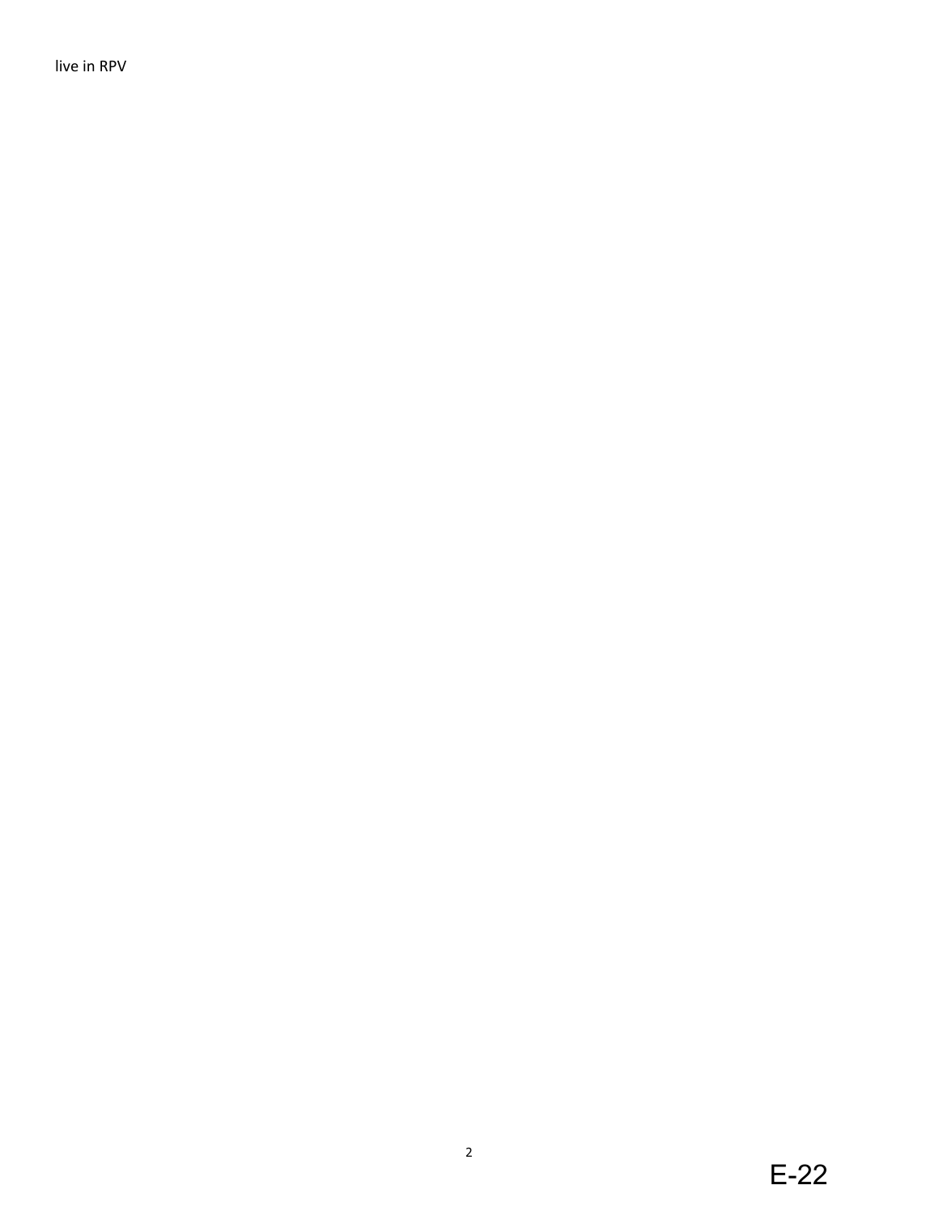live in RPV

E-22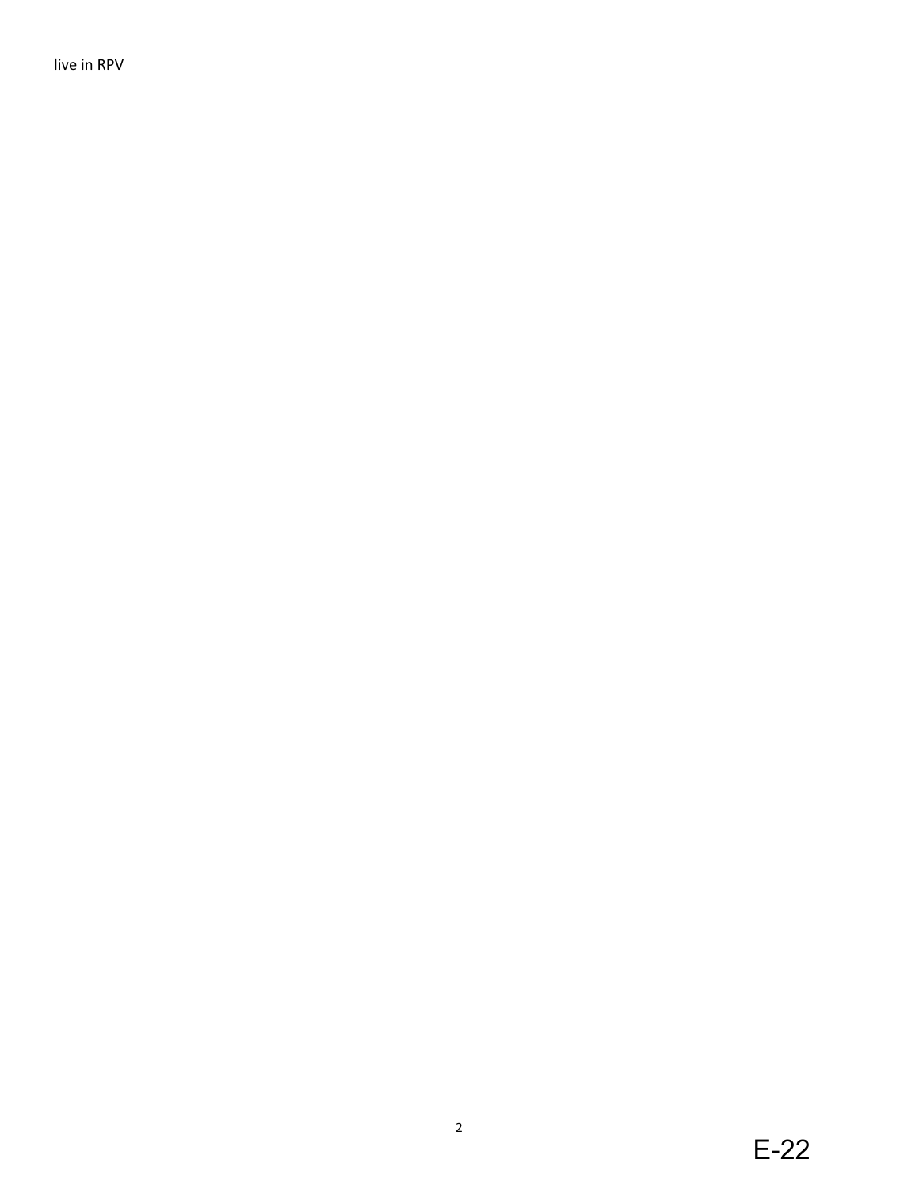live in RPV

E-22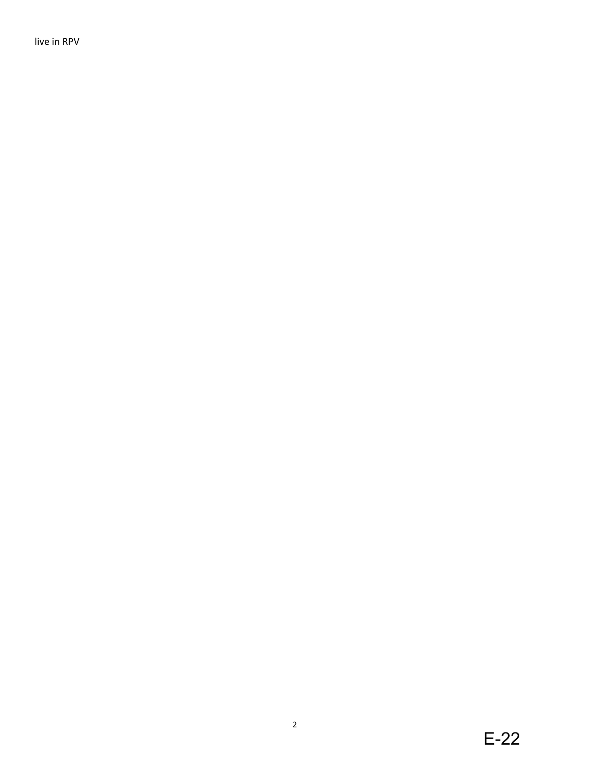live in RPV

E-22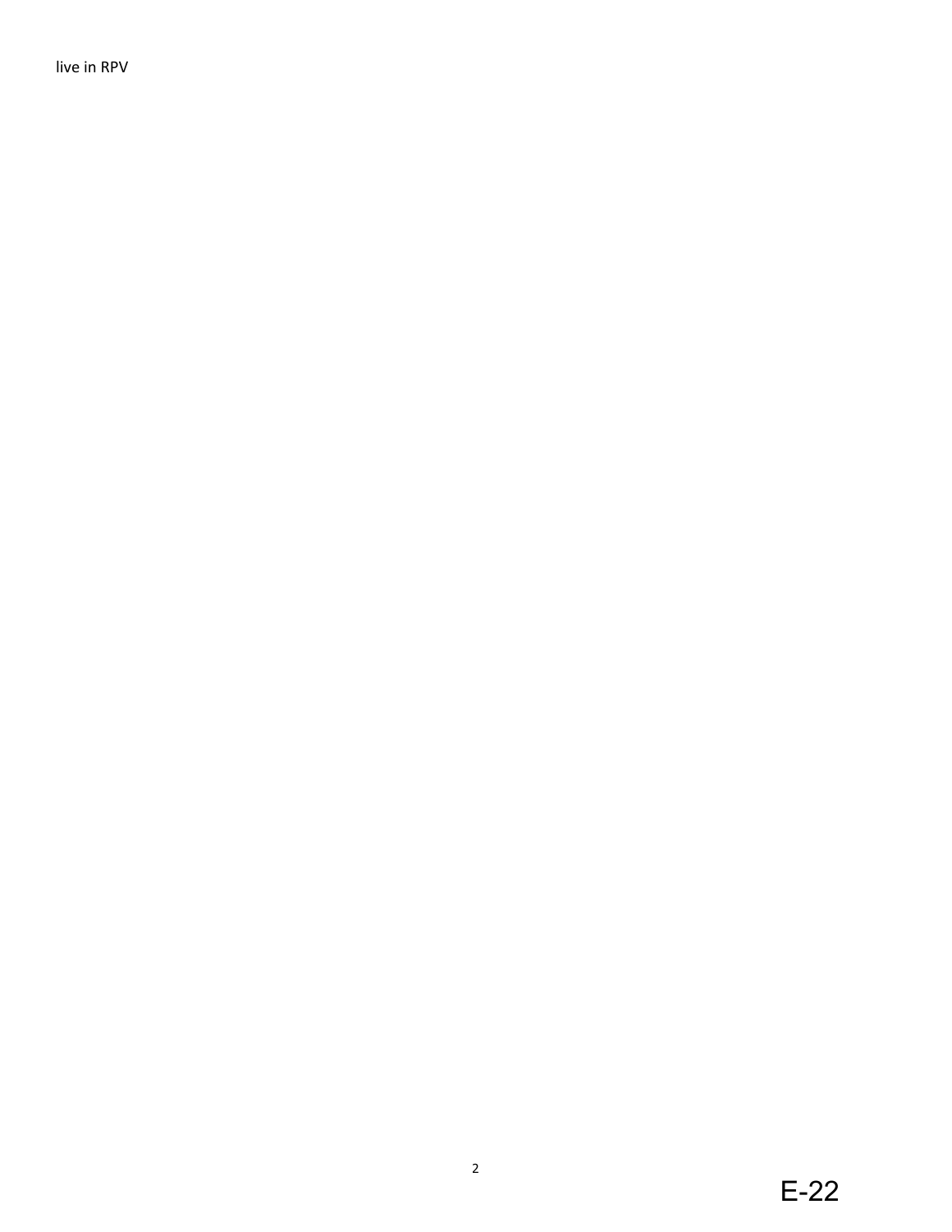live in RPV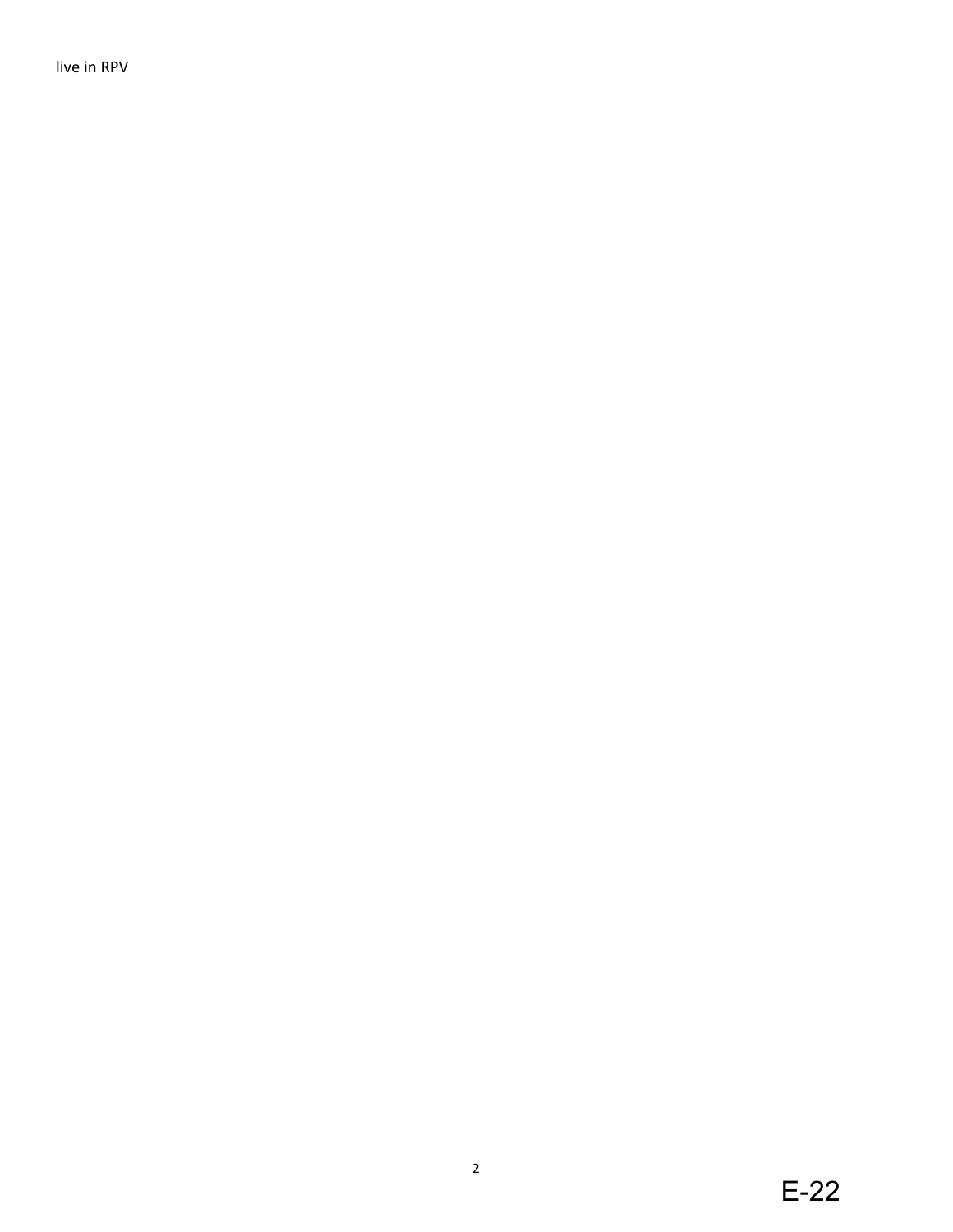live in RPV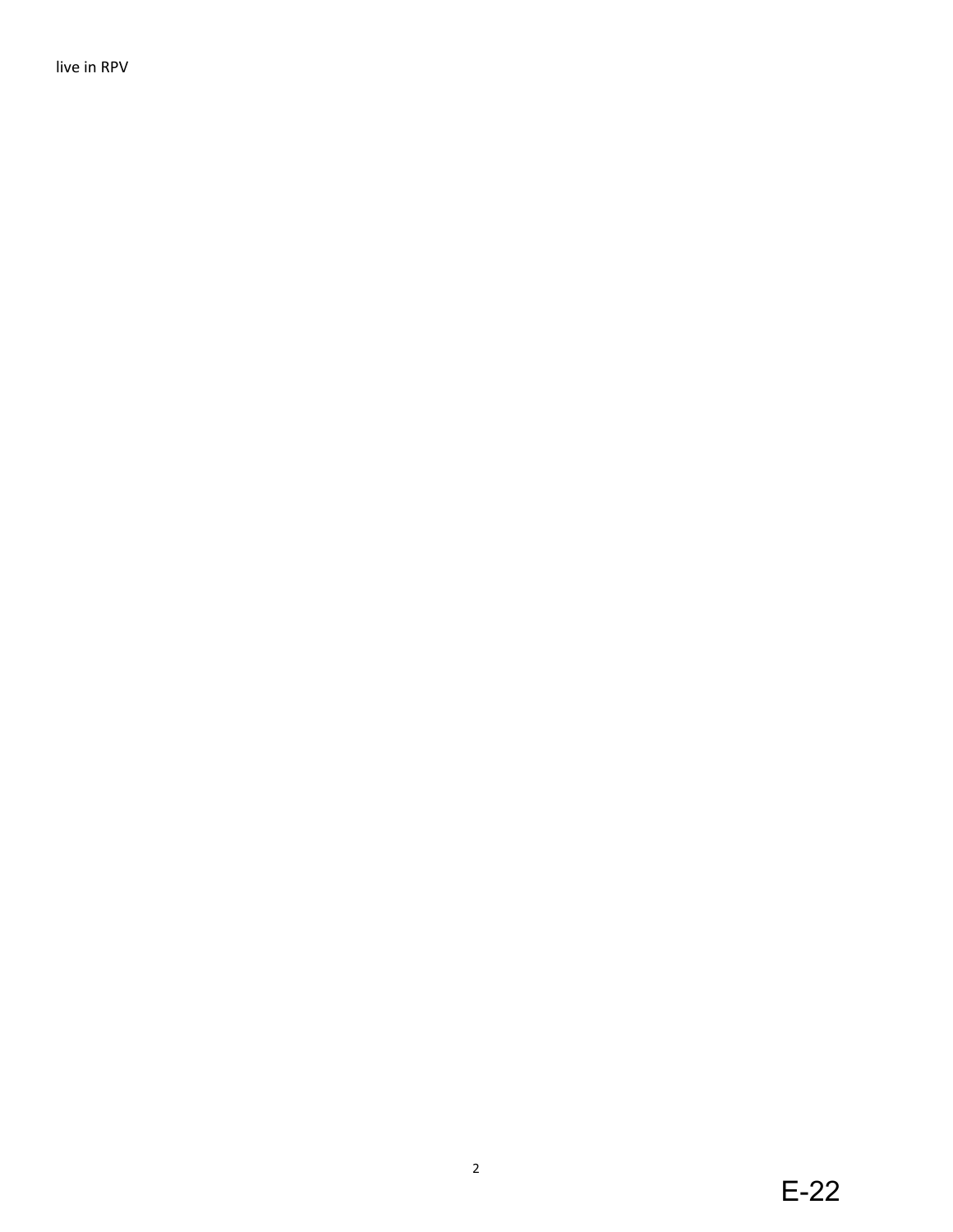live in RPV

E-22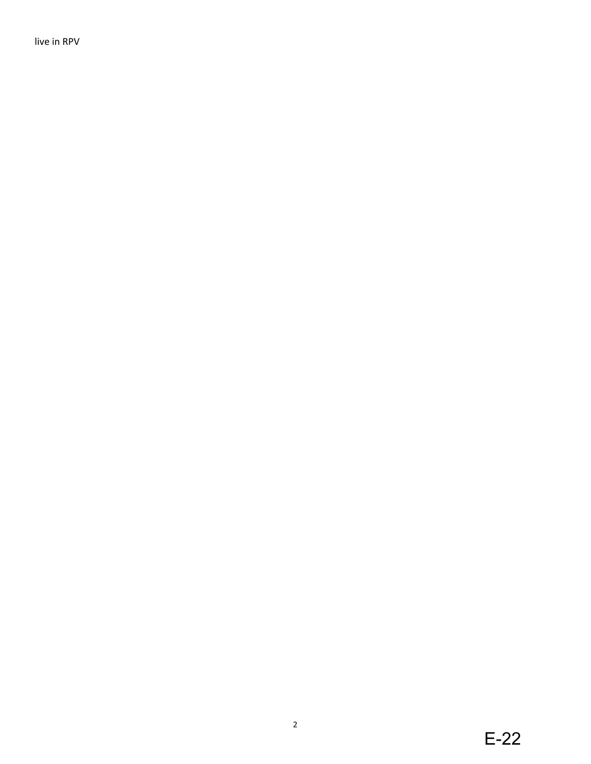live in RPV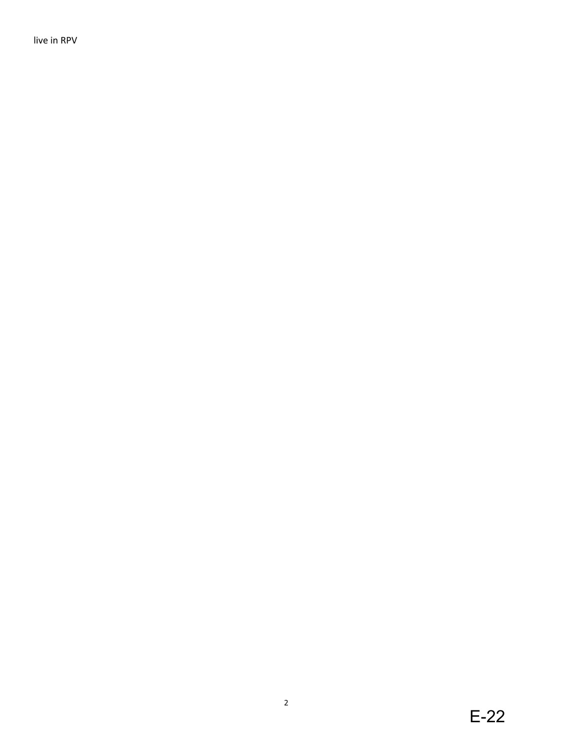live in RPV

E-22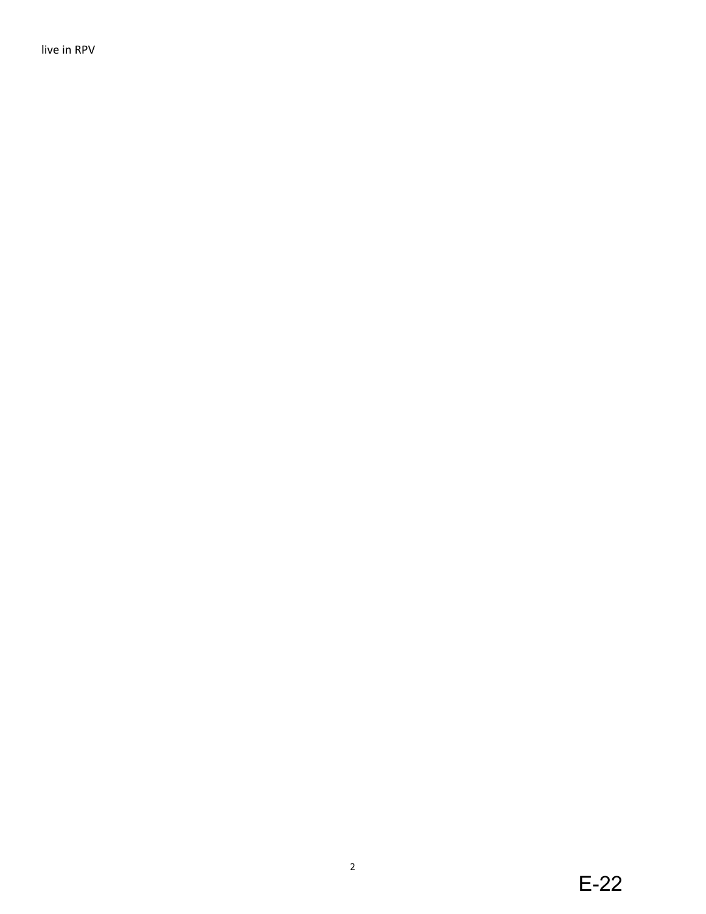live in RPV

E-22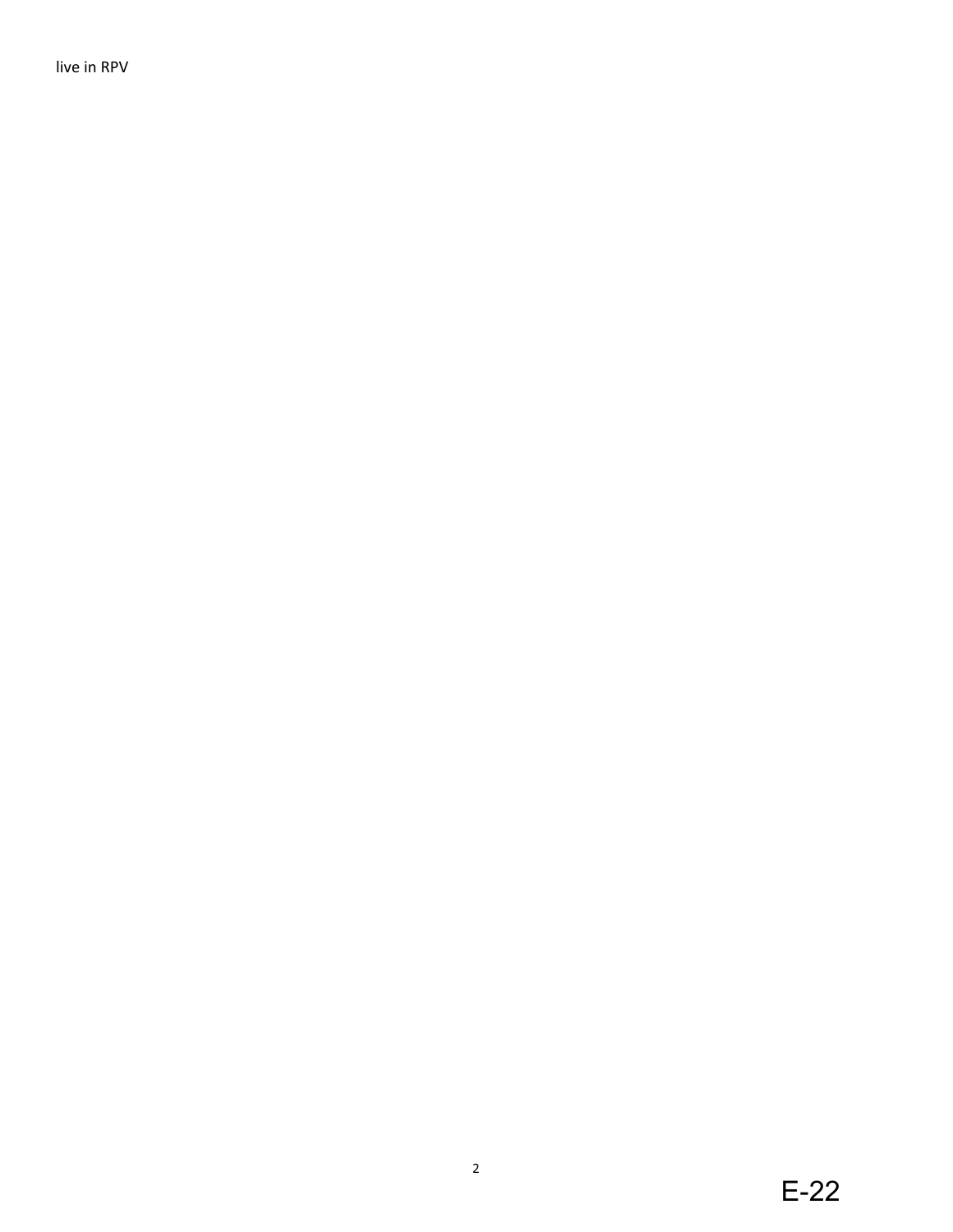live in RPV

E-22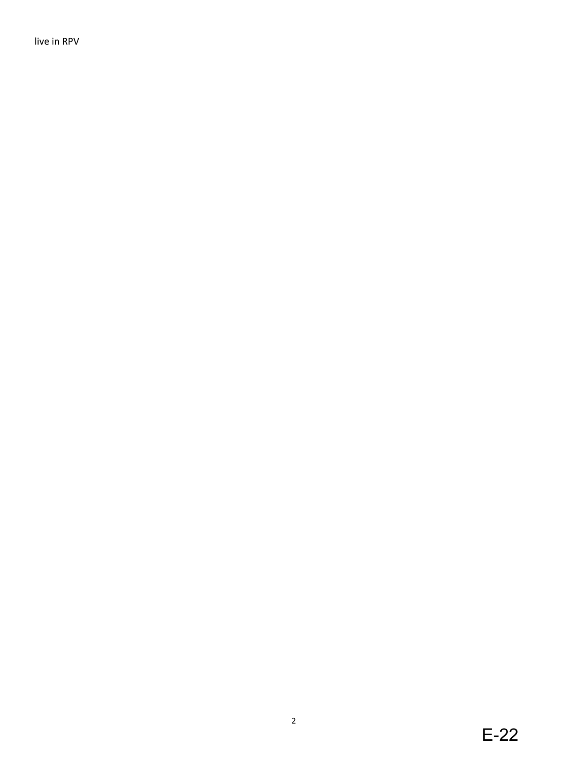live in RPV

E-22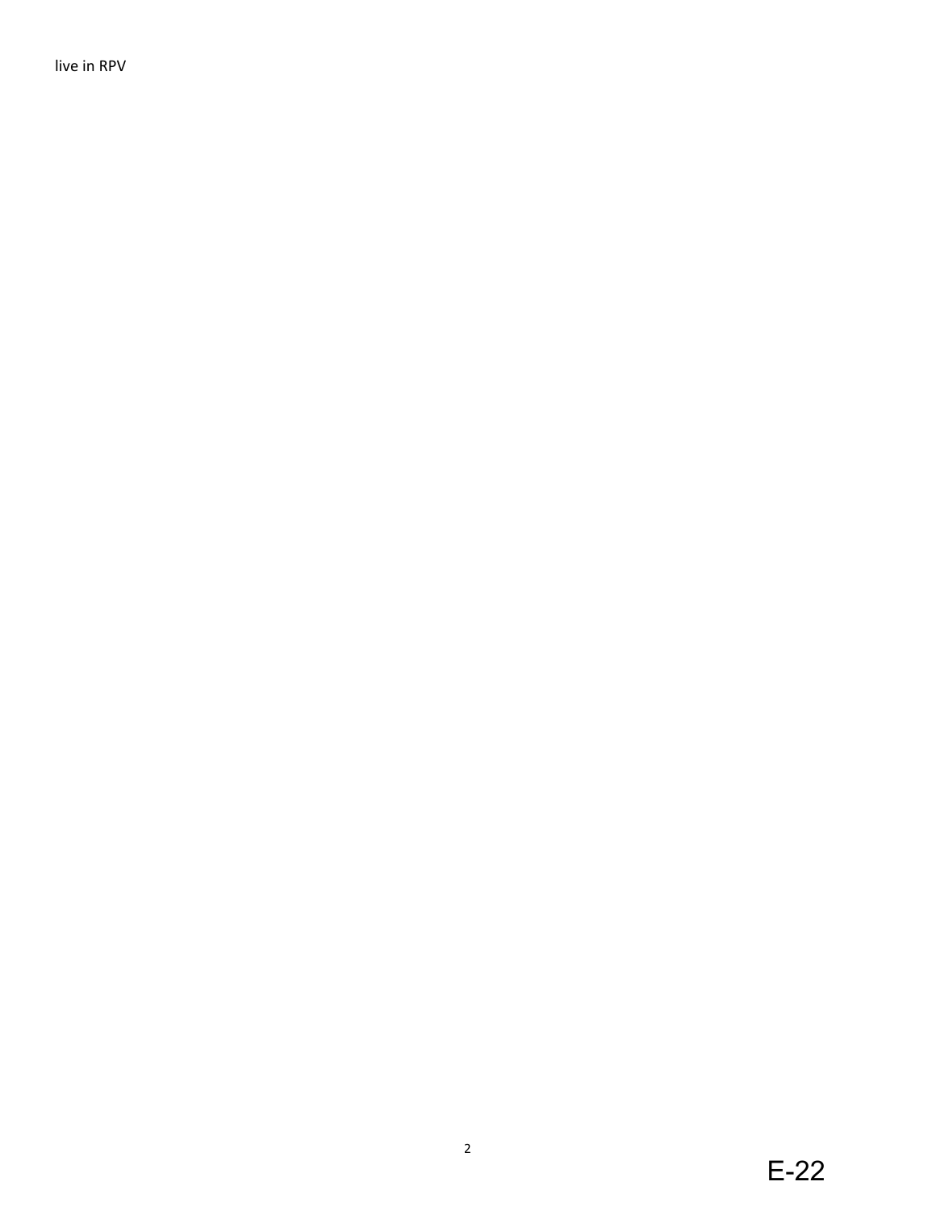live in RPV

E-22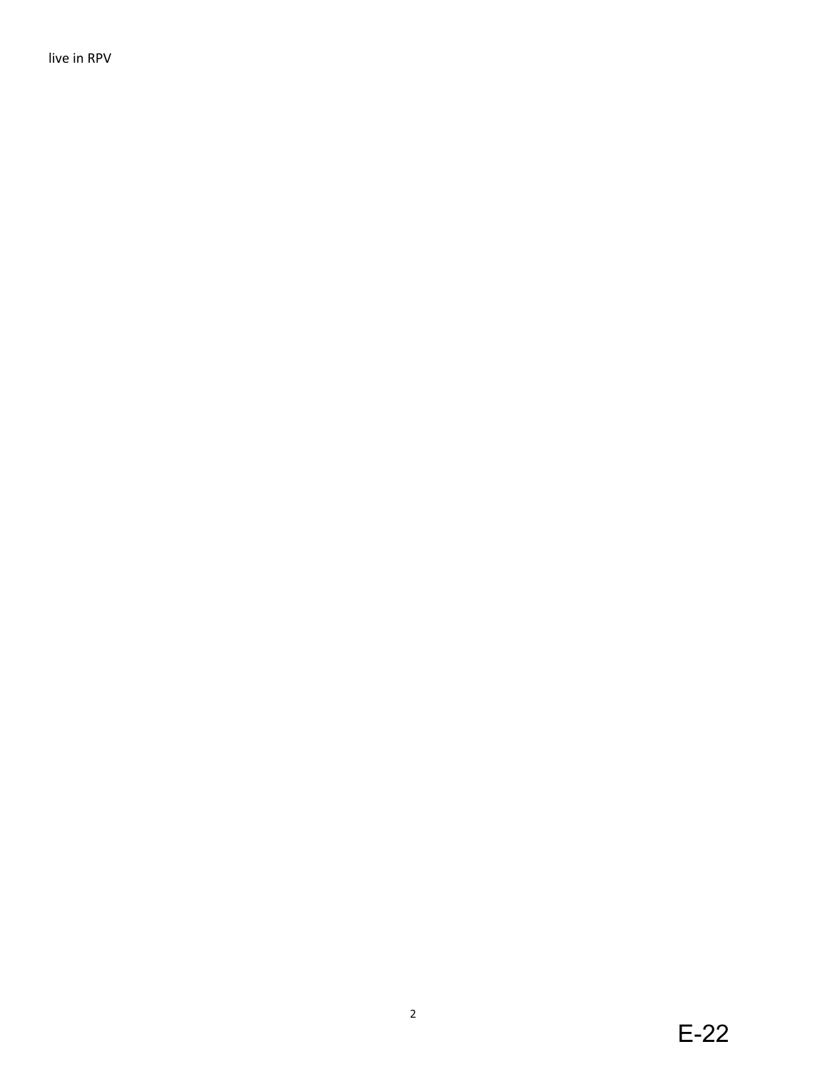live in RPV

E-22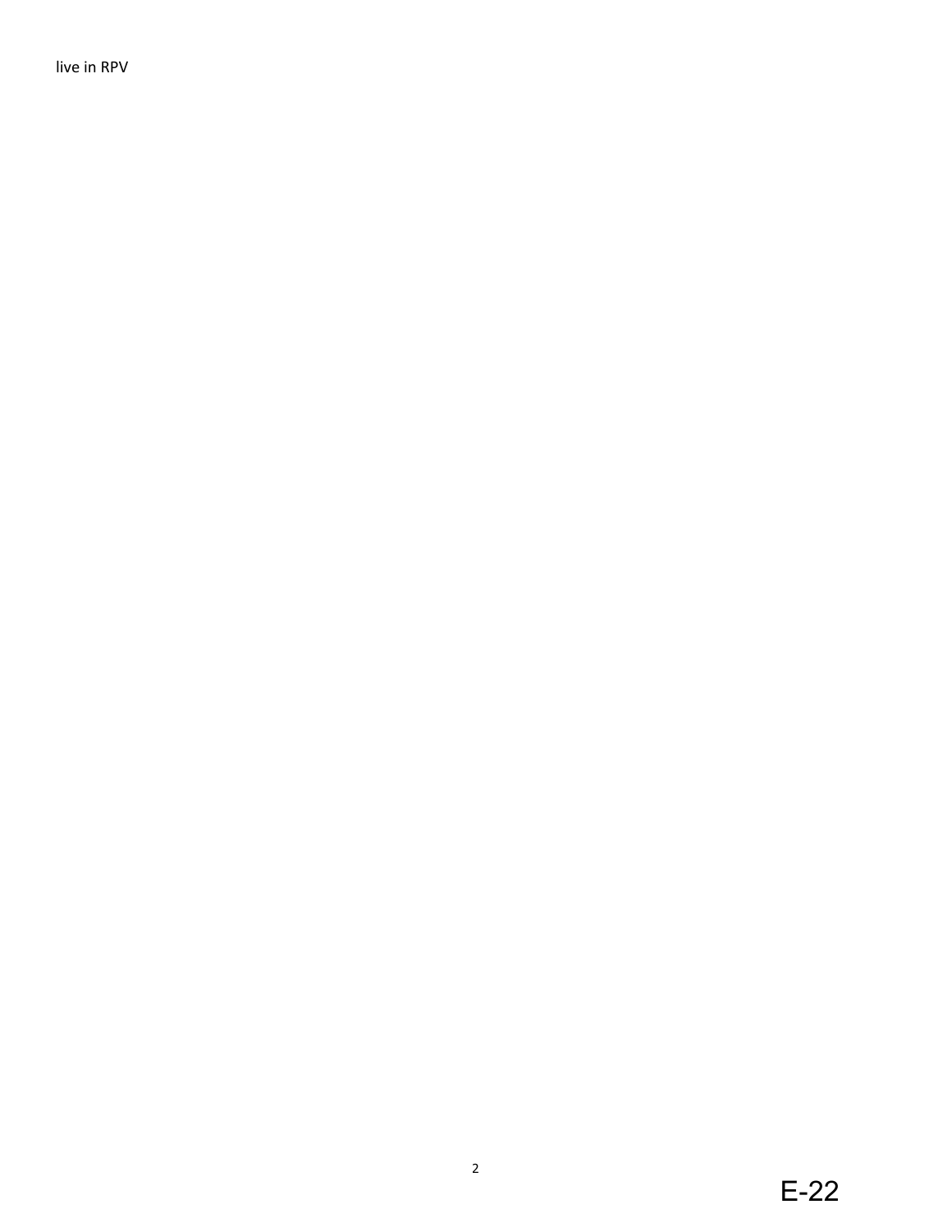live in RPV

E-22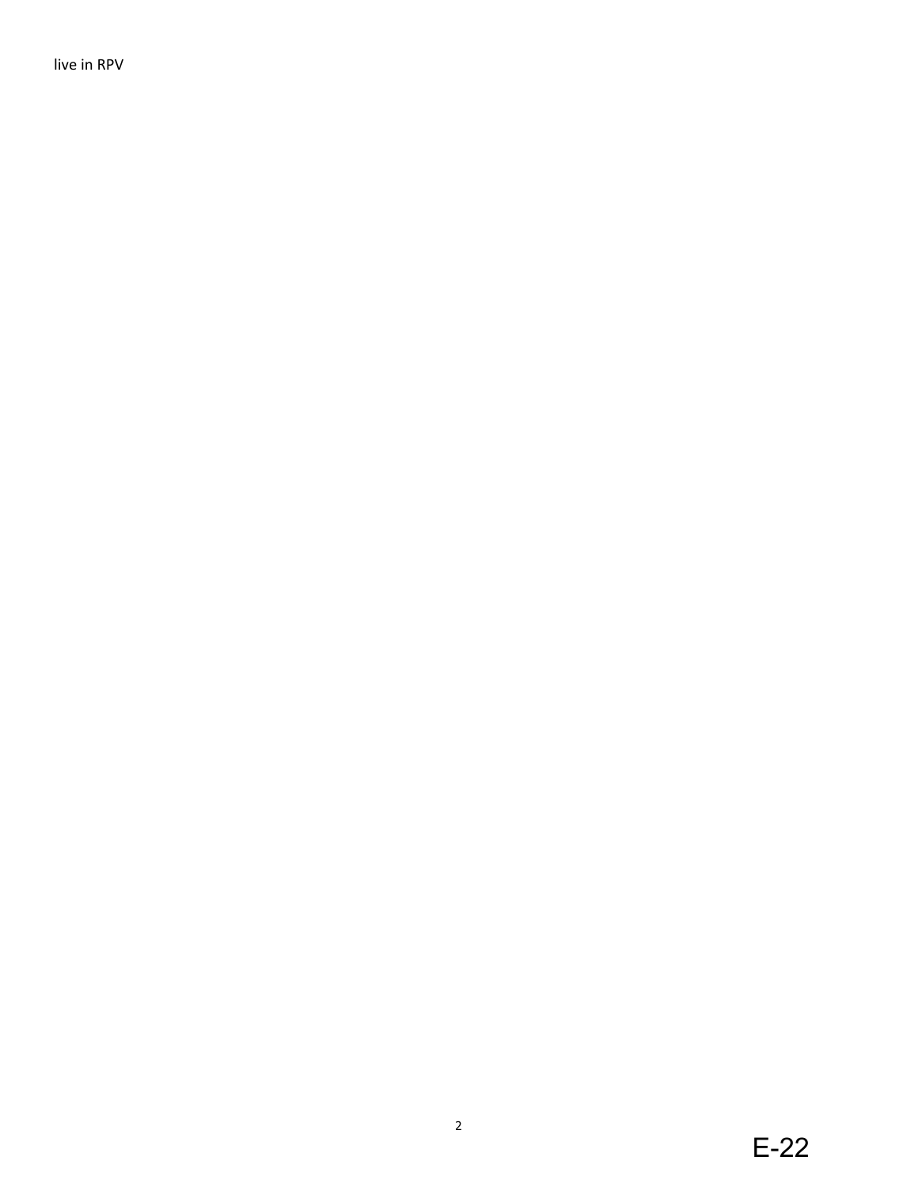live in RPV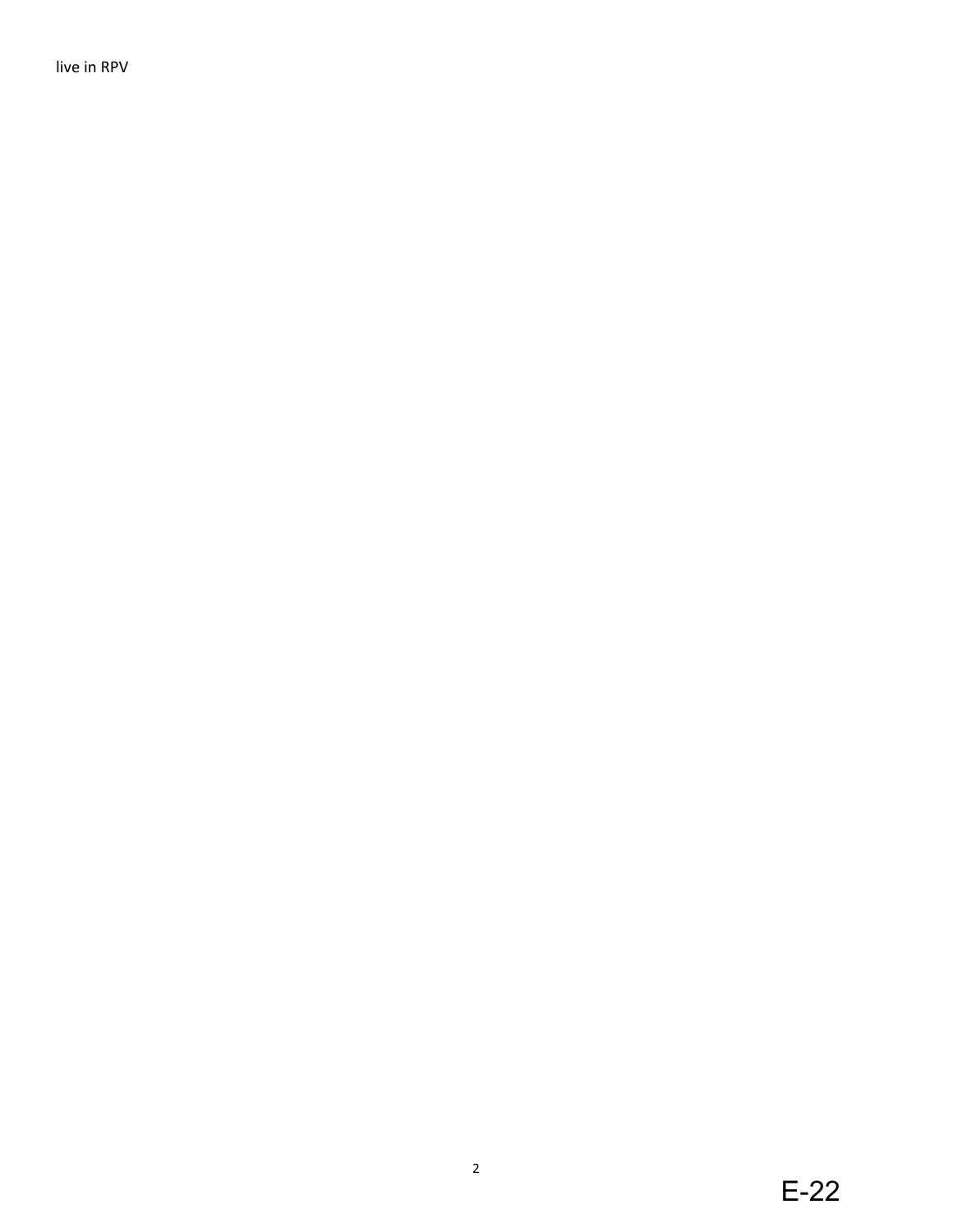live in RPV

E-22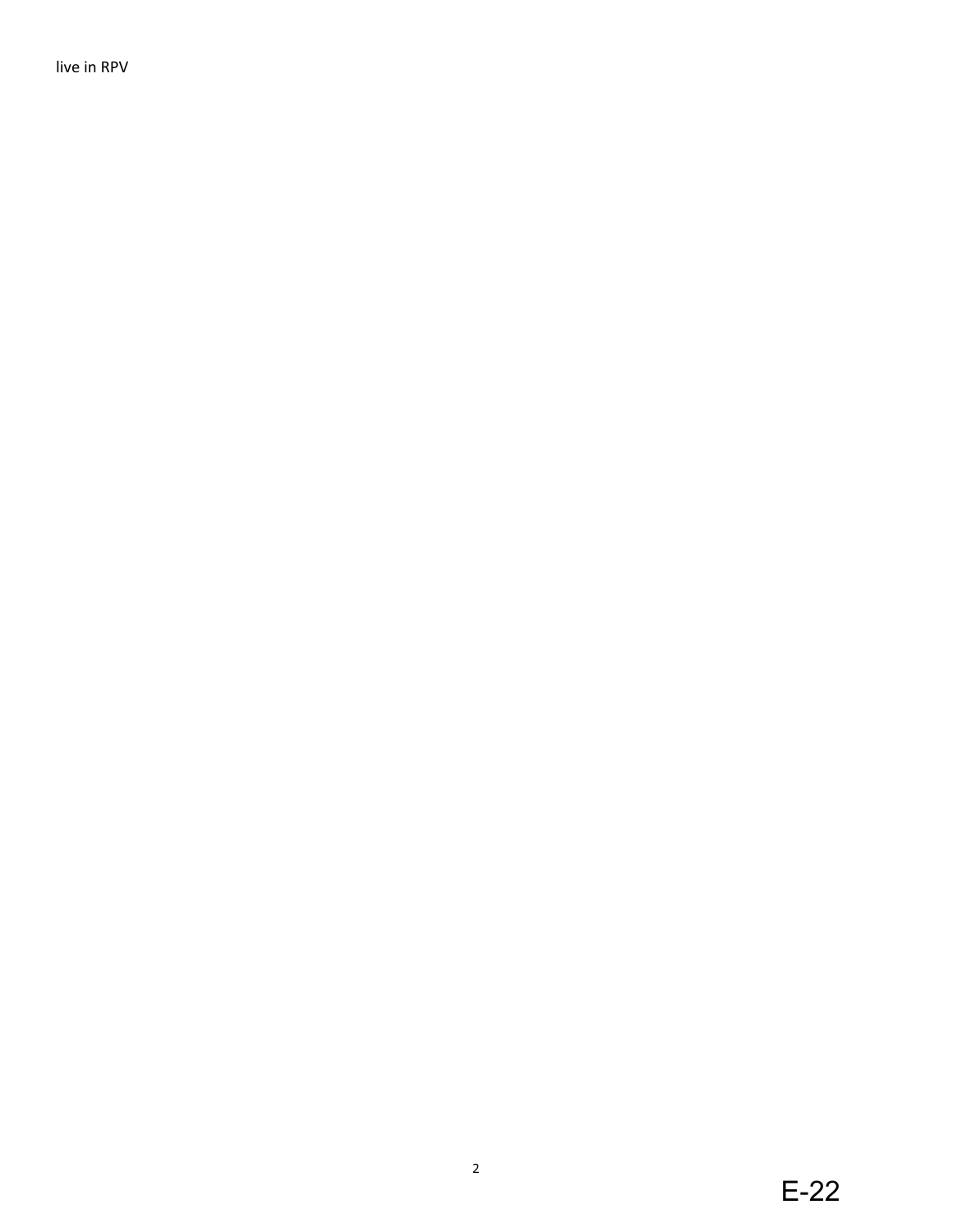live in RPV

E-22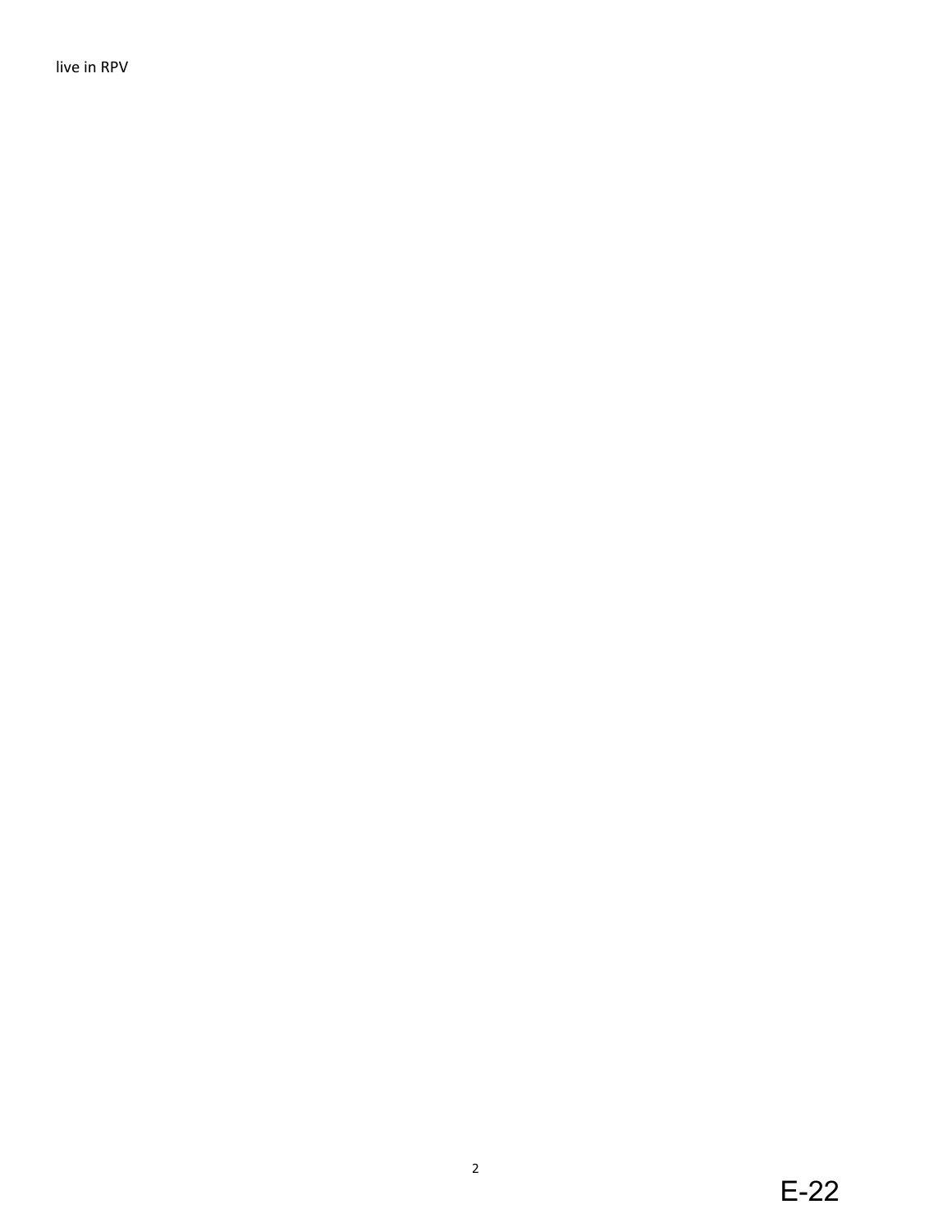live in RPV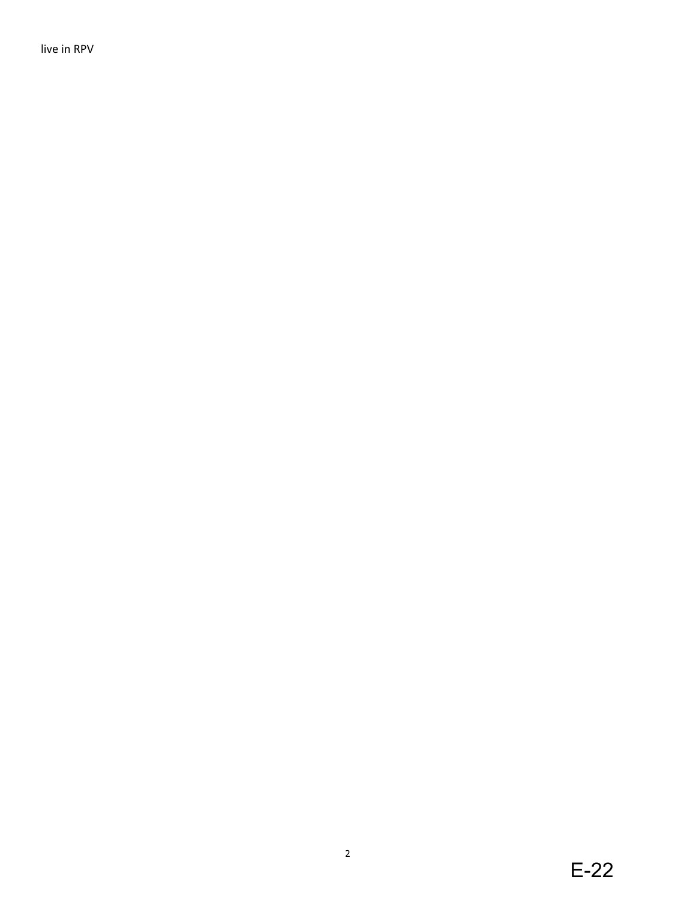live in RPV

E-22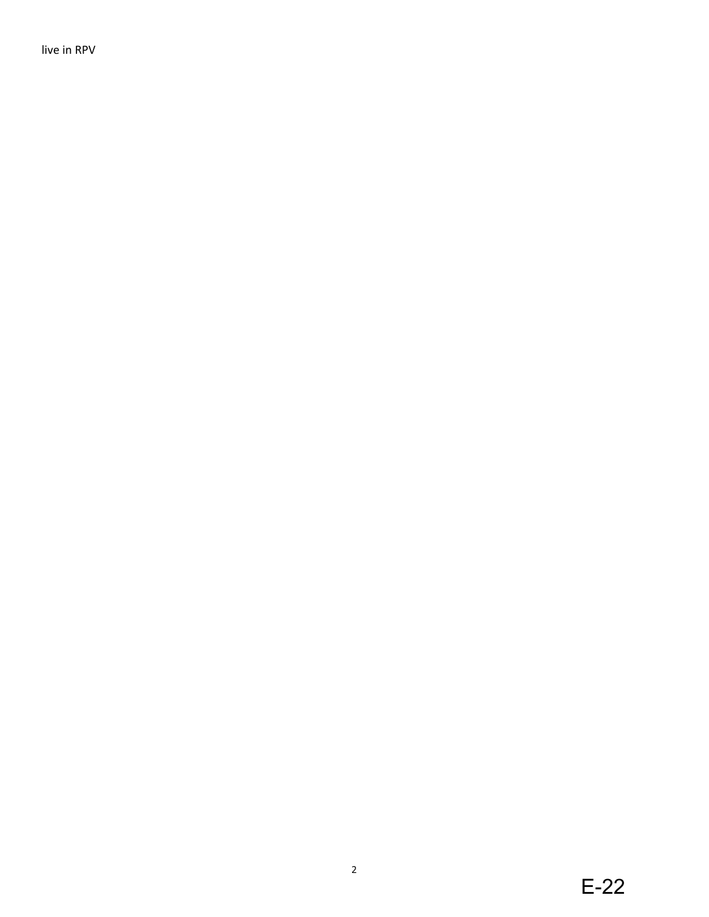live in RPV

E-22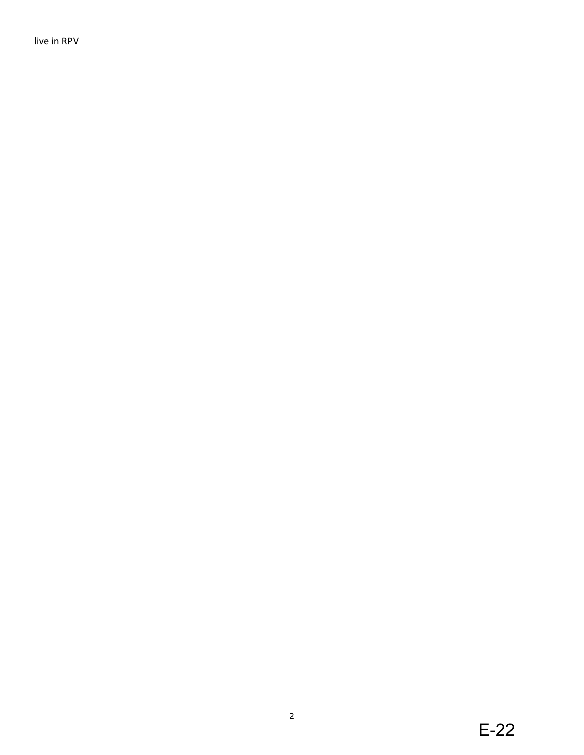live in RPV

E-22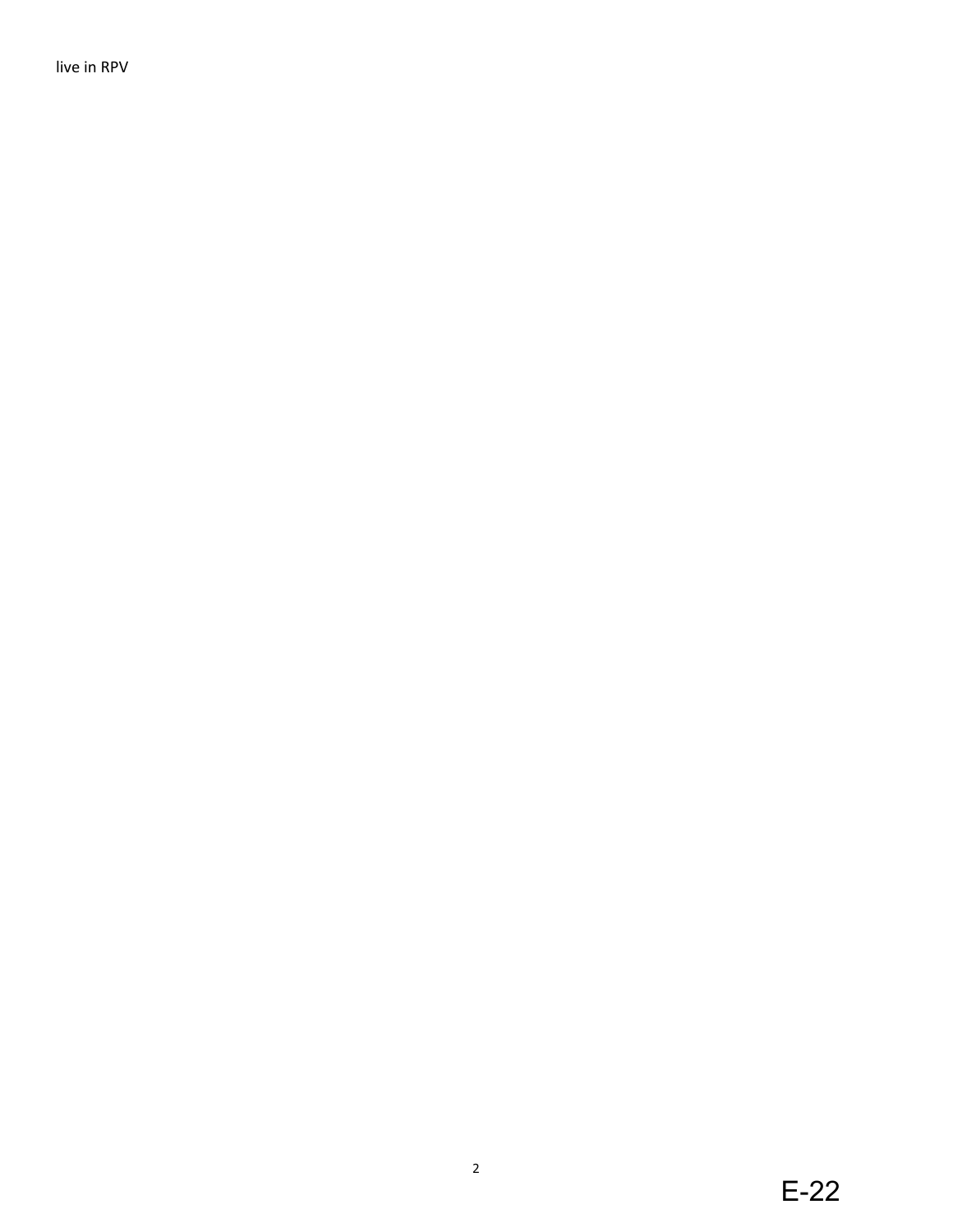live in RPV

E-22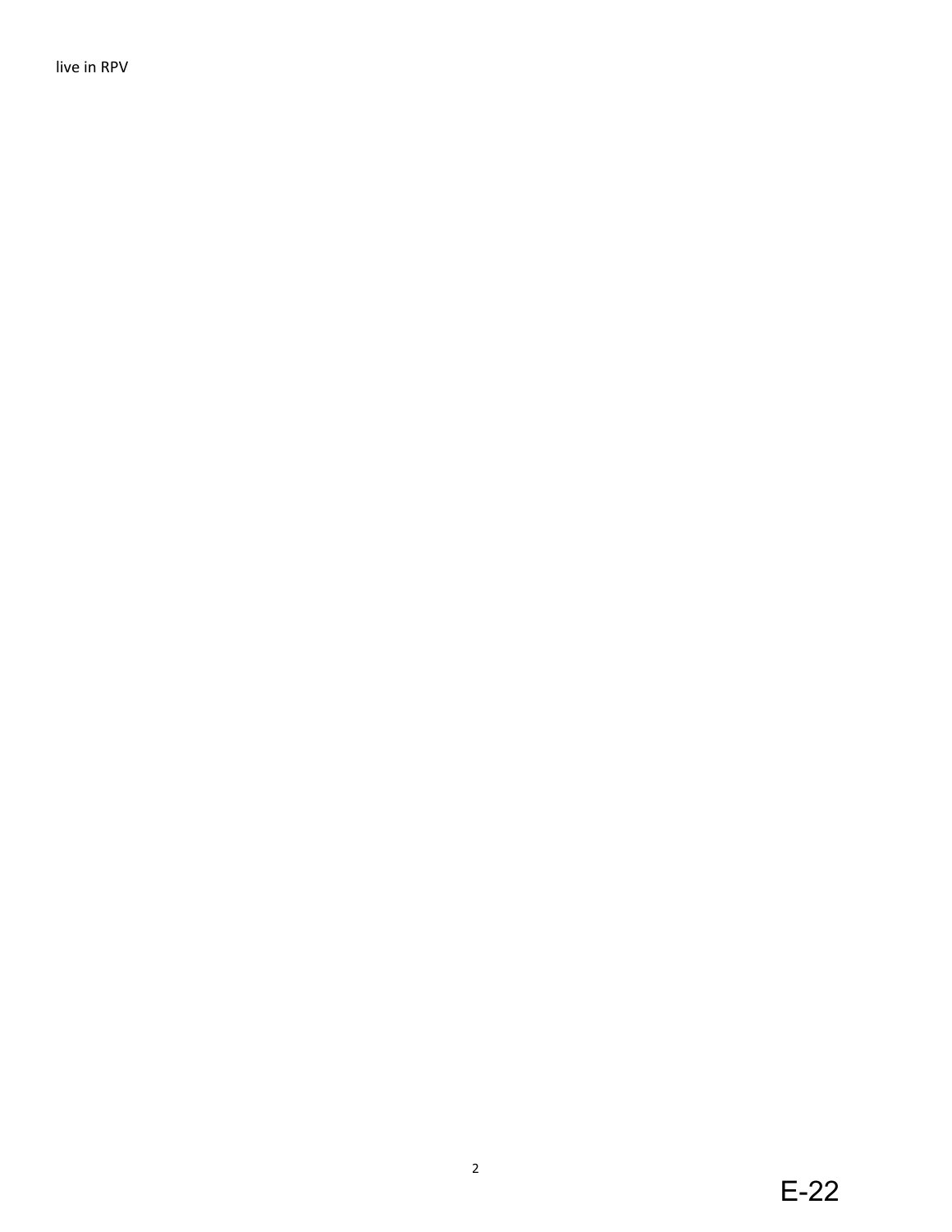live in RPV

E-22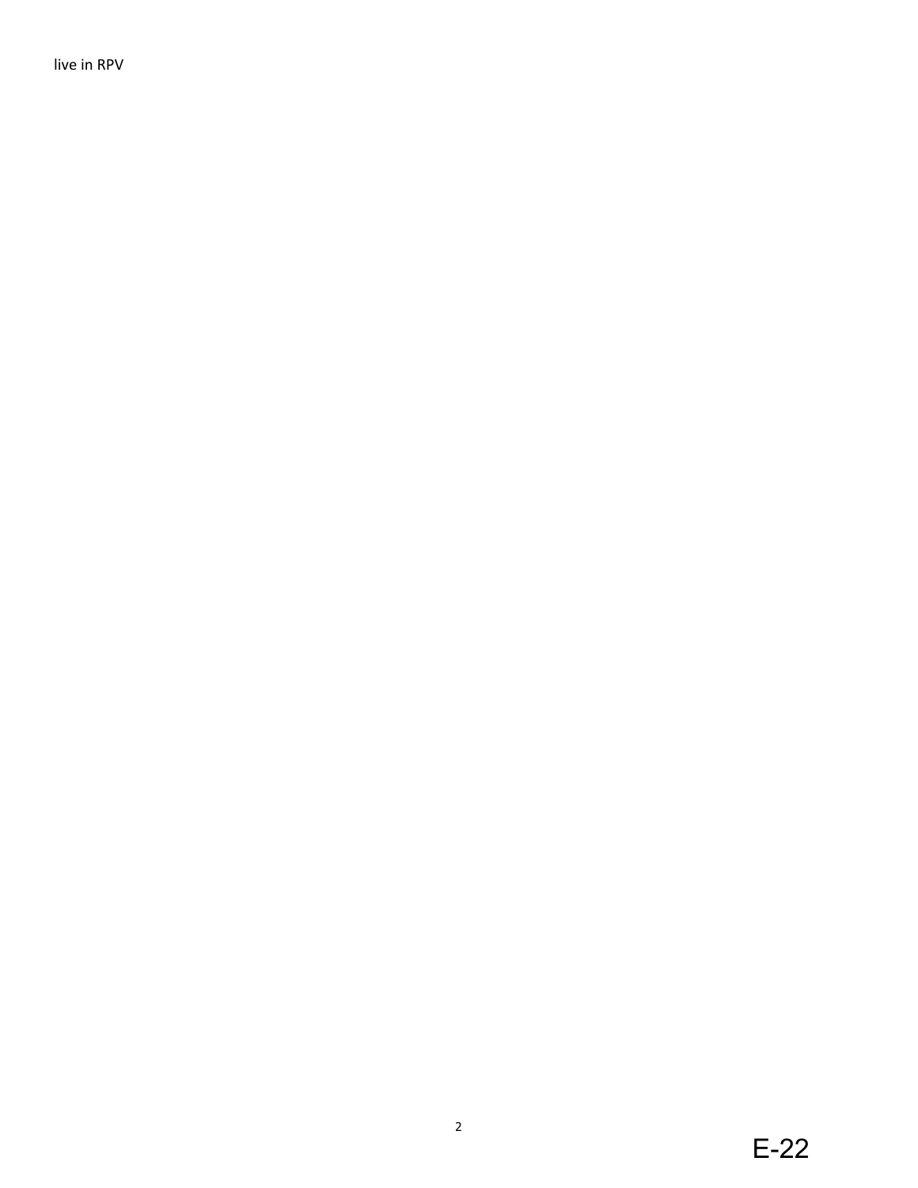live in RPV

E-22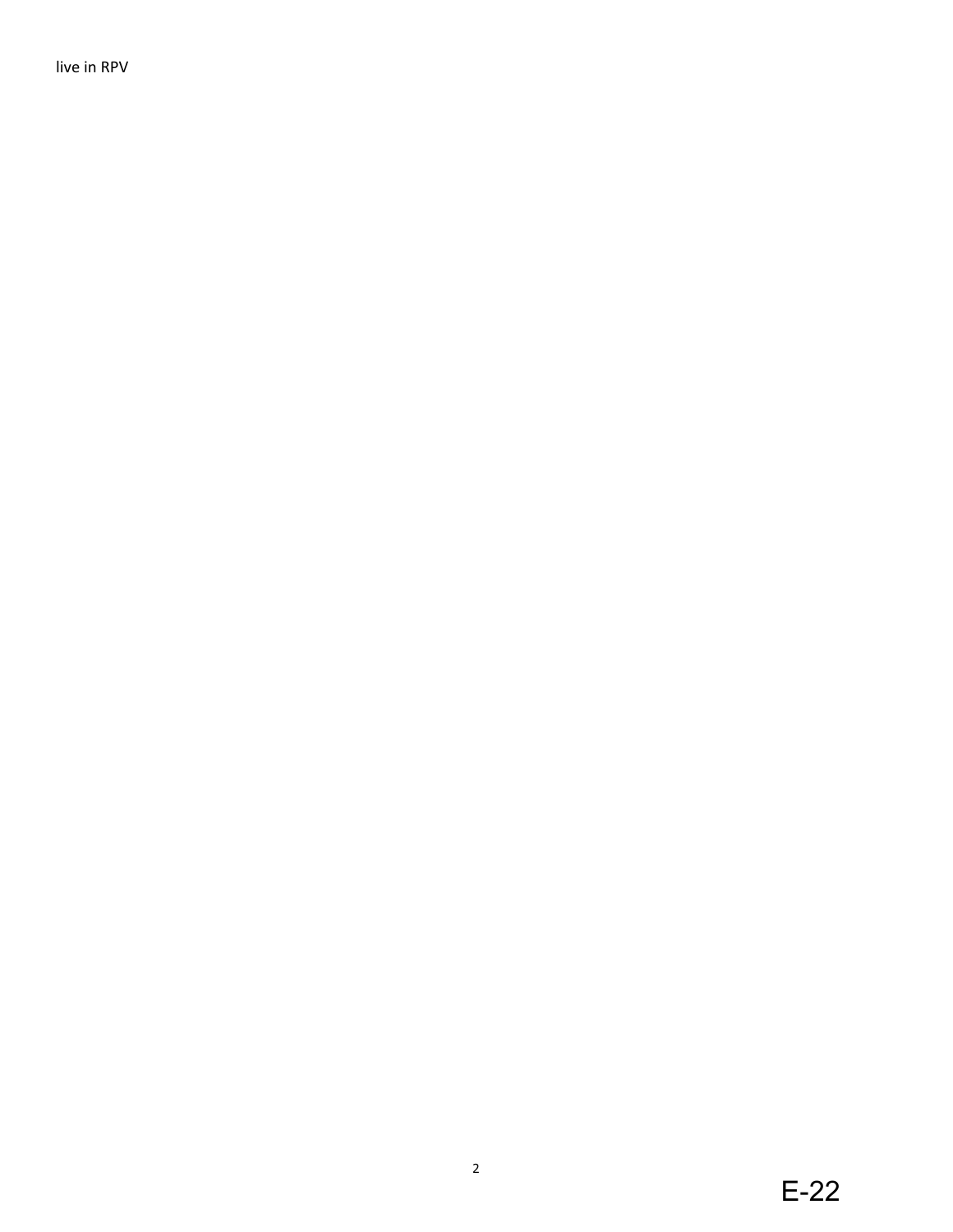live in RPV

E-22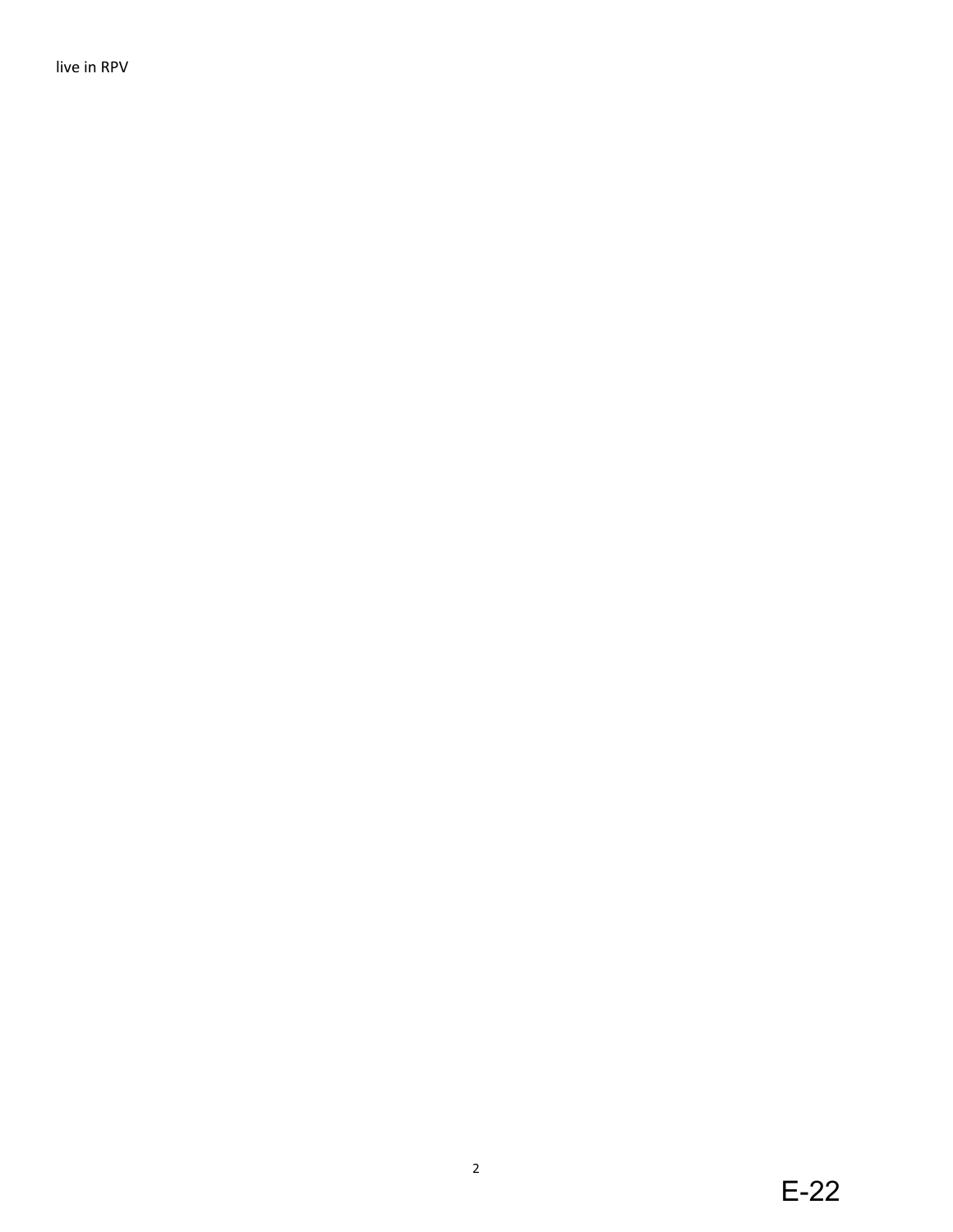live in RPV

E-22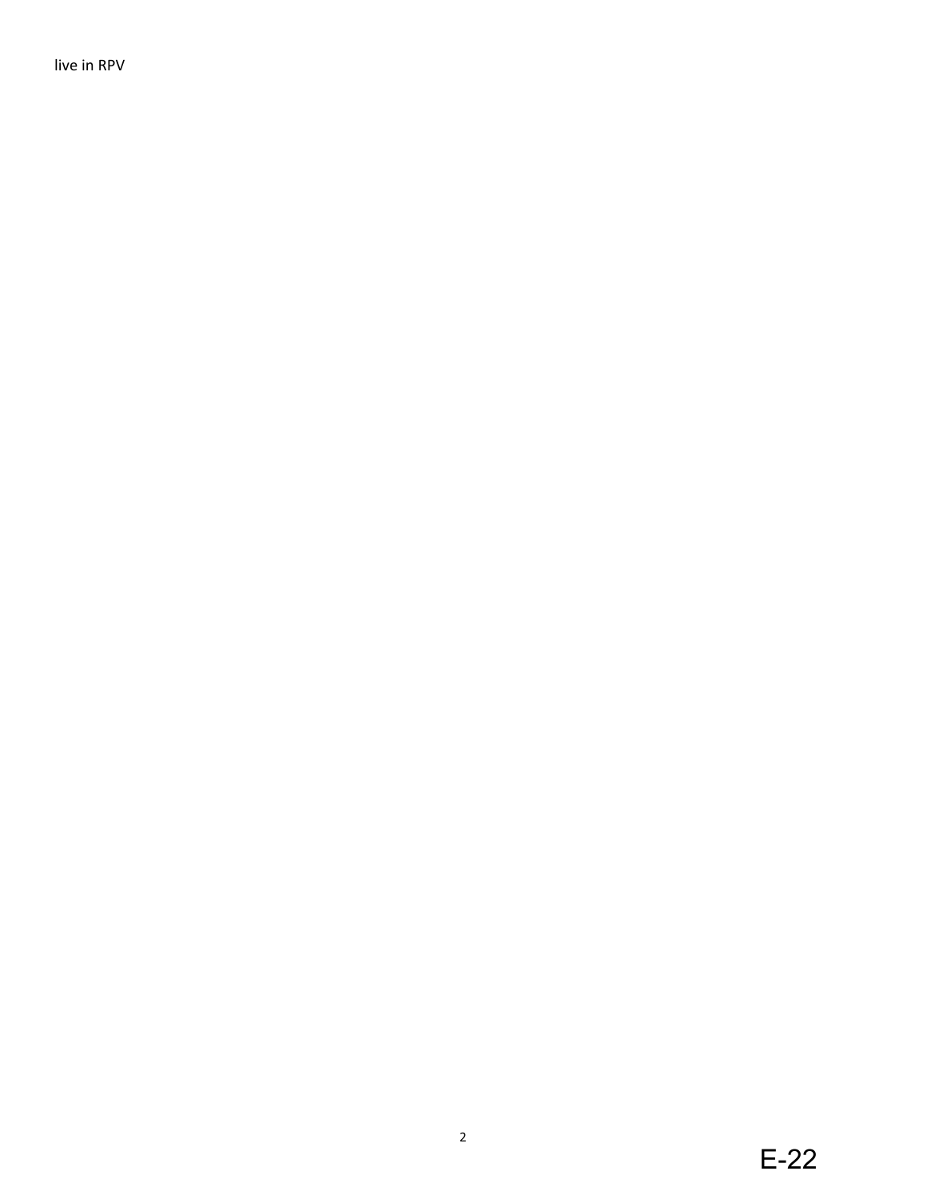live in RPV

E-22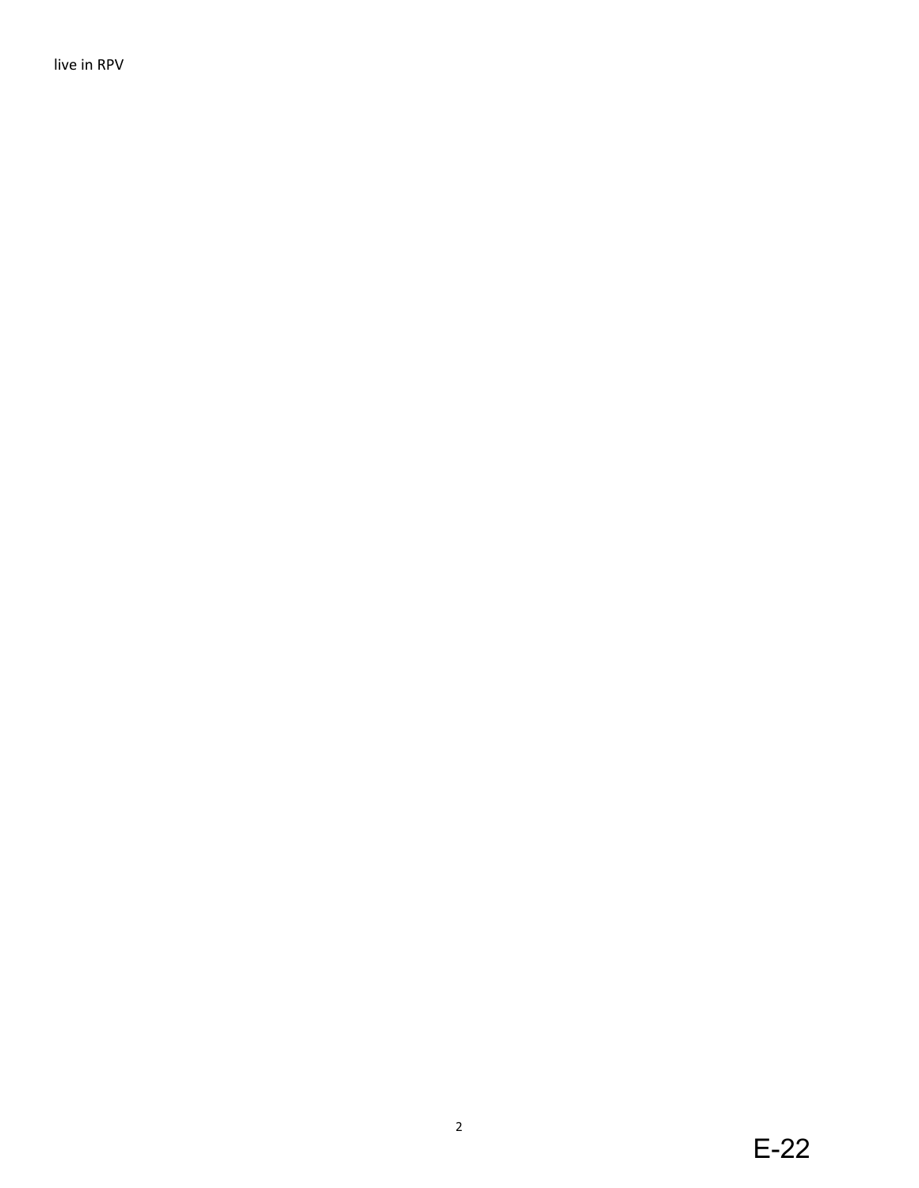live in RPV

E-22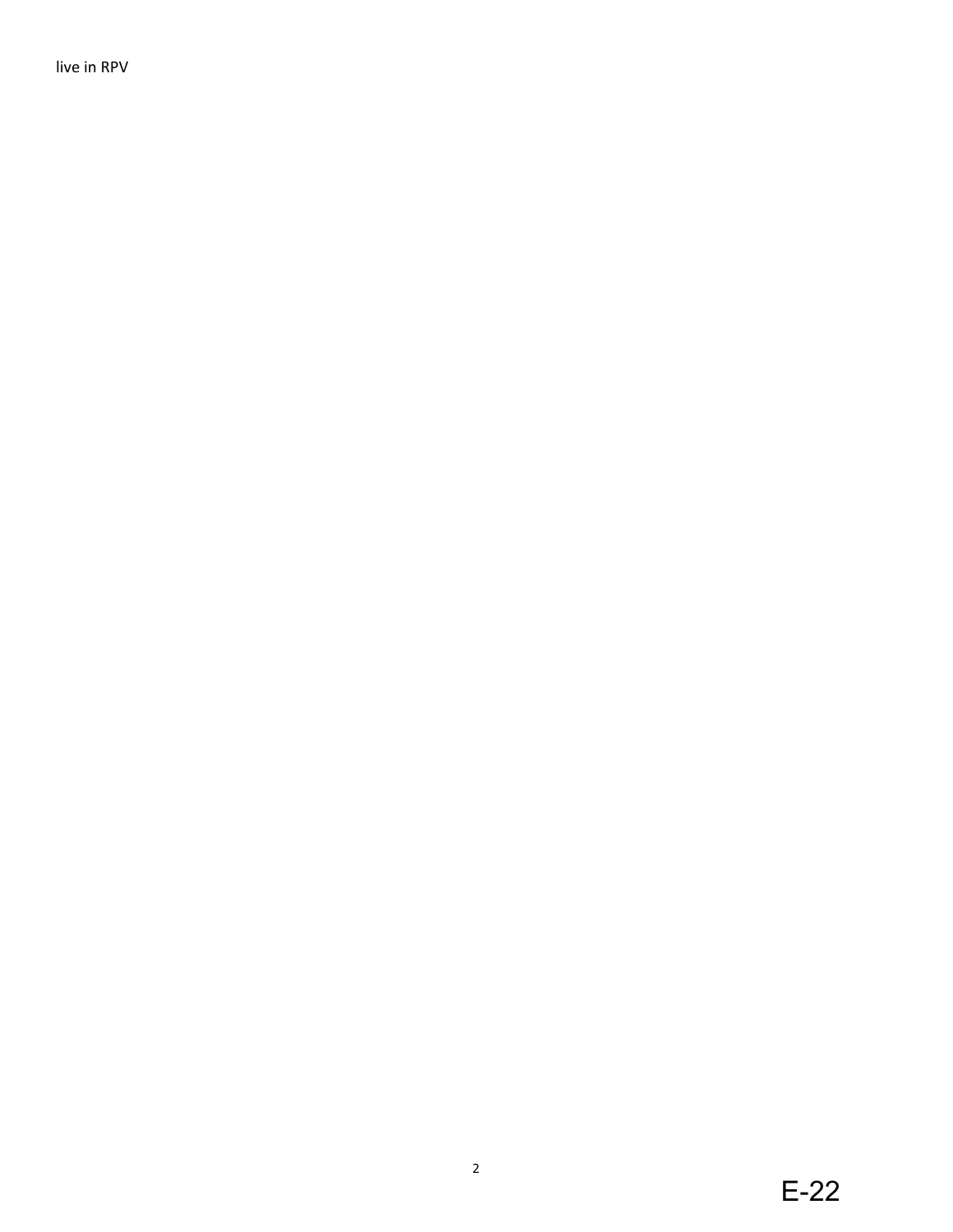live in RPV

E-22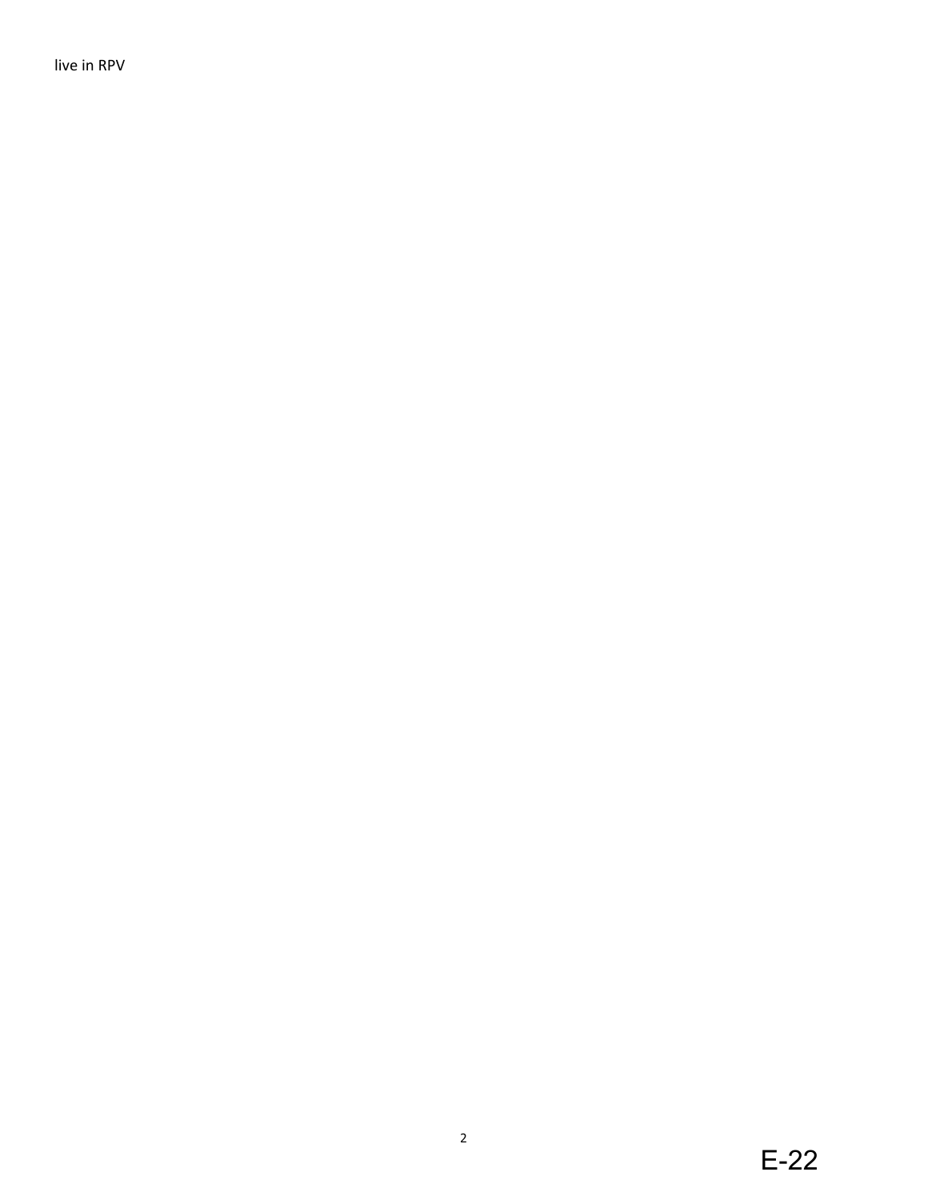live in RPV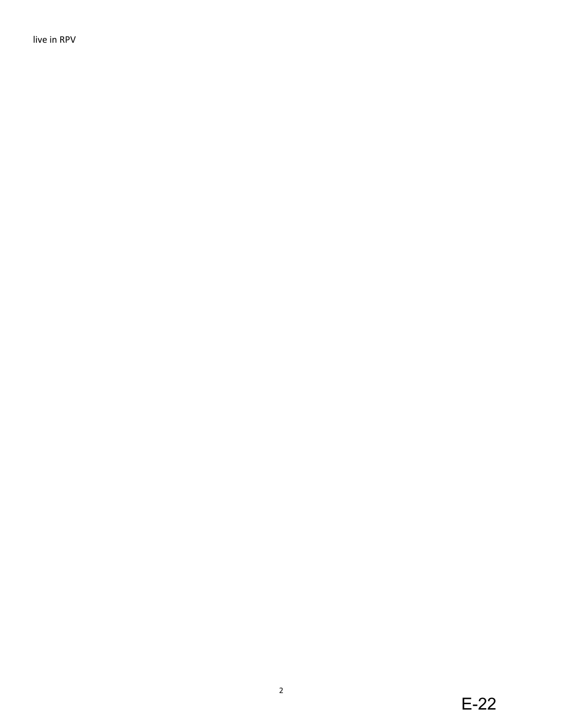live in RPV

E-22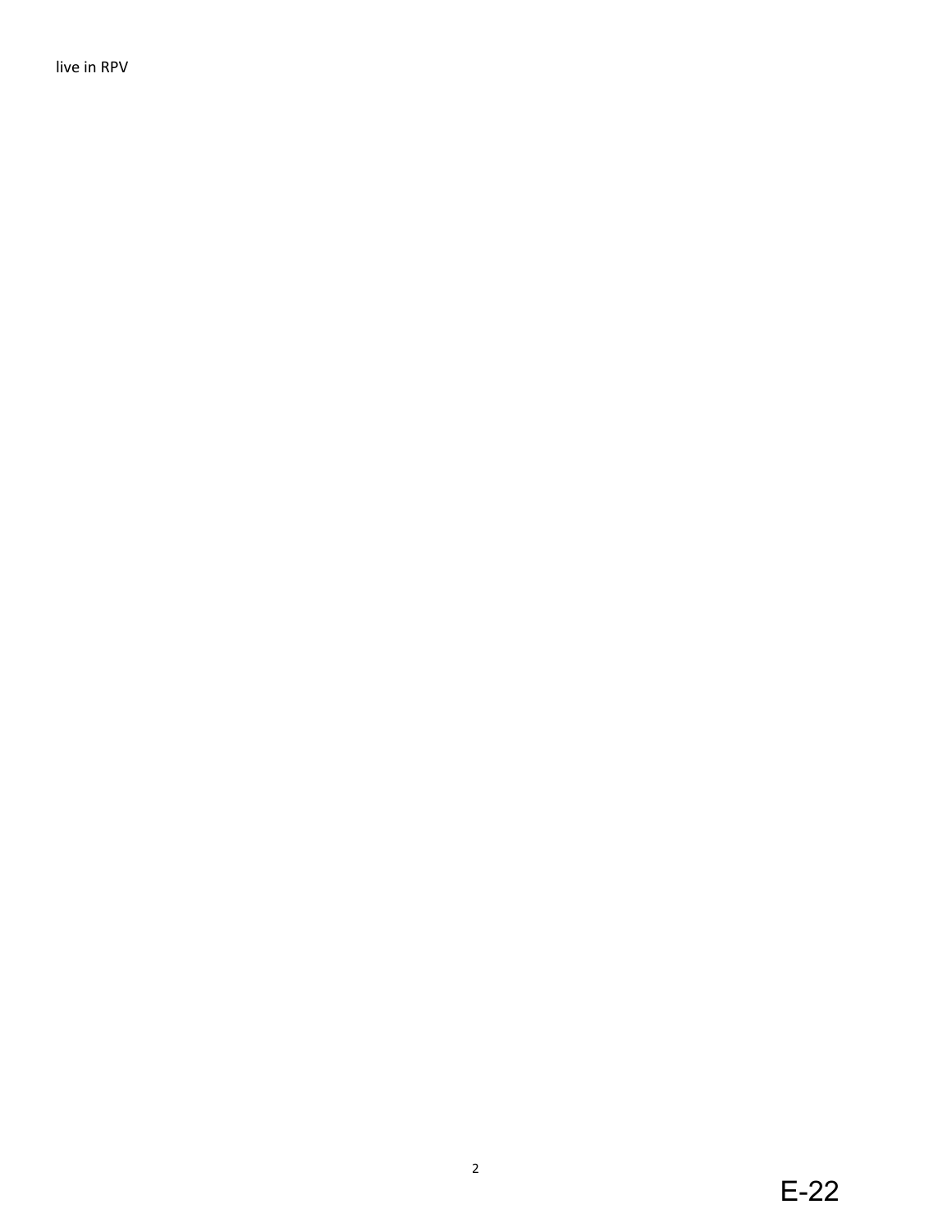live in RPV

E-22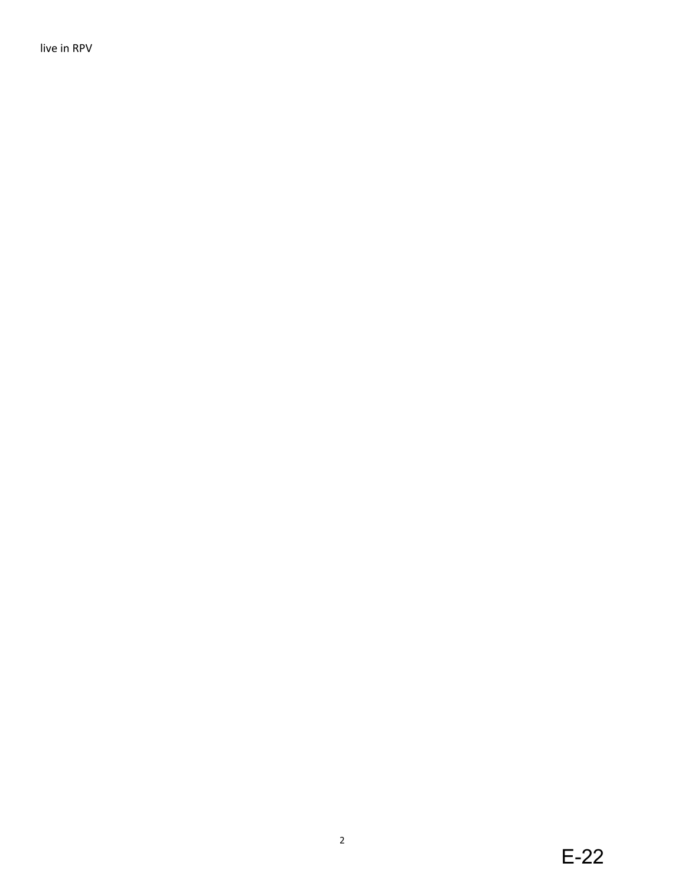live in RPV

E-22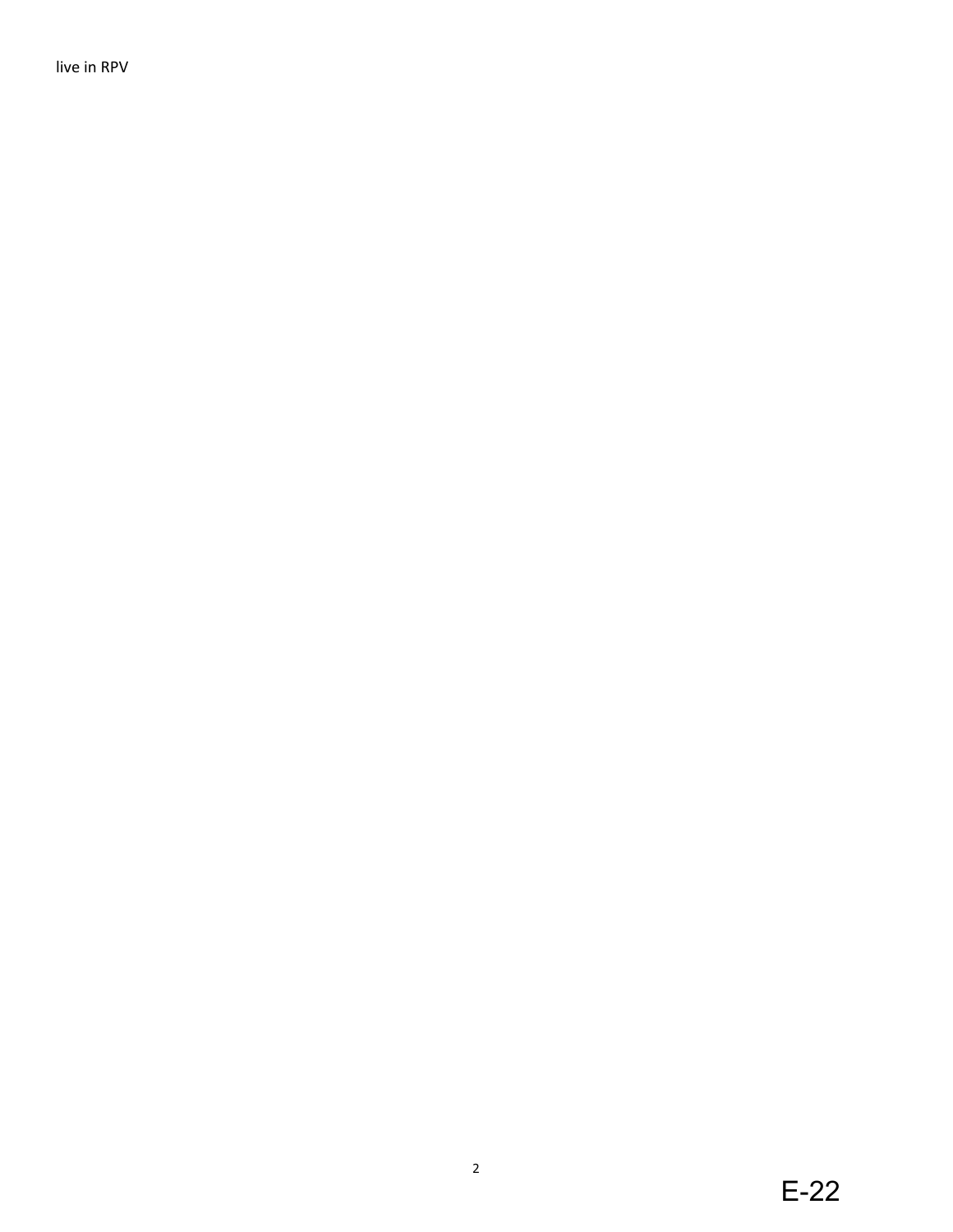live in RPV

E-22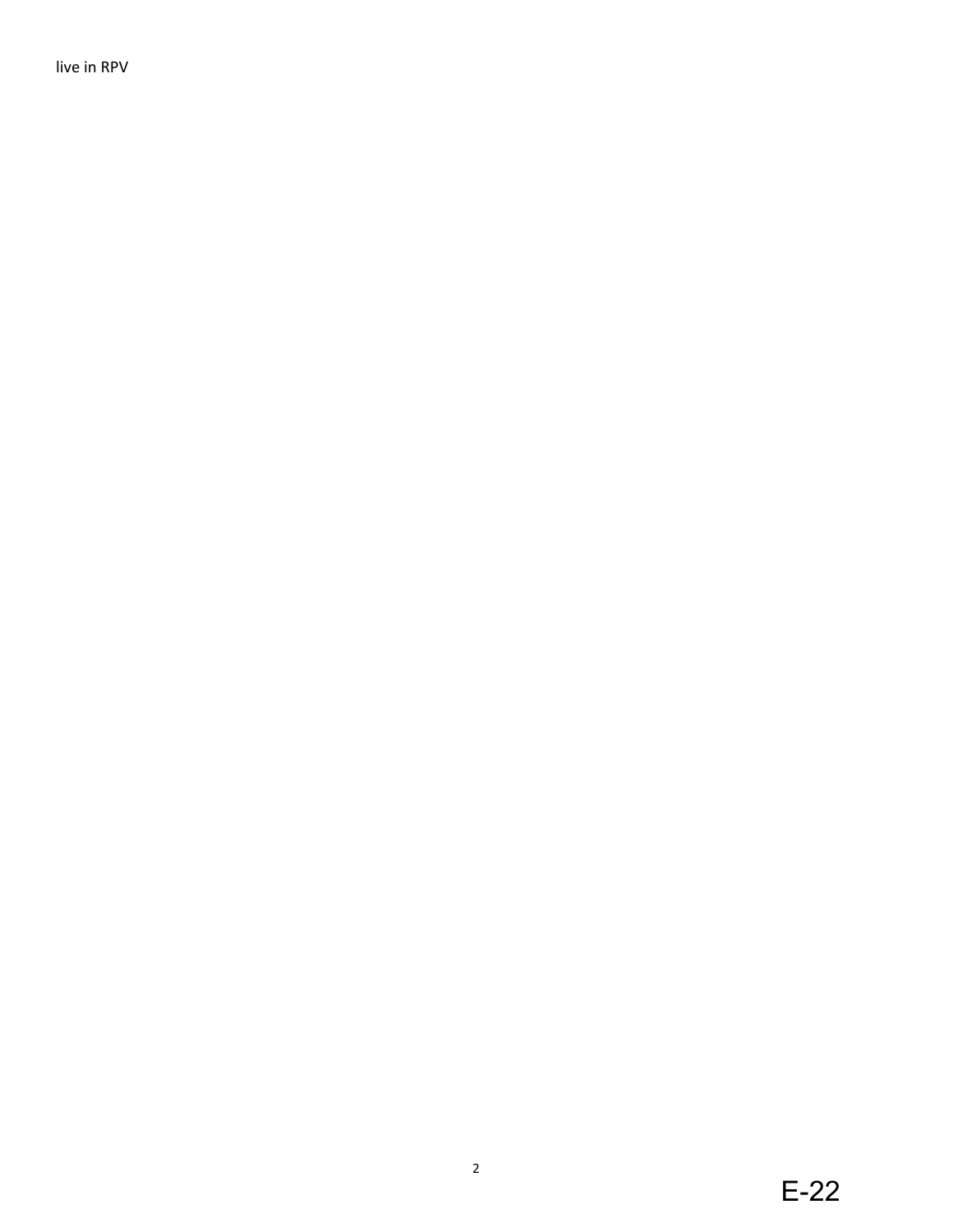live in RPV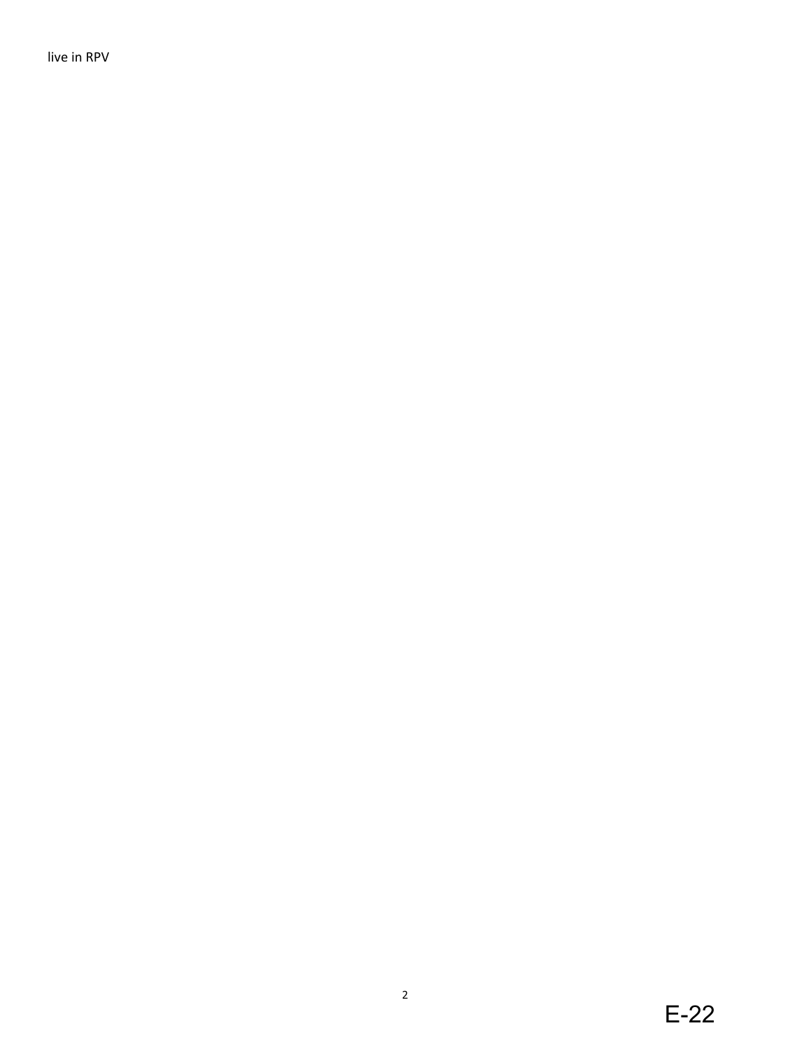live in RPV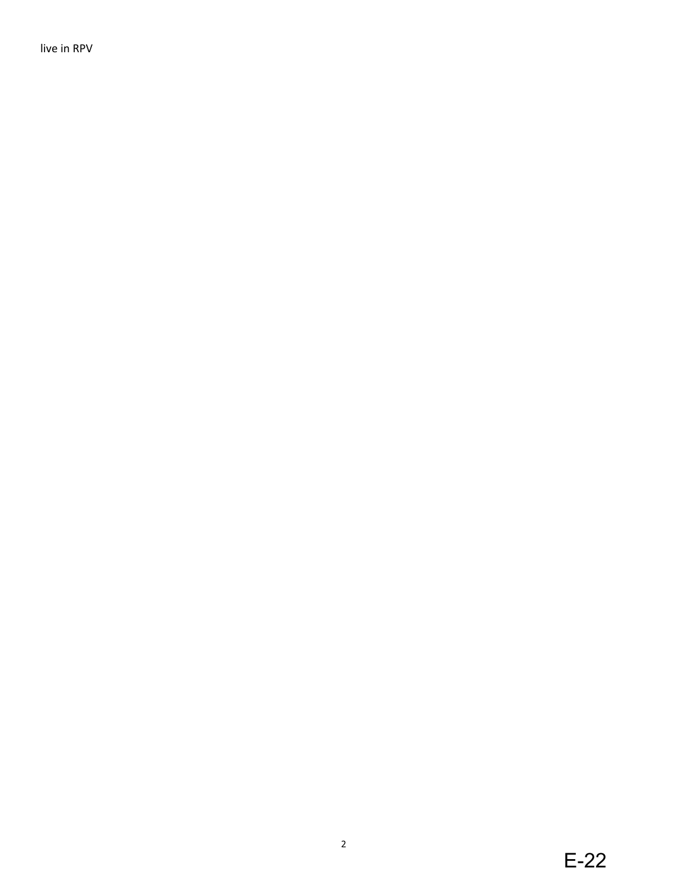live in RPV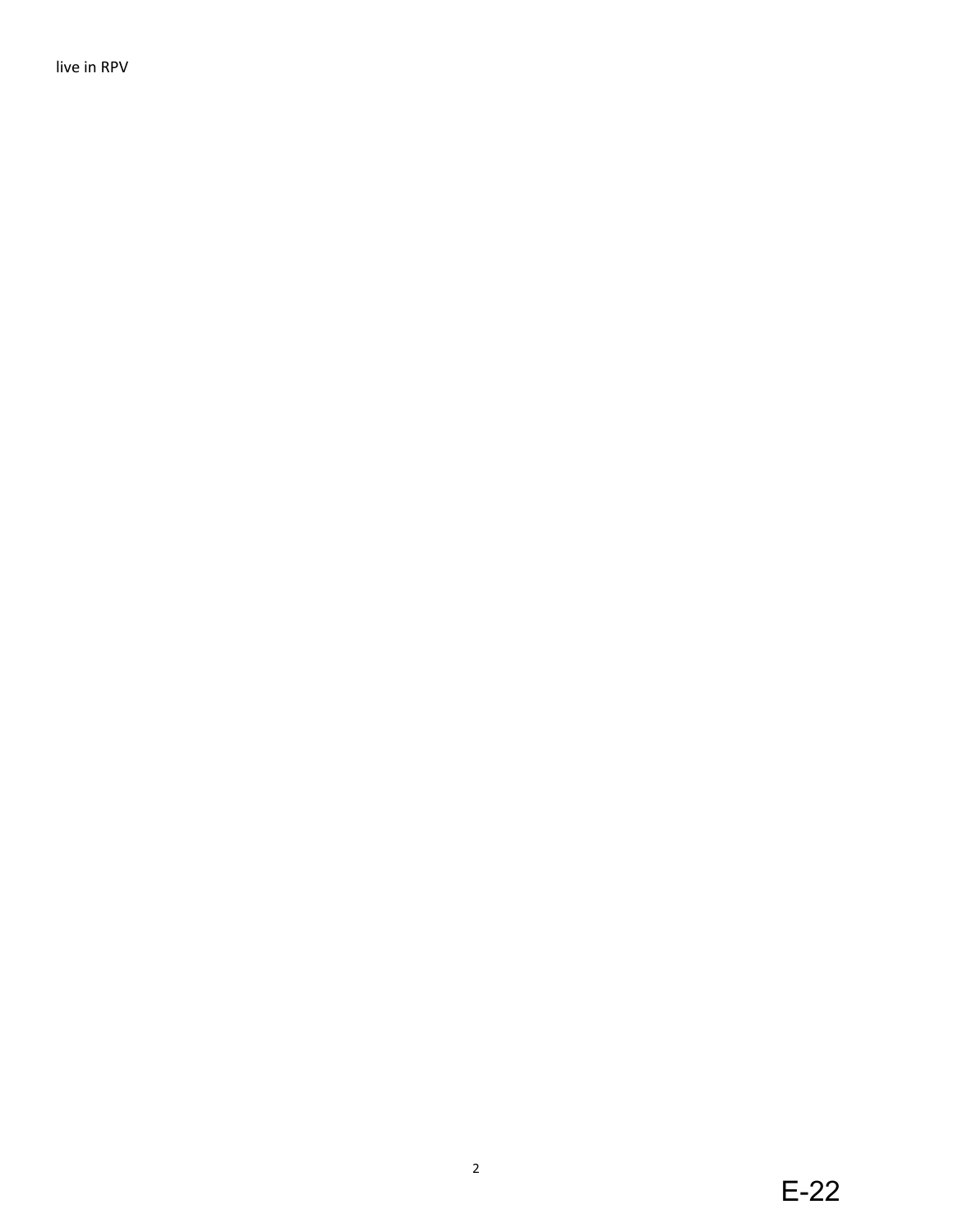live in RPV

E-22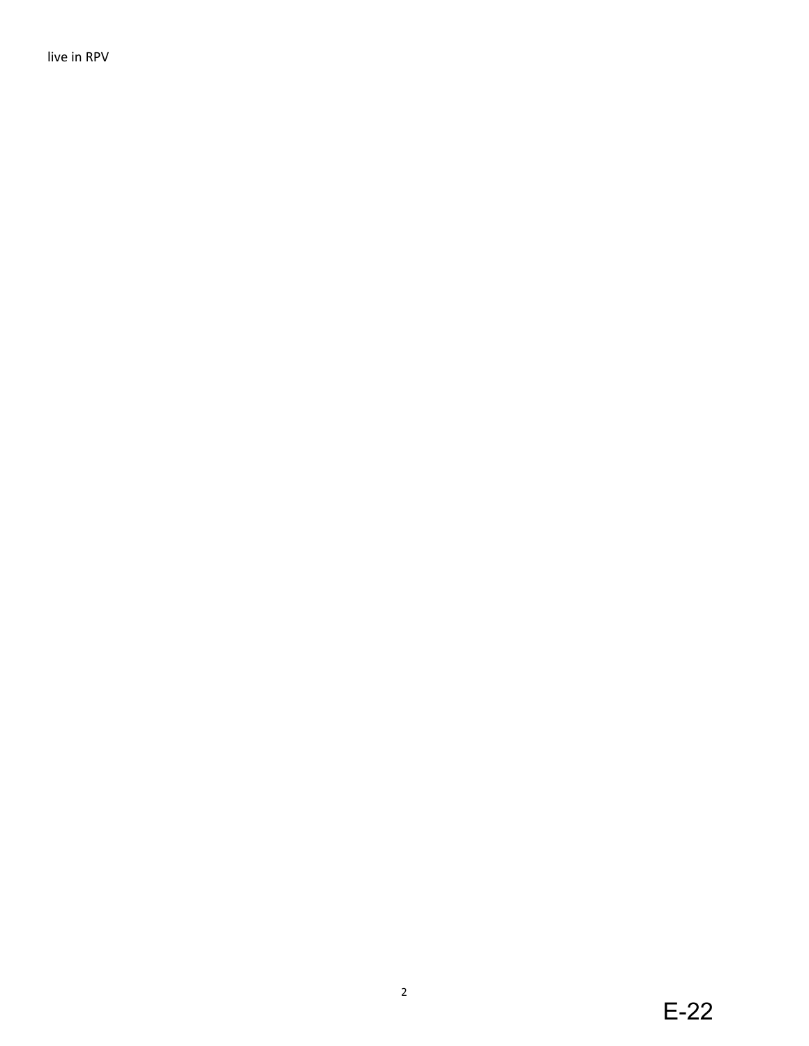live in RPV

E-22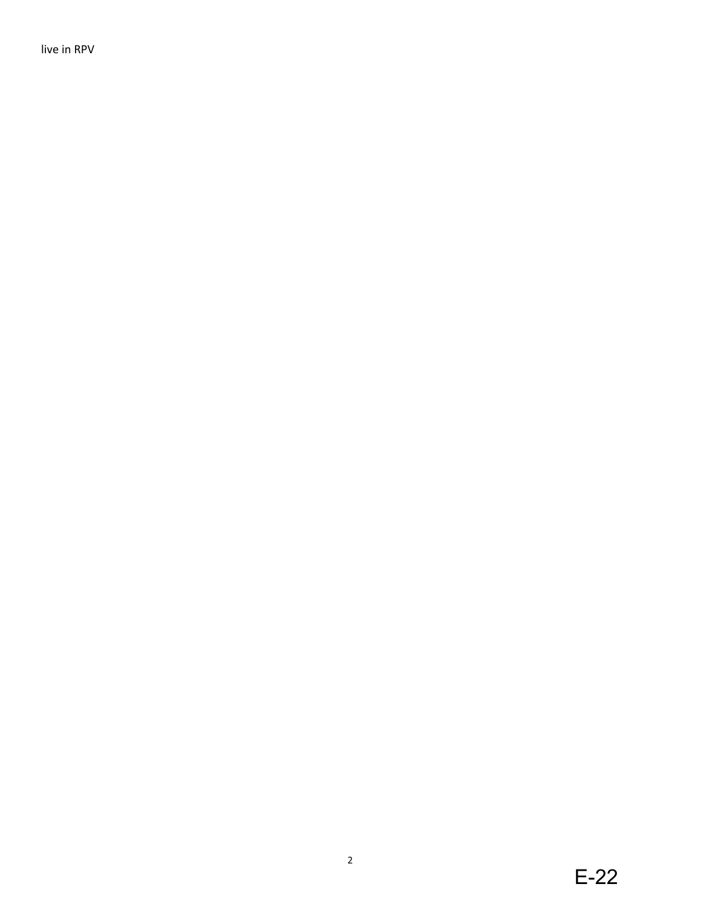live in RPV

E-22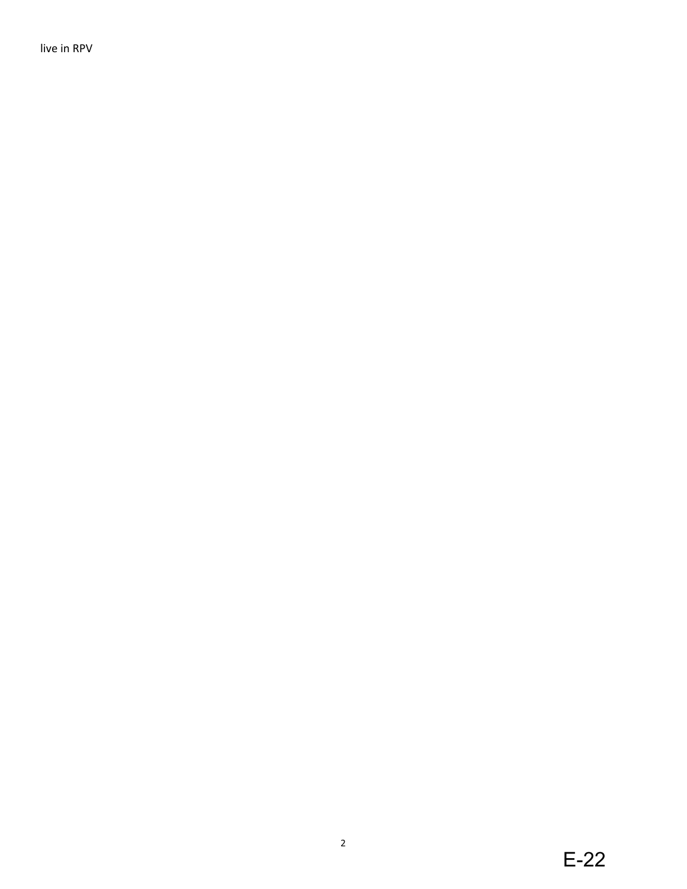live in RPV

E-22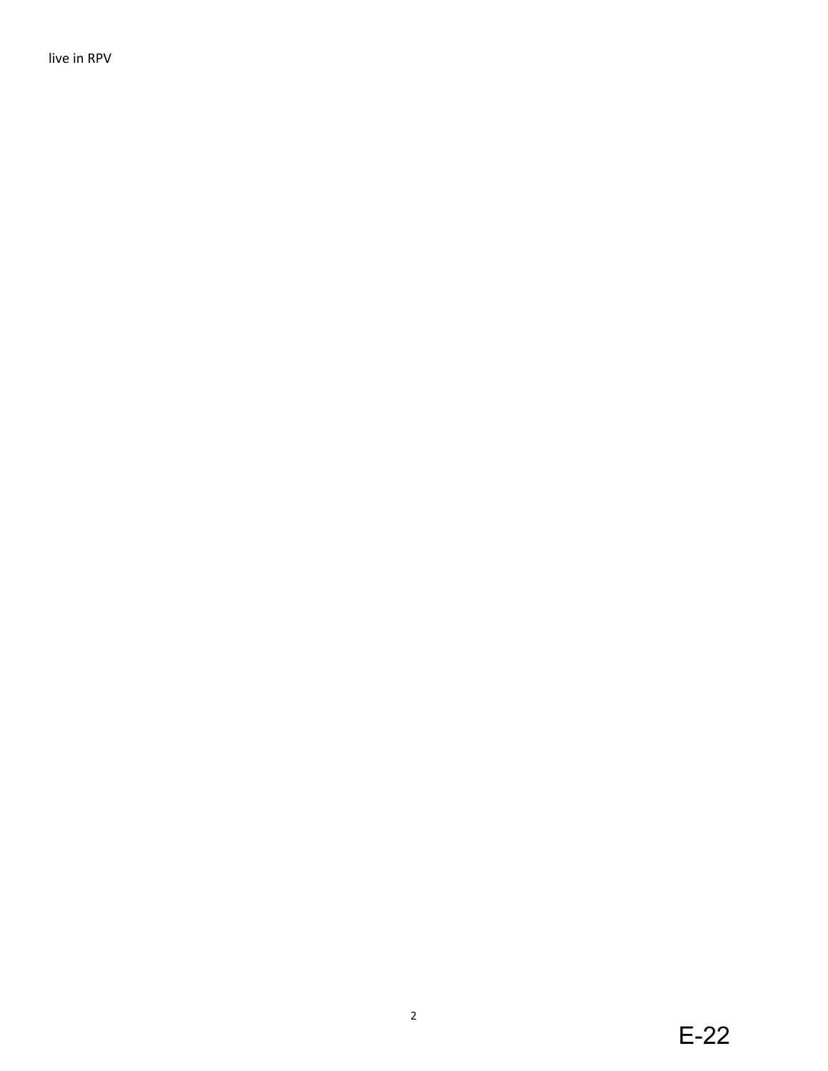live in RPV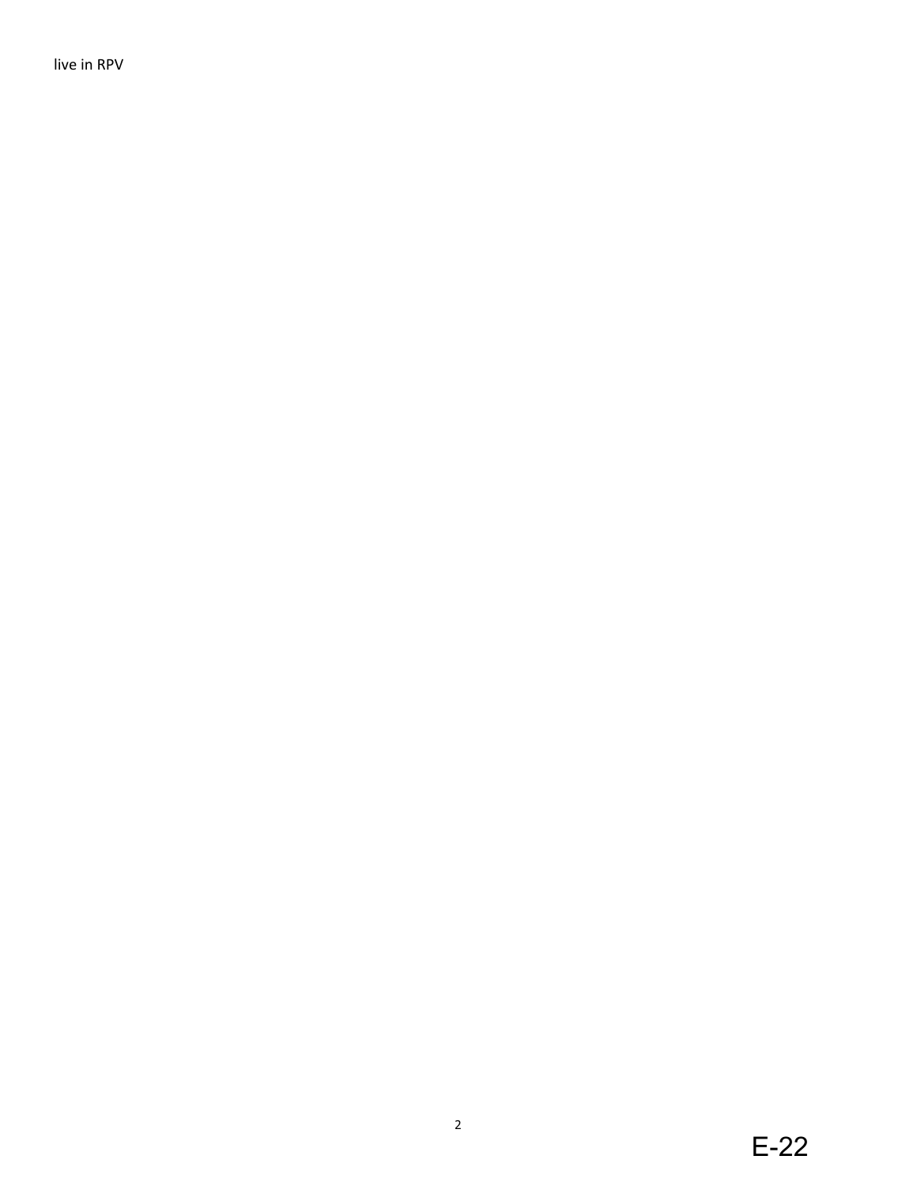live in RPV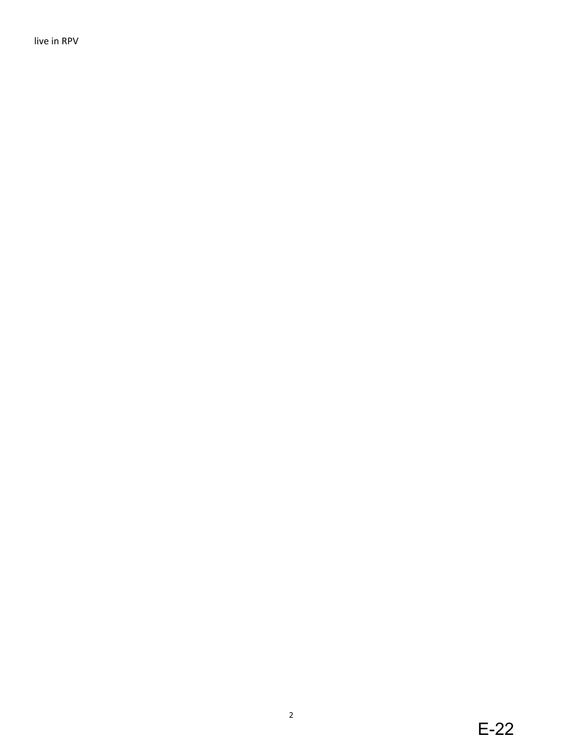live in RPV

E-22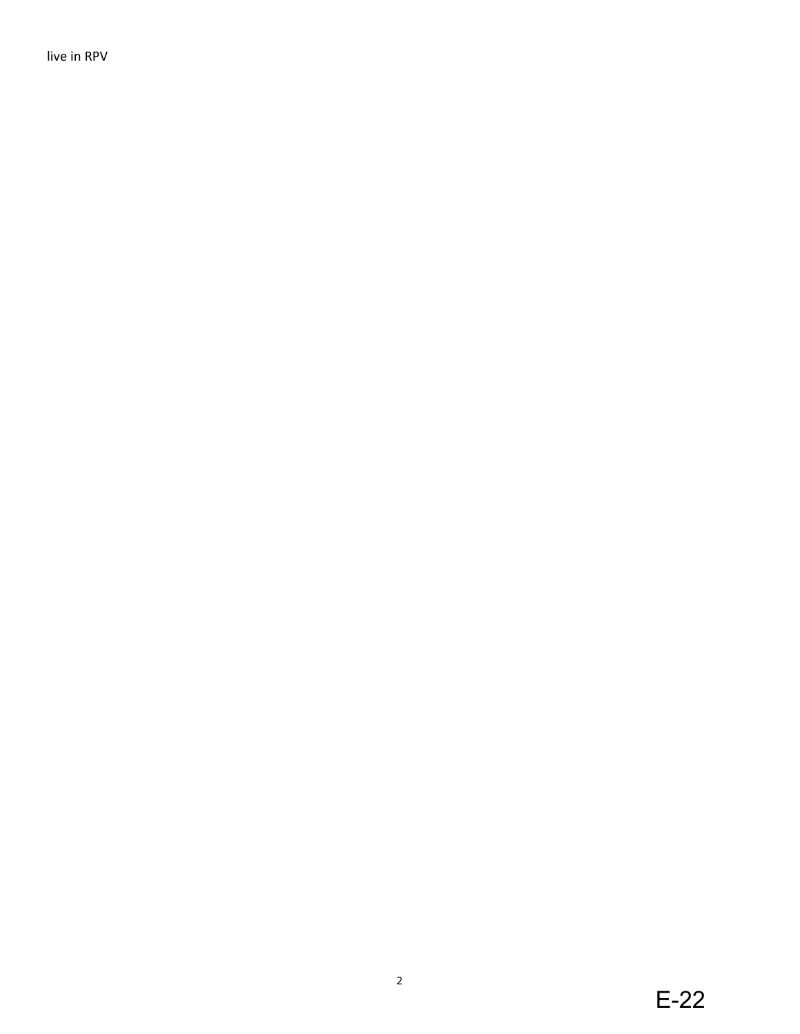live in RPV

E-22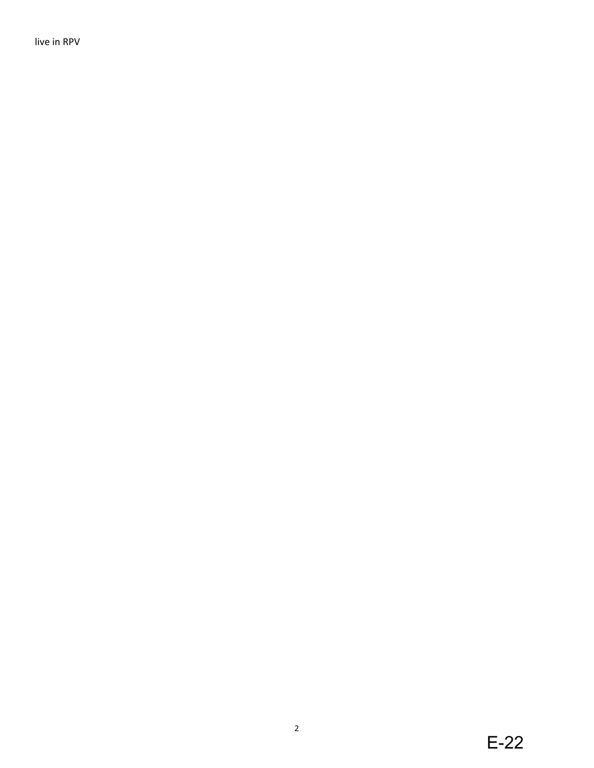live in RPV

E-22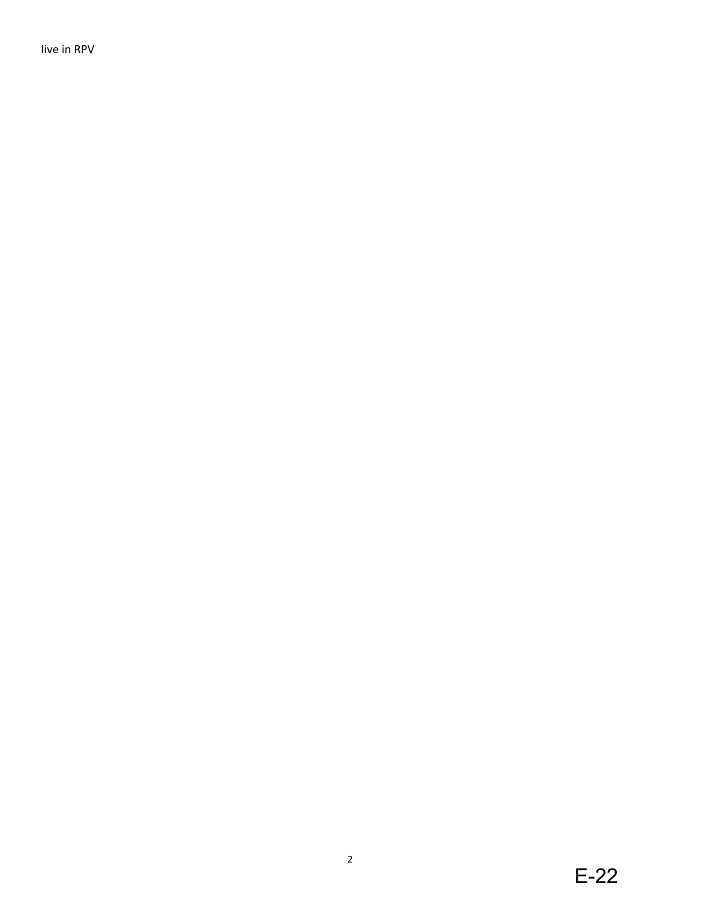live in RPV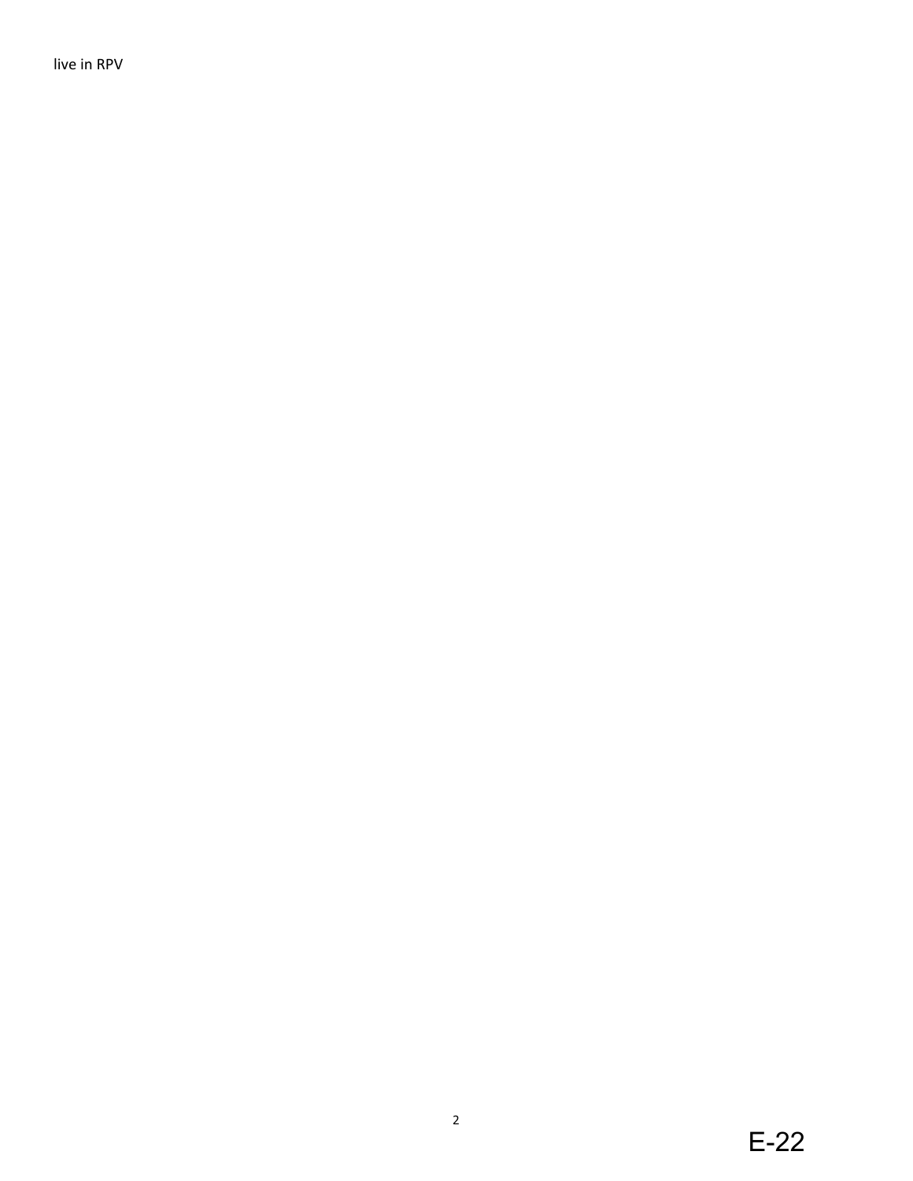live in RPV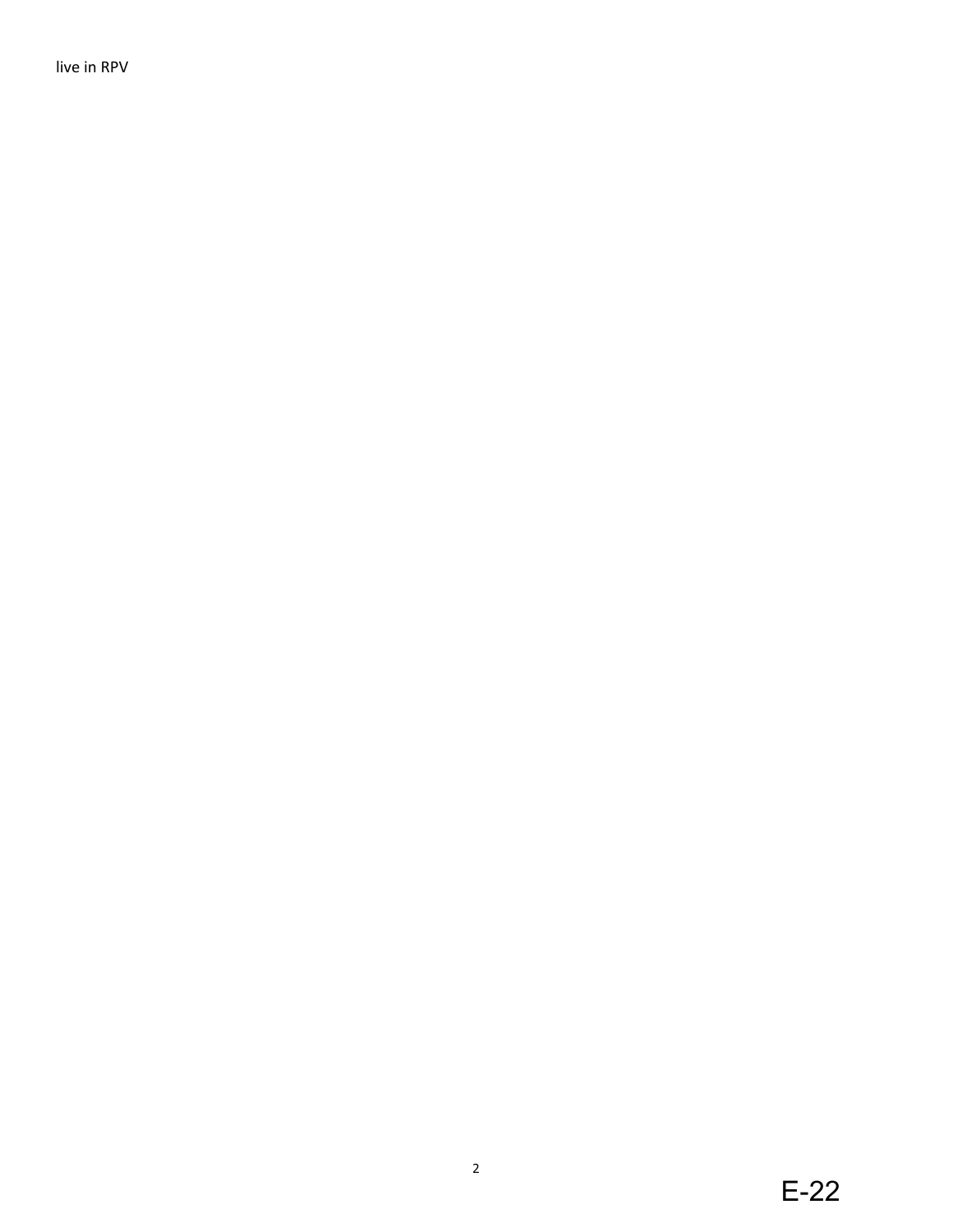live in RPV

E-22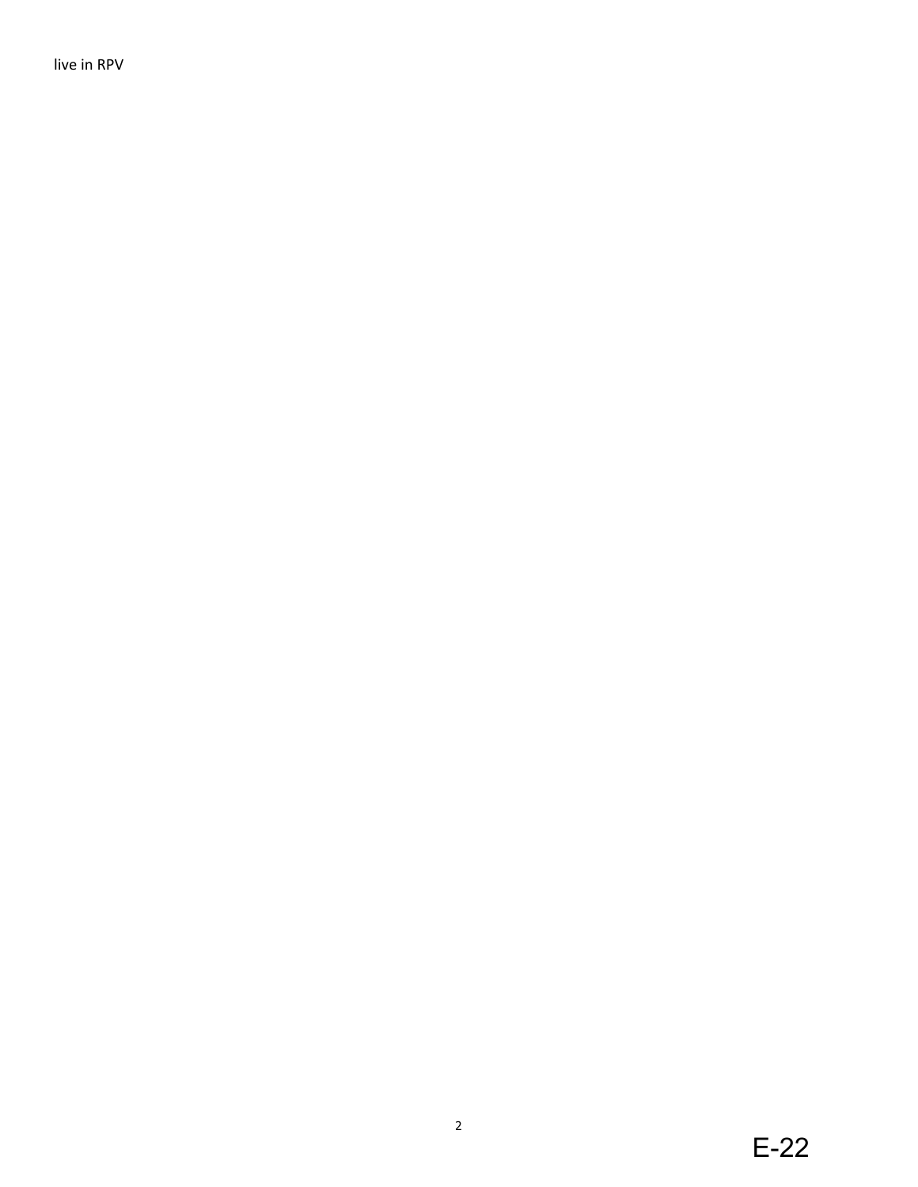live in RPV

E-22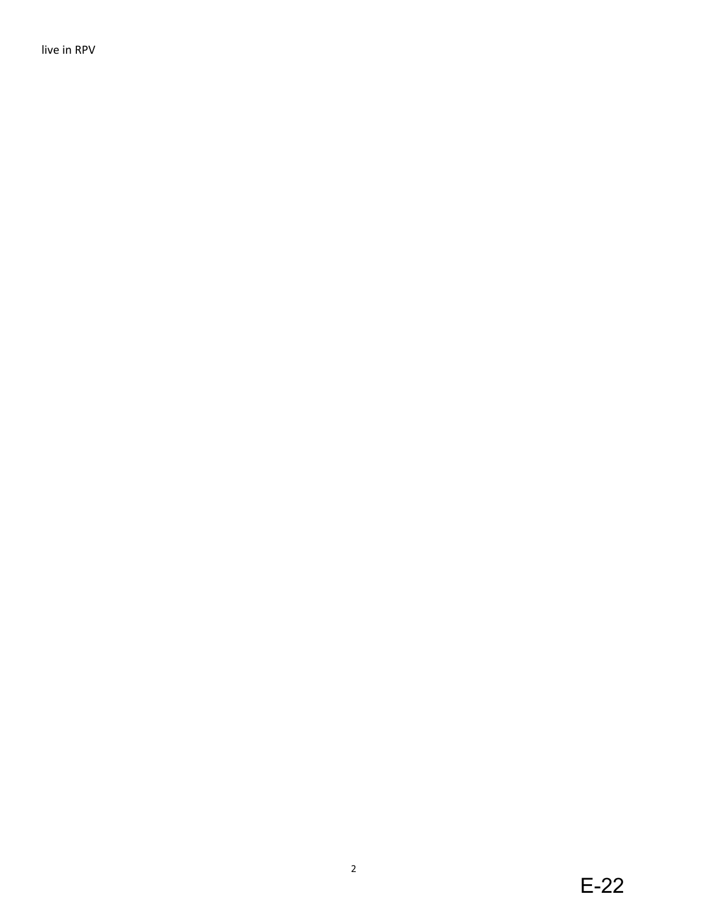live in RPV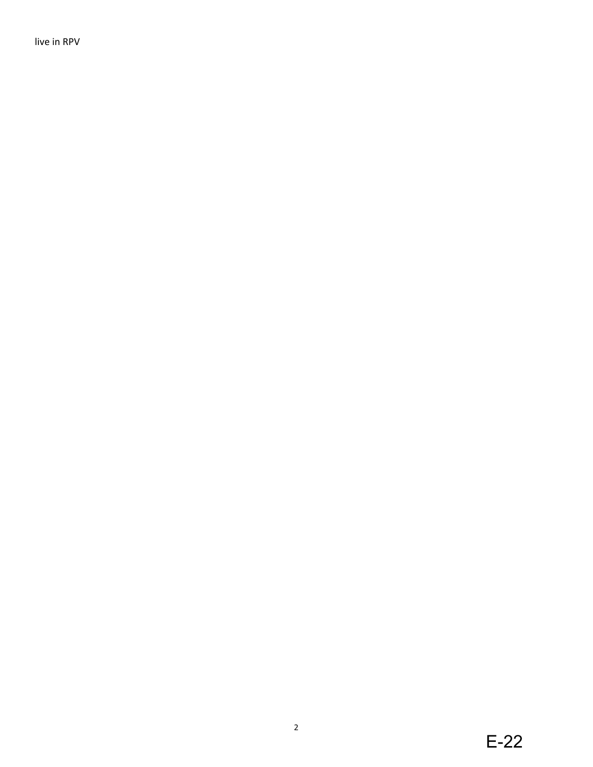live in RPV

E-22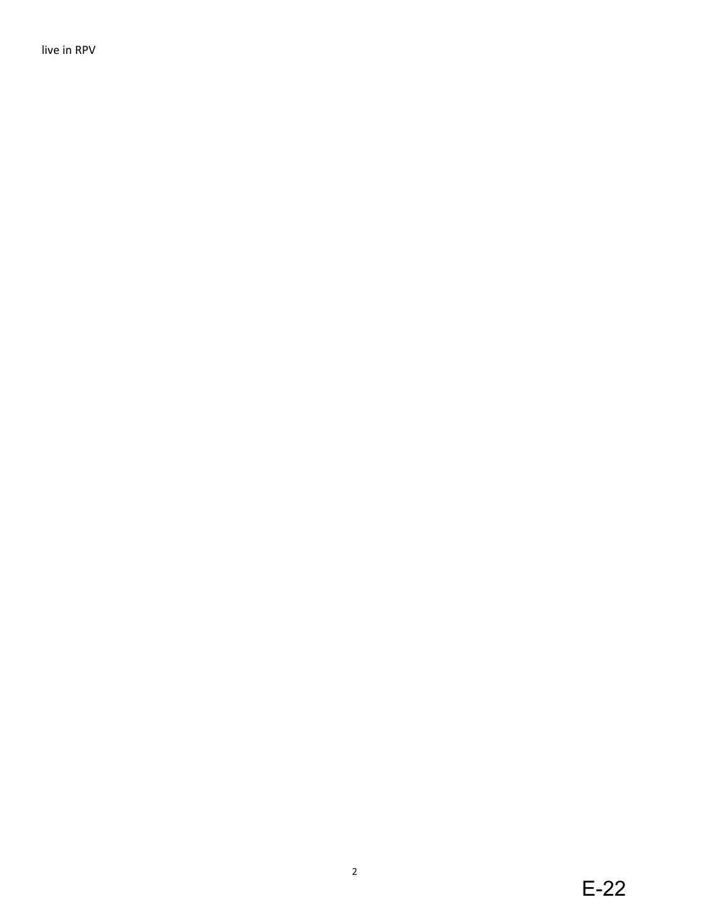live in RPV

E-22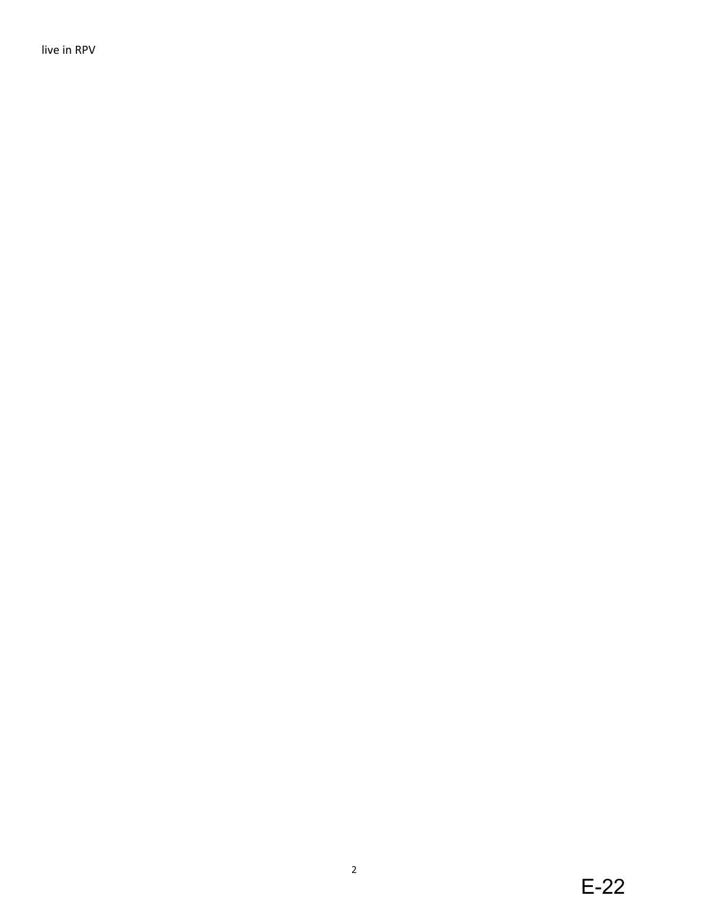live in RPV

E-22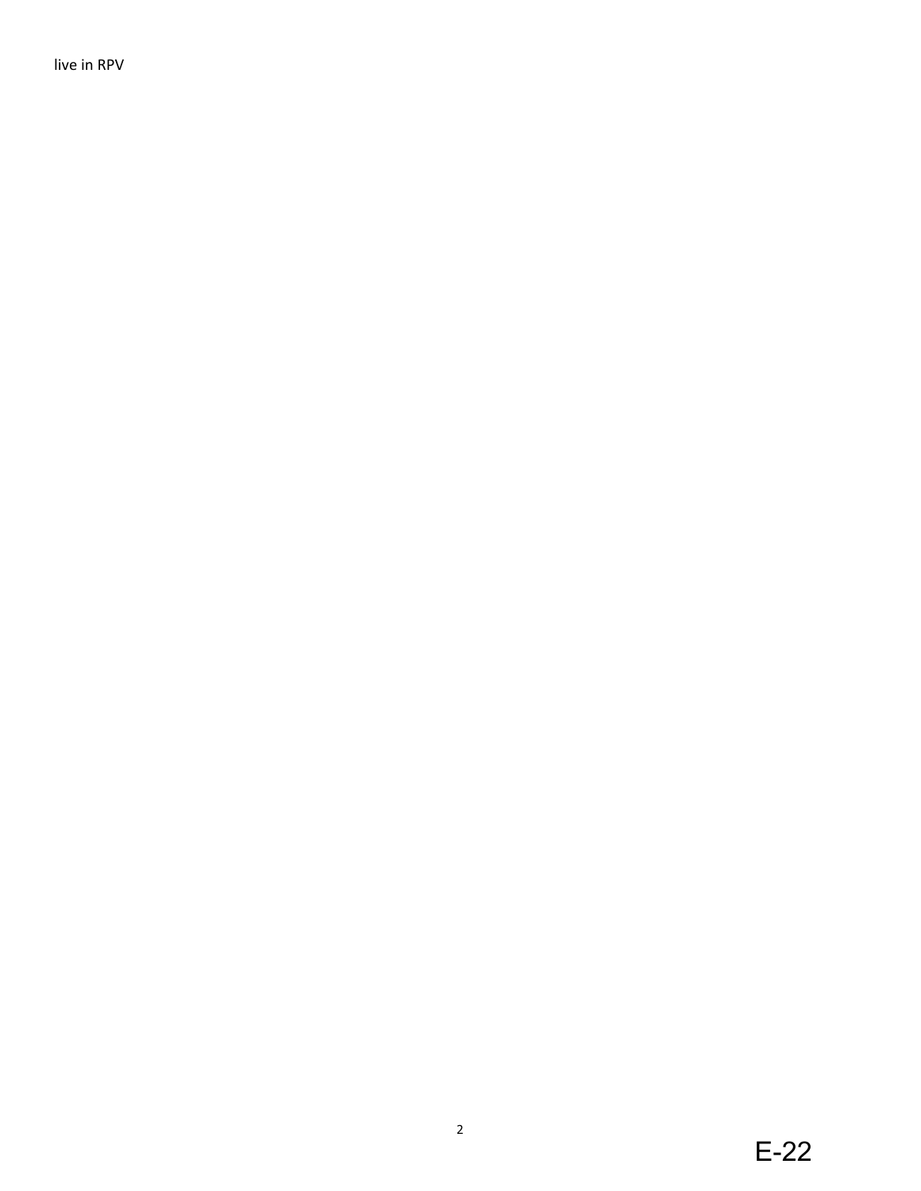live in RPV

E-22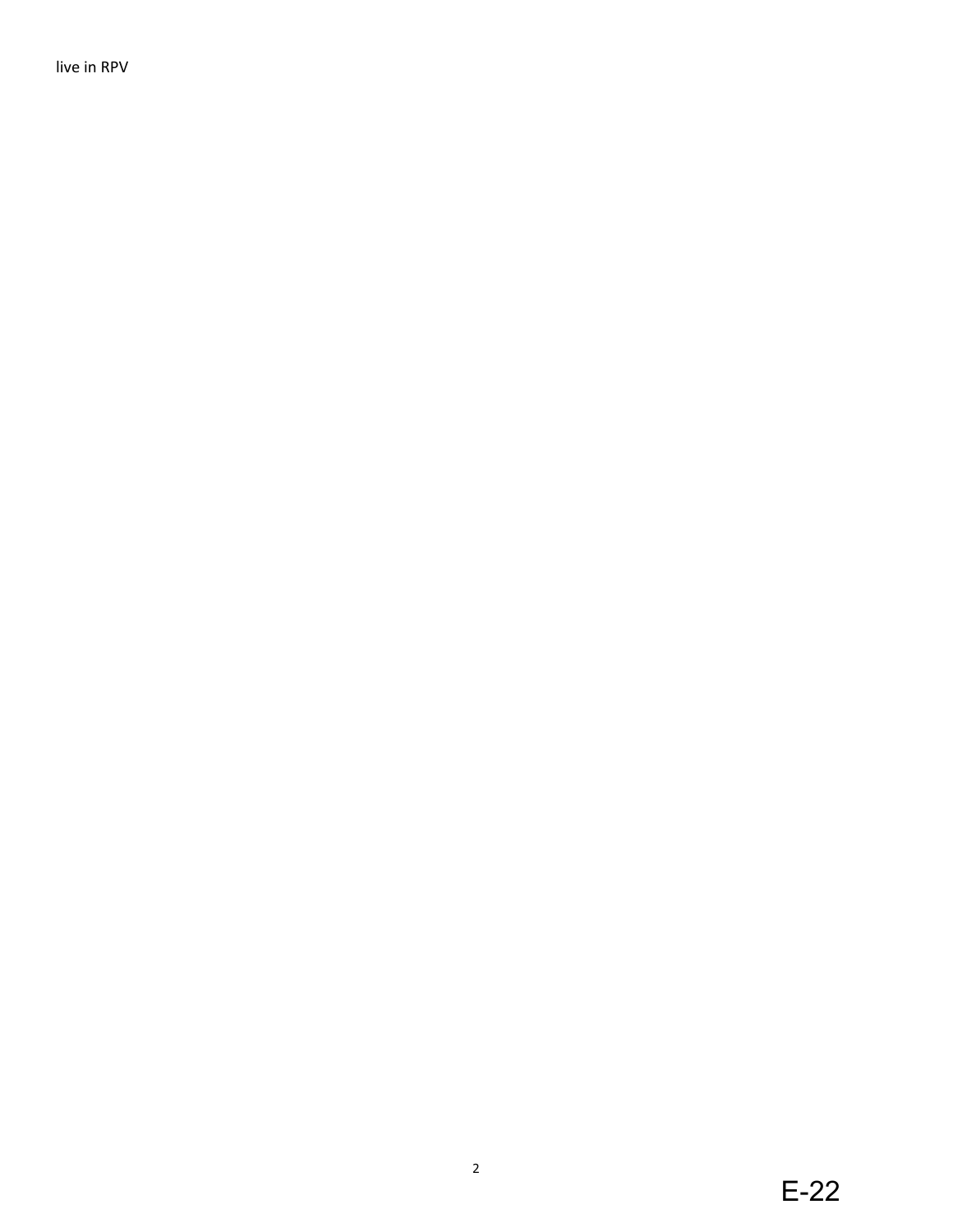live in RPV

E-22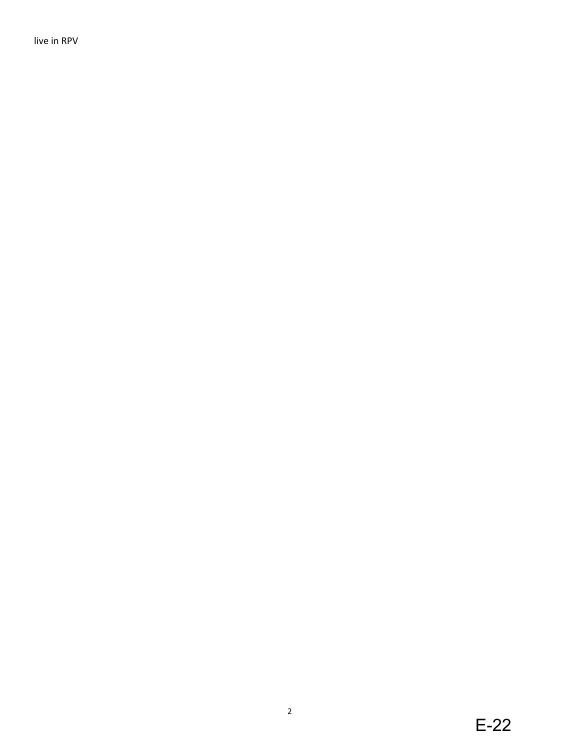live in RPV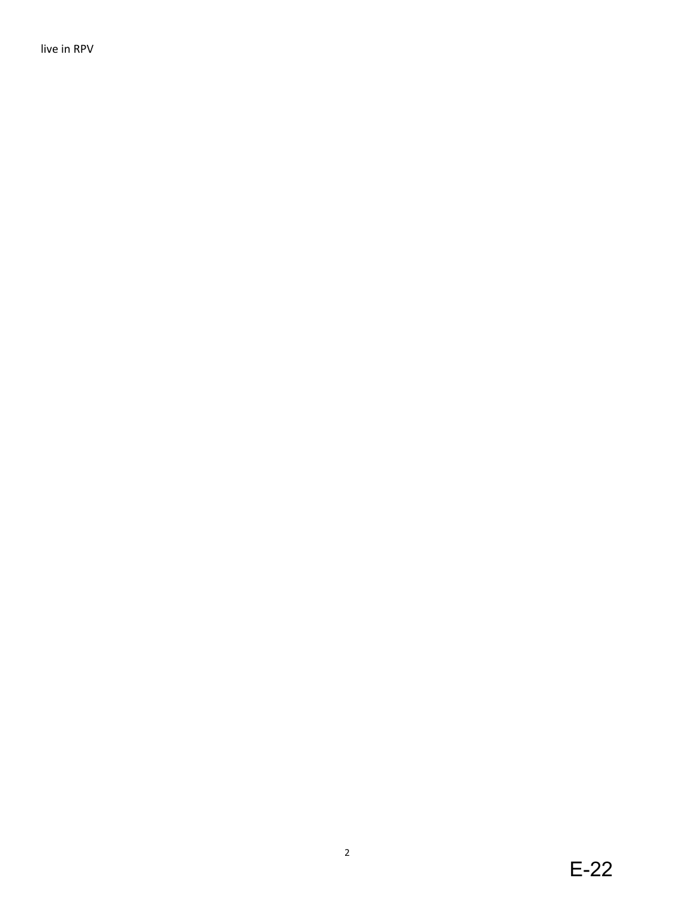live in RPV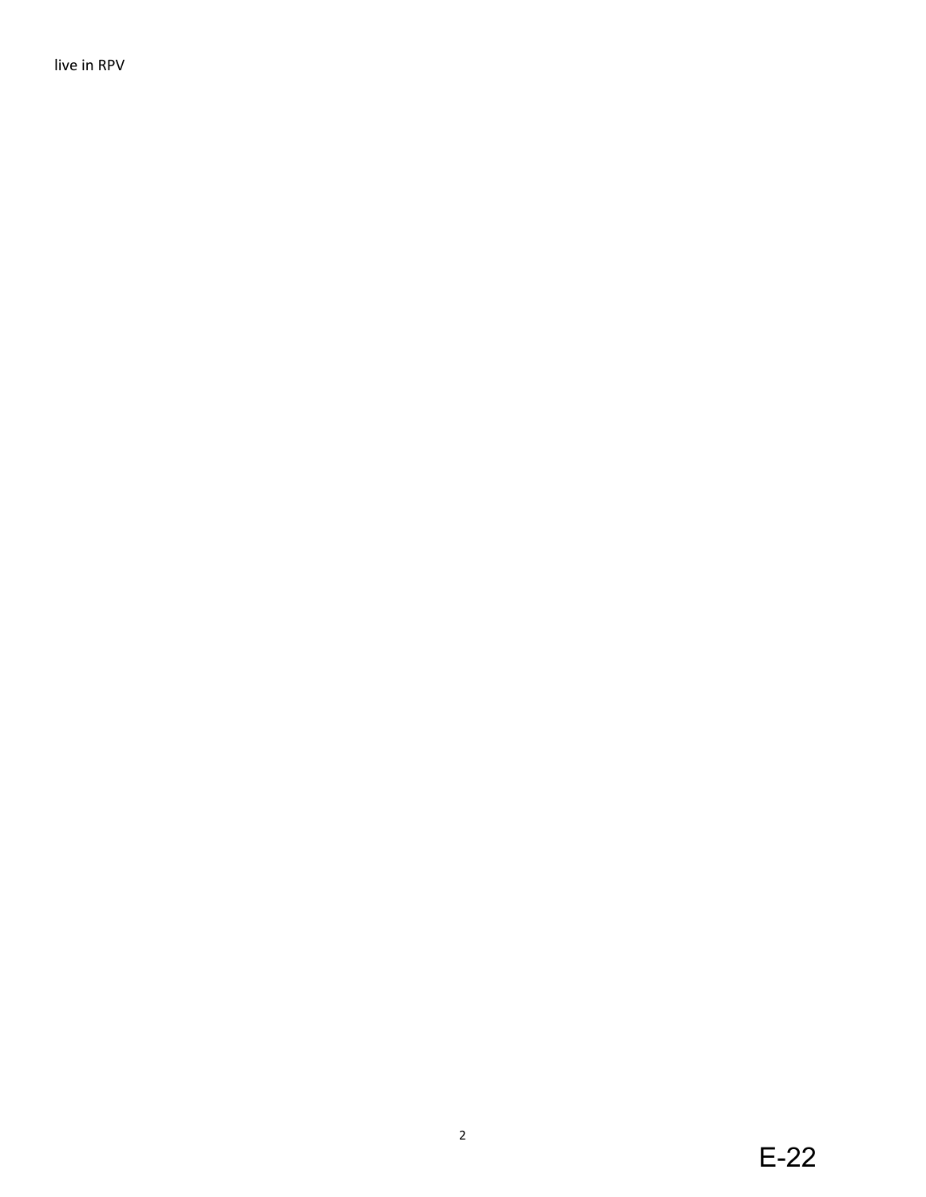live in RPV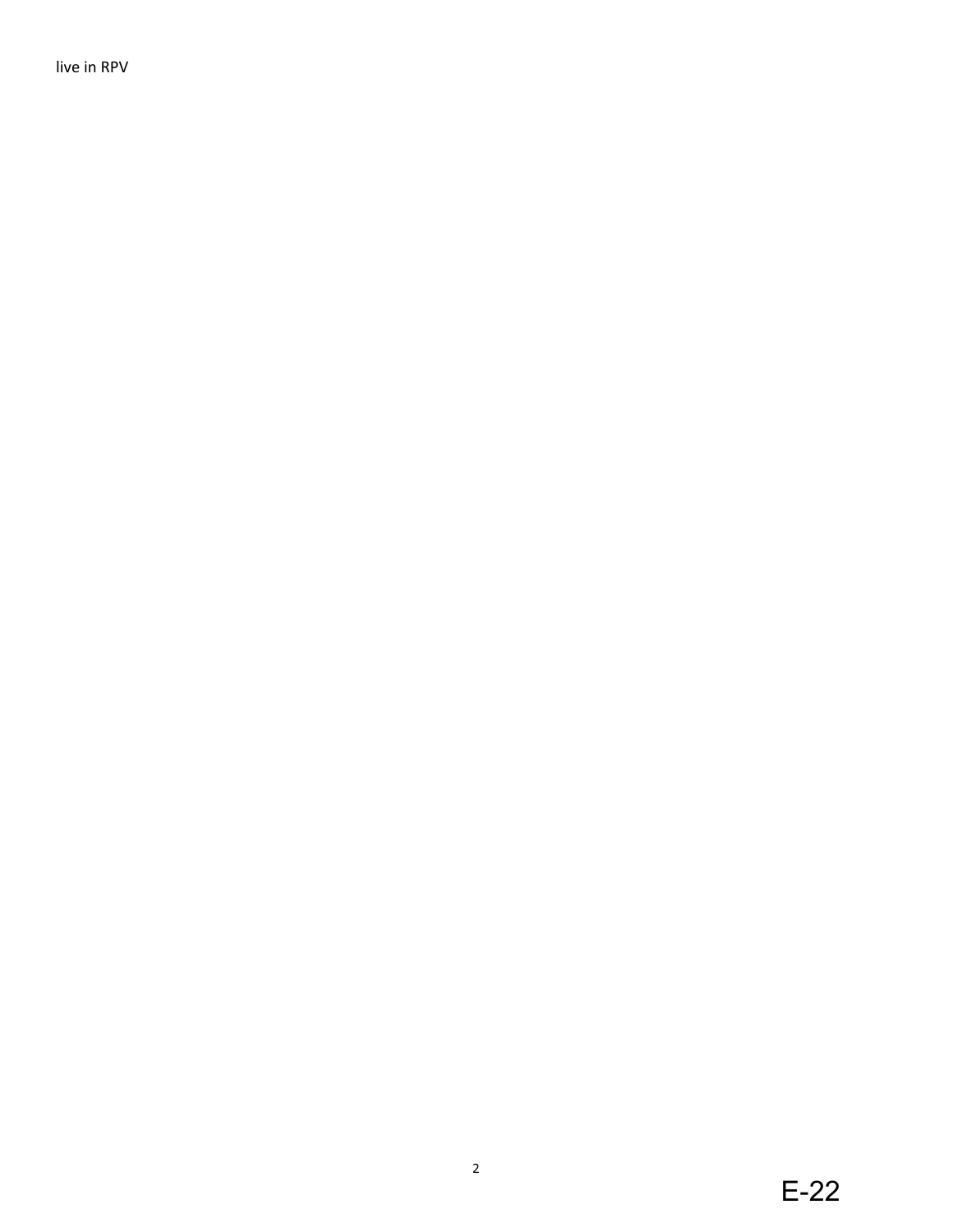live in RPV

E-22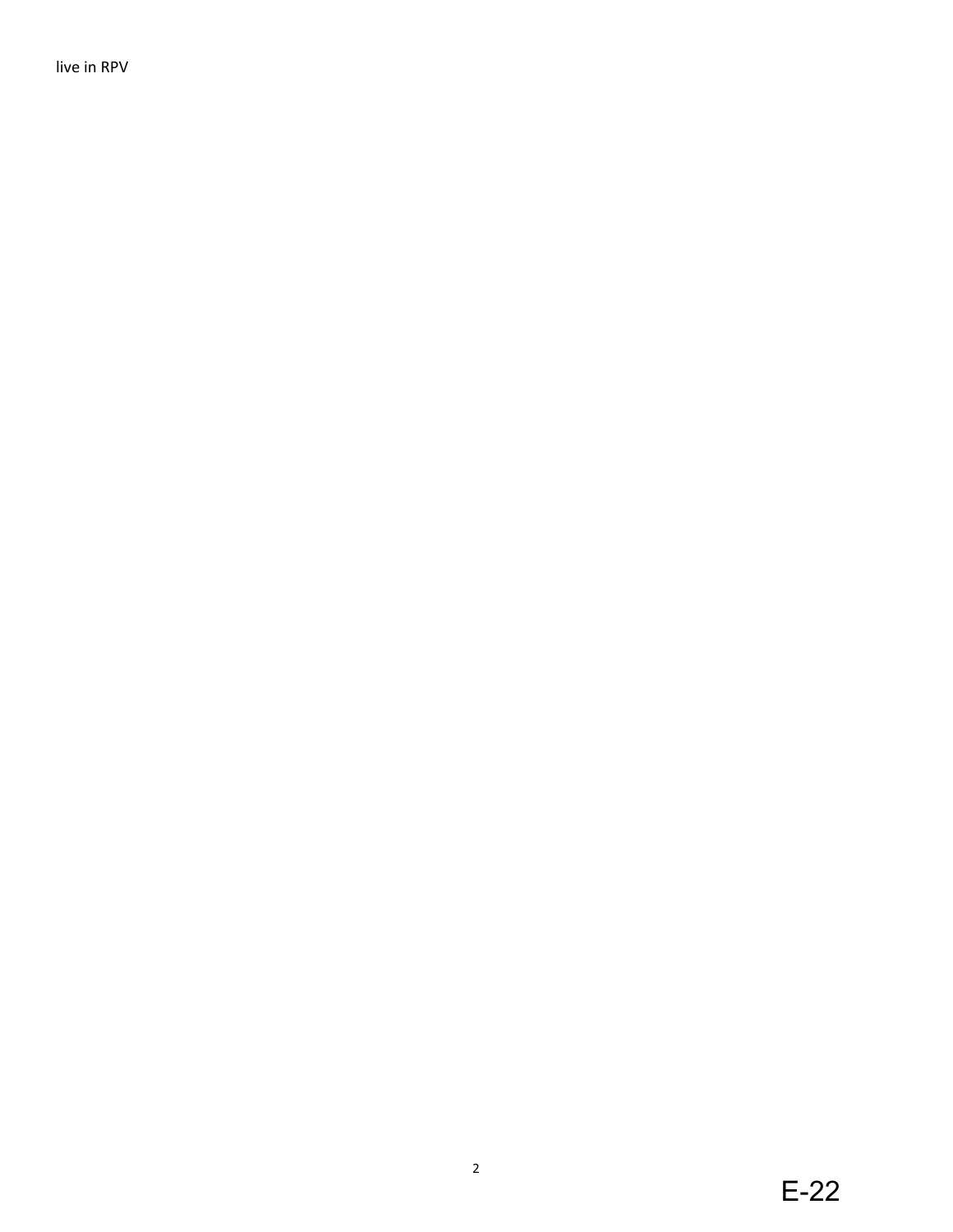live in RPV

E-22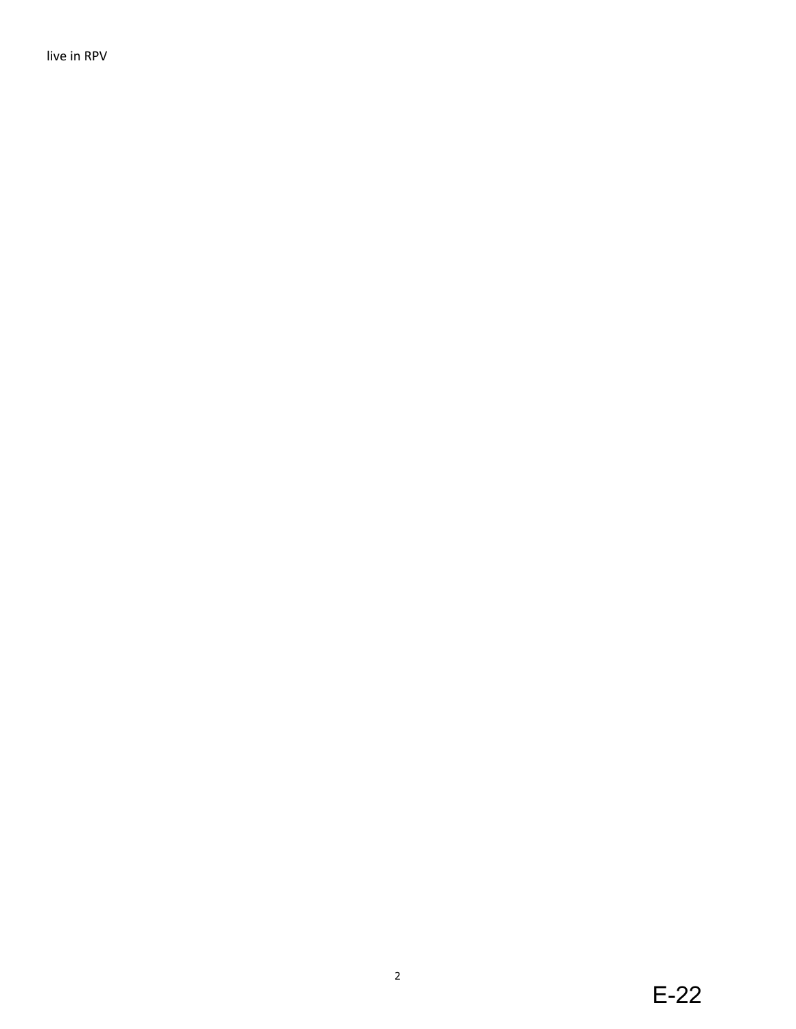live in RPV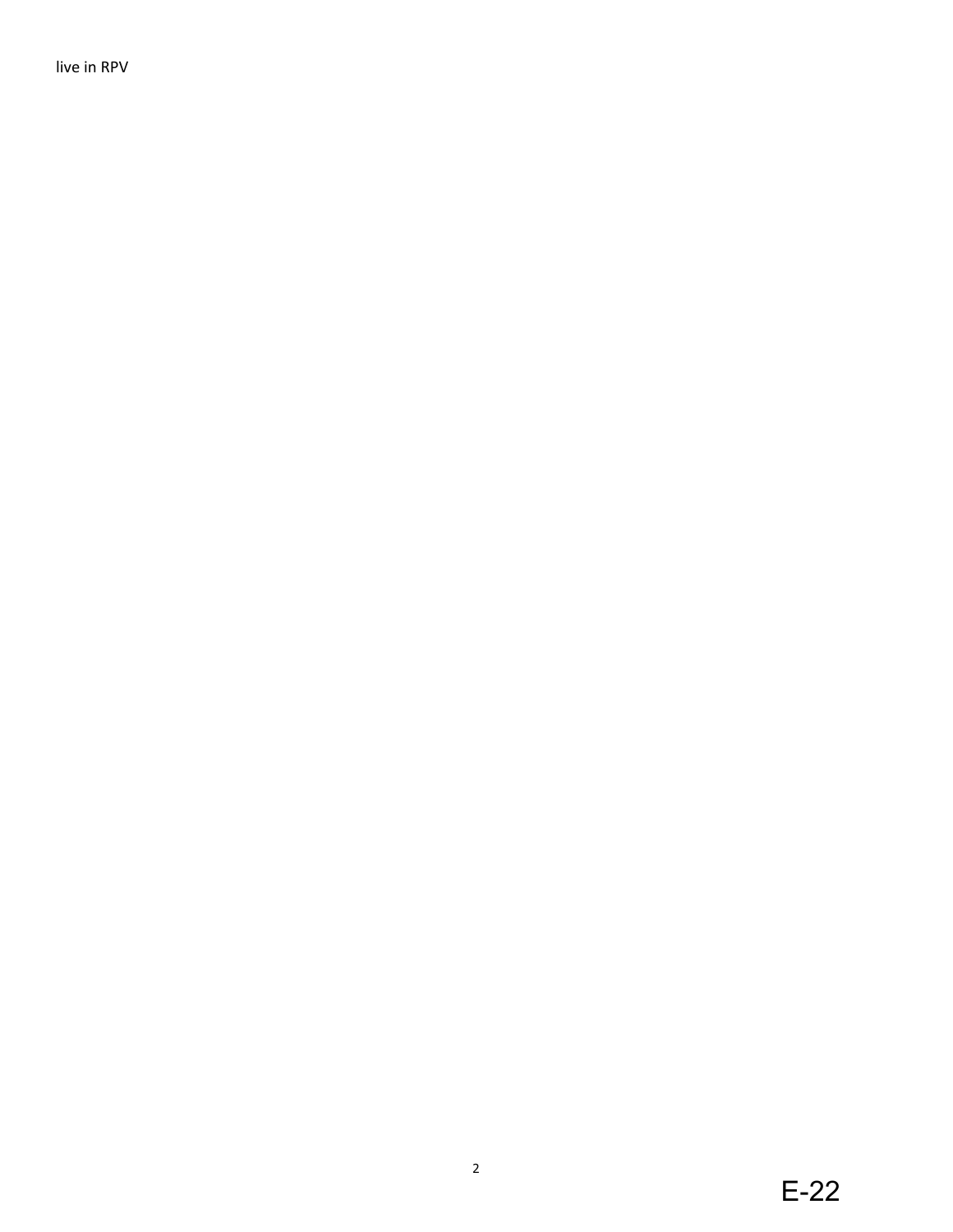live in RPV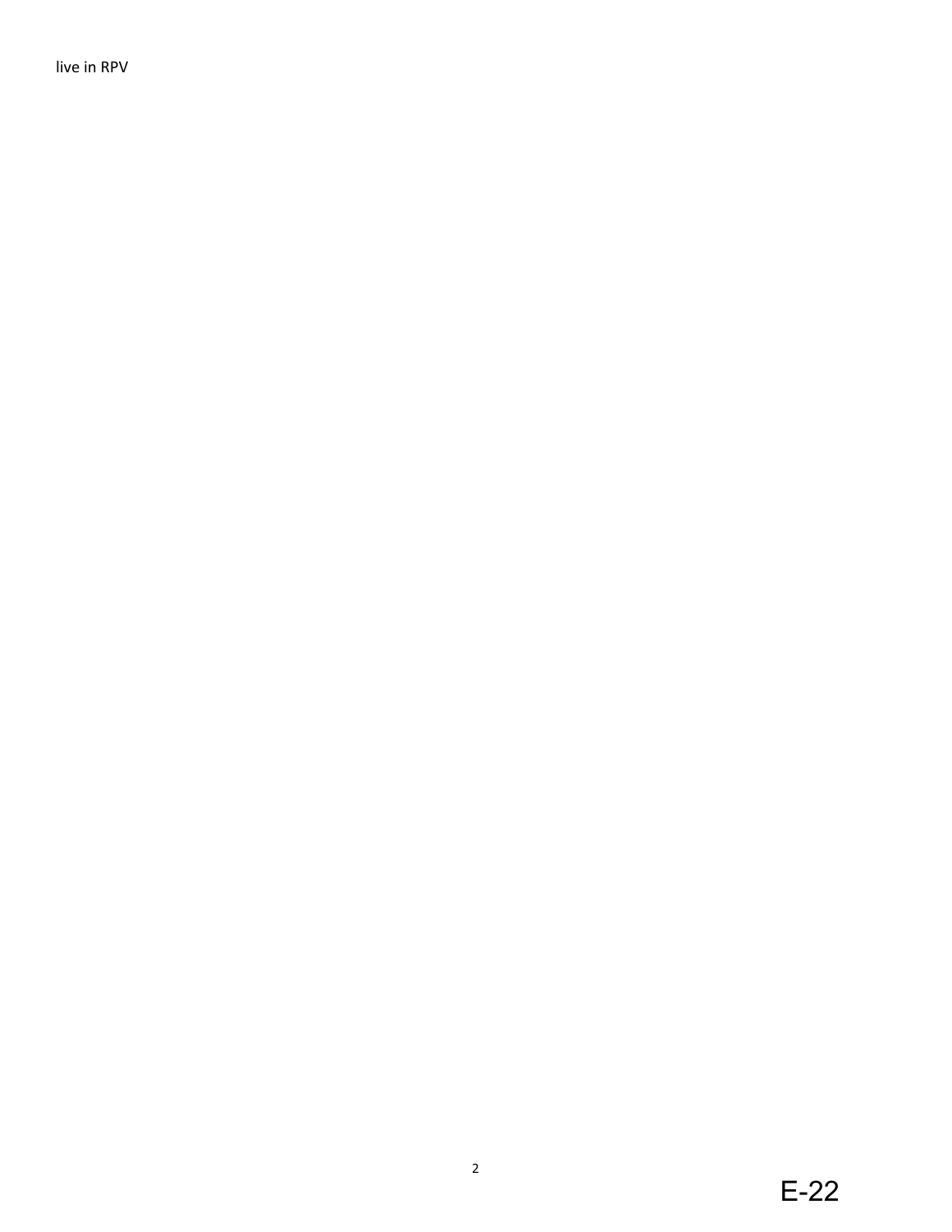live in RPV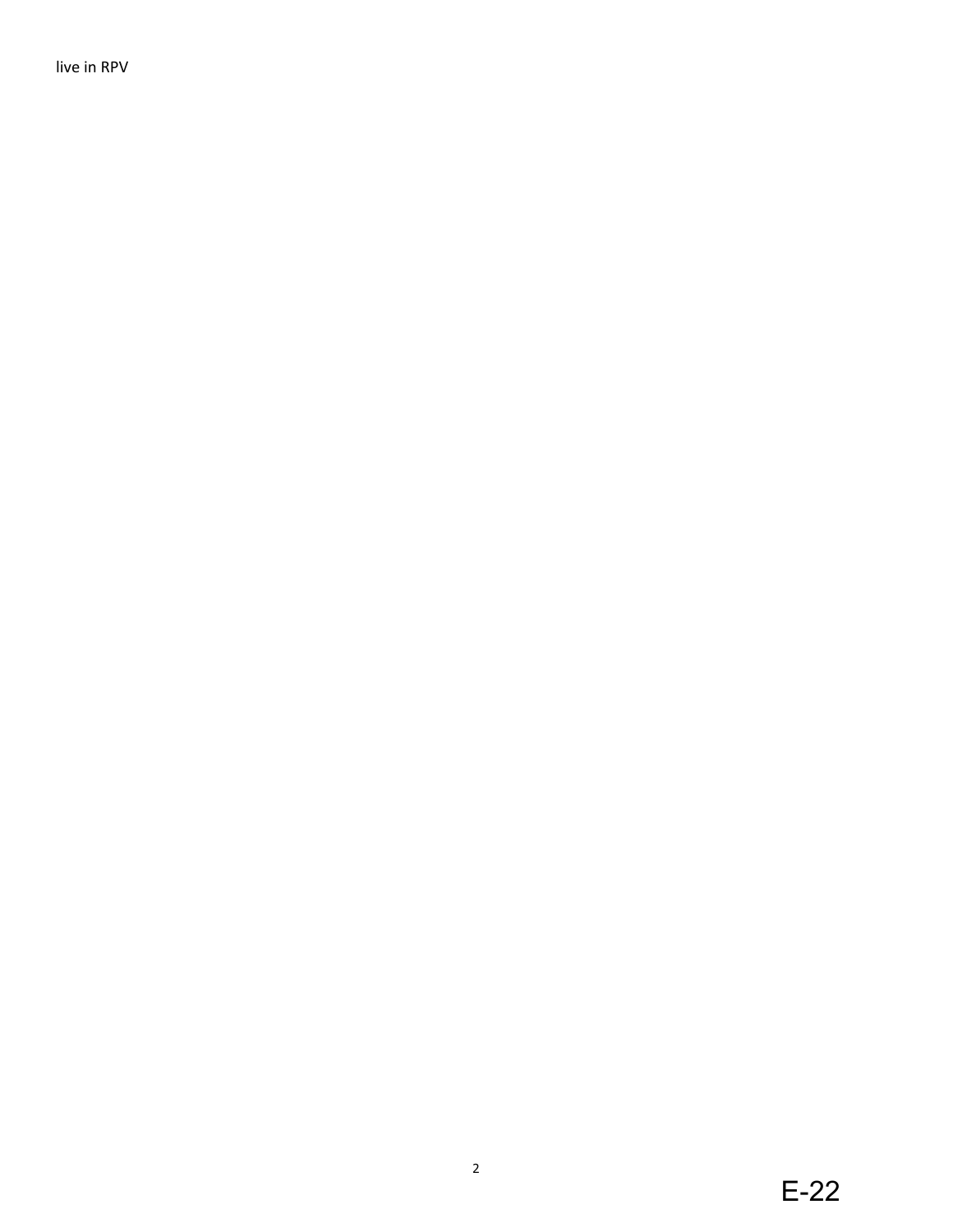live in RPV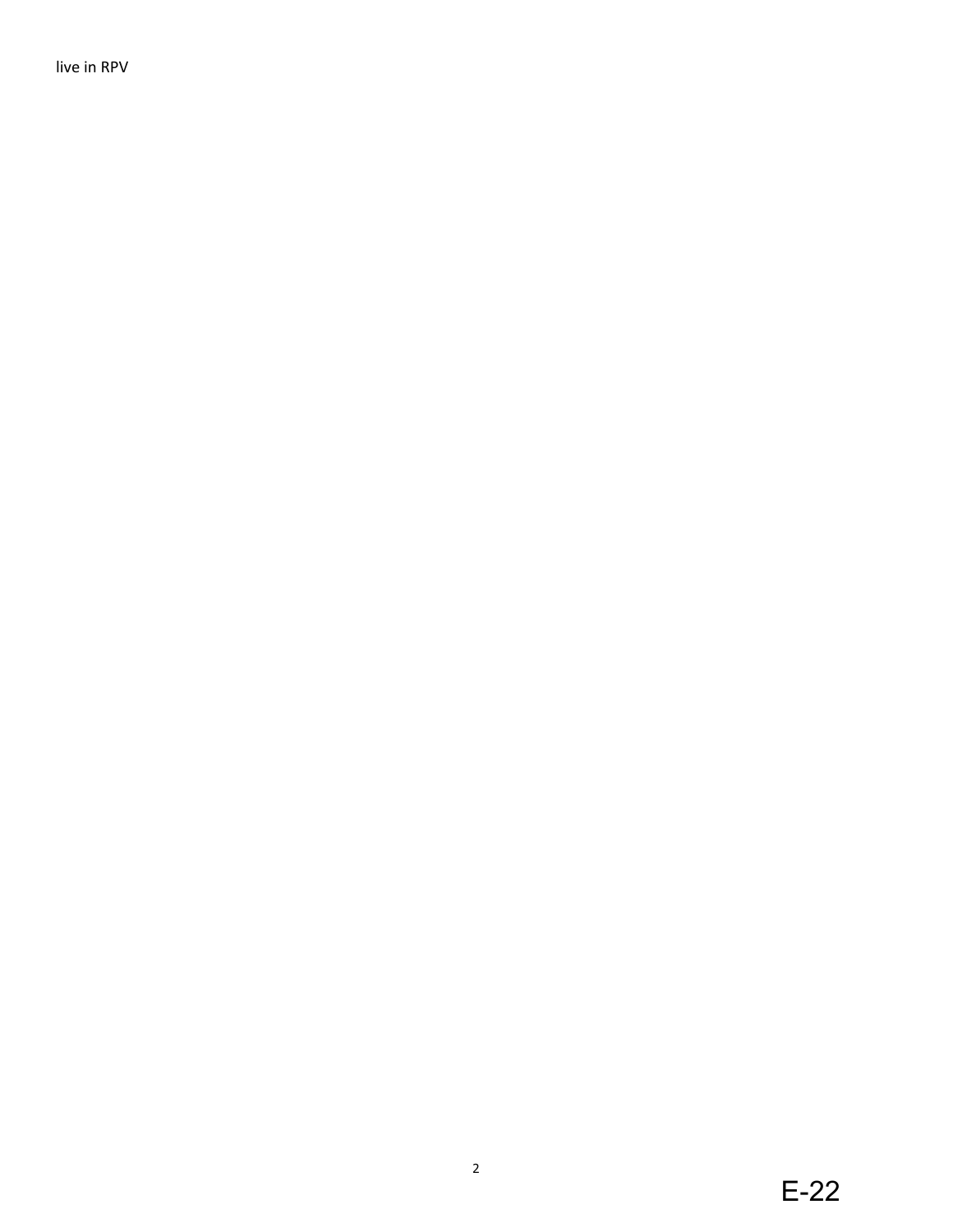live in RPV

E-22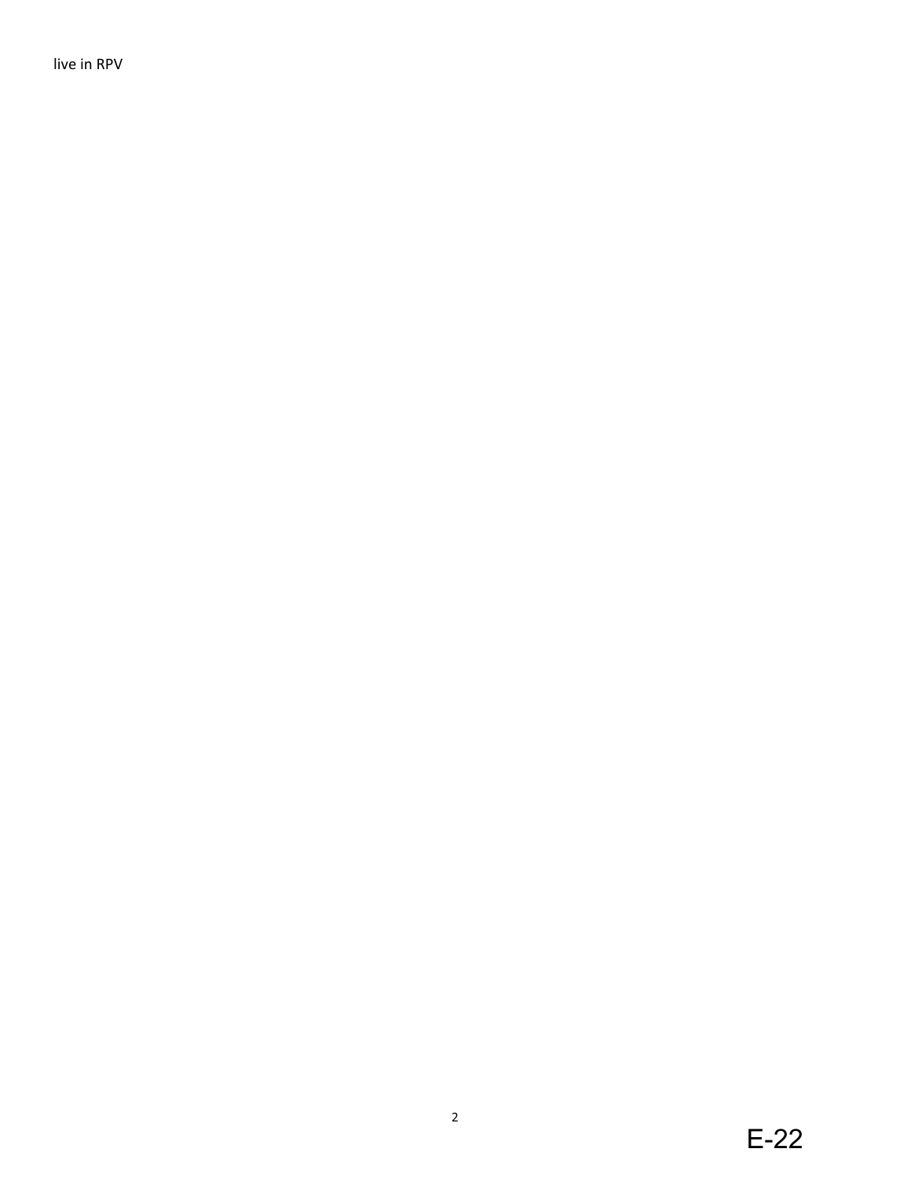live in RPV

E-22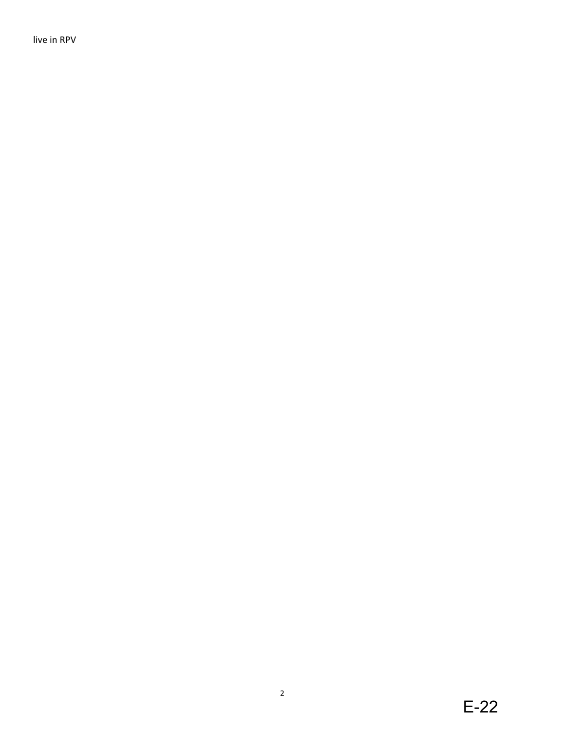live in RPV

E-22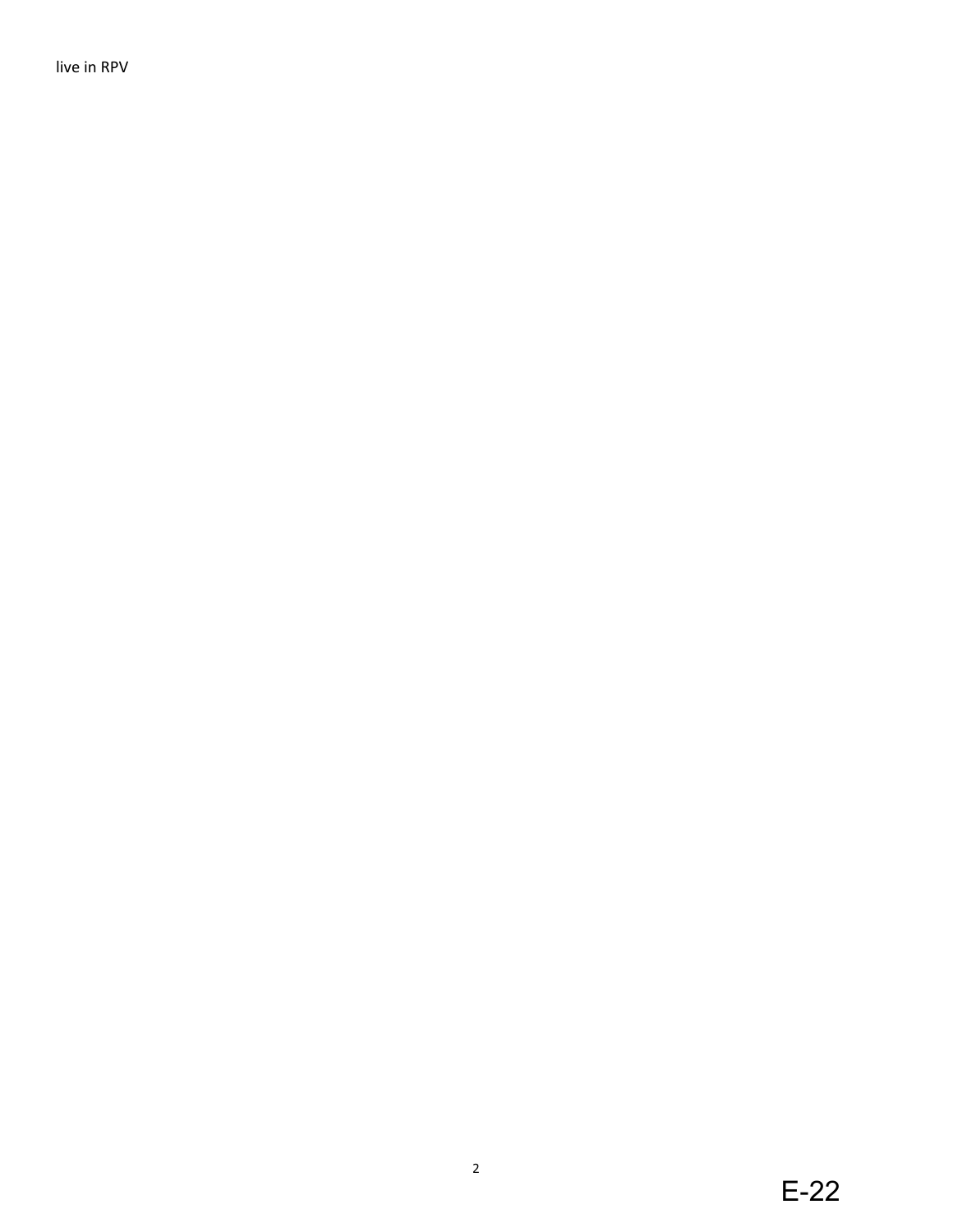live in RPV

E-22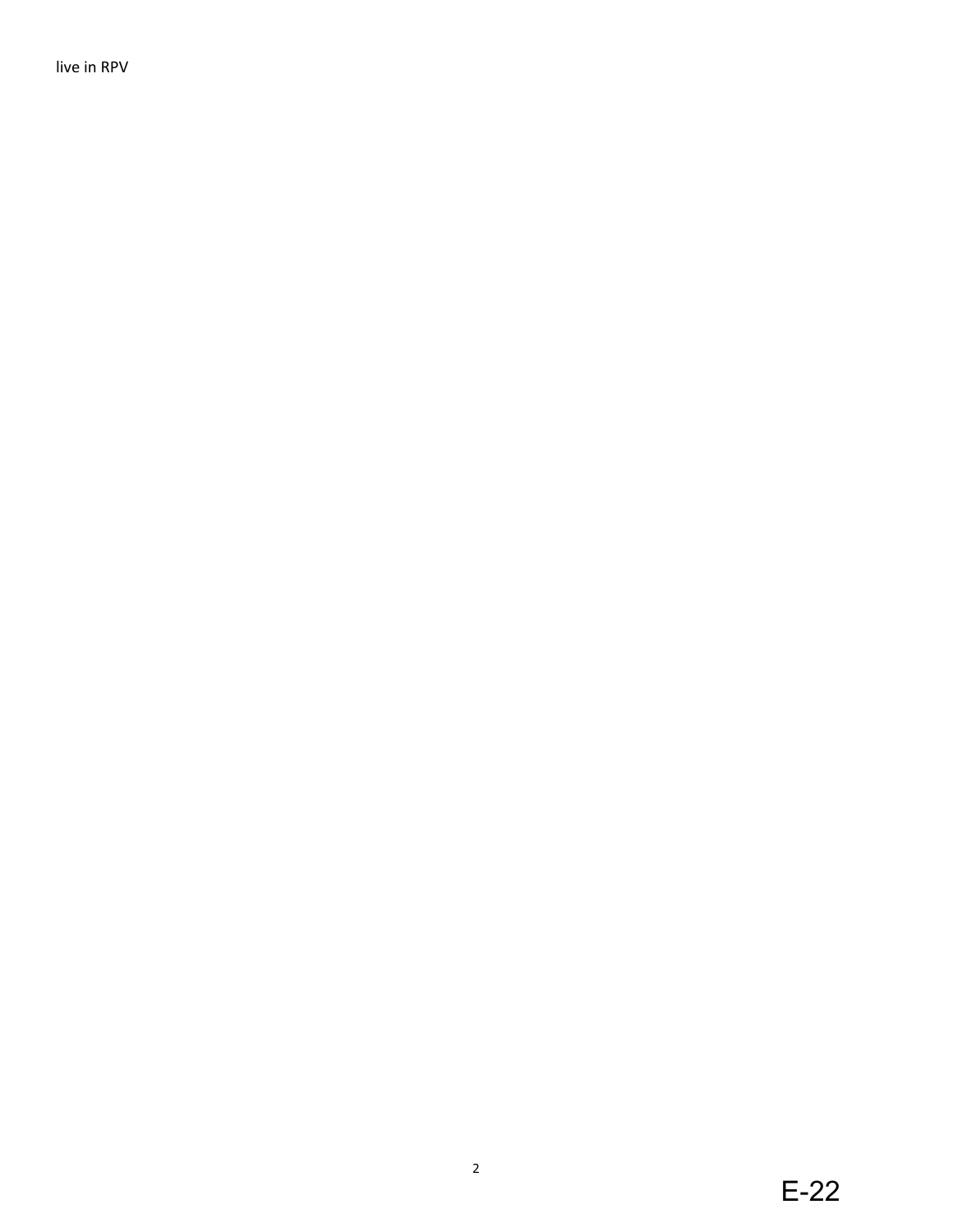live in RPV

E-22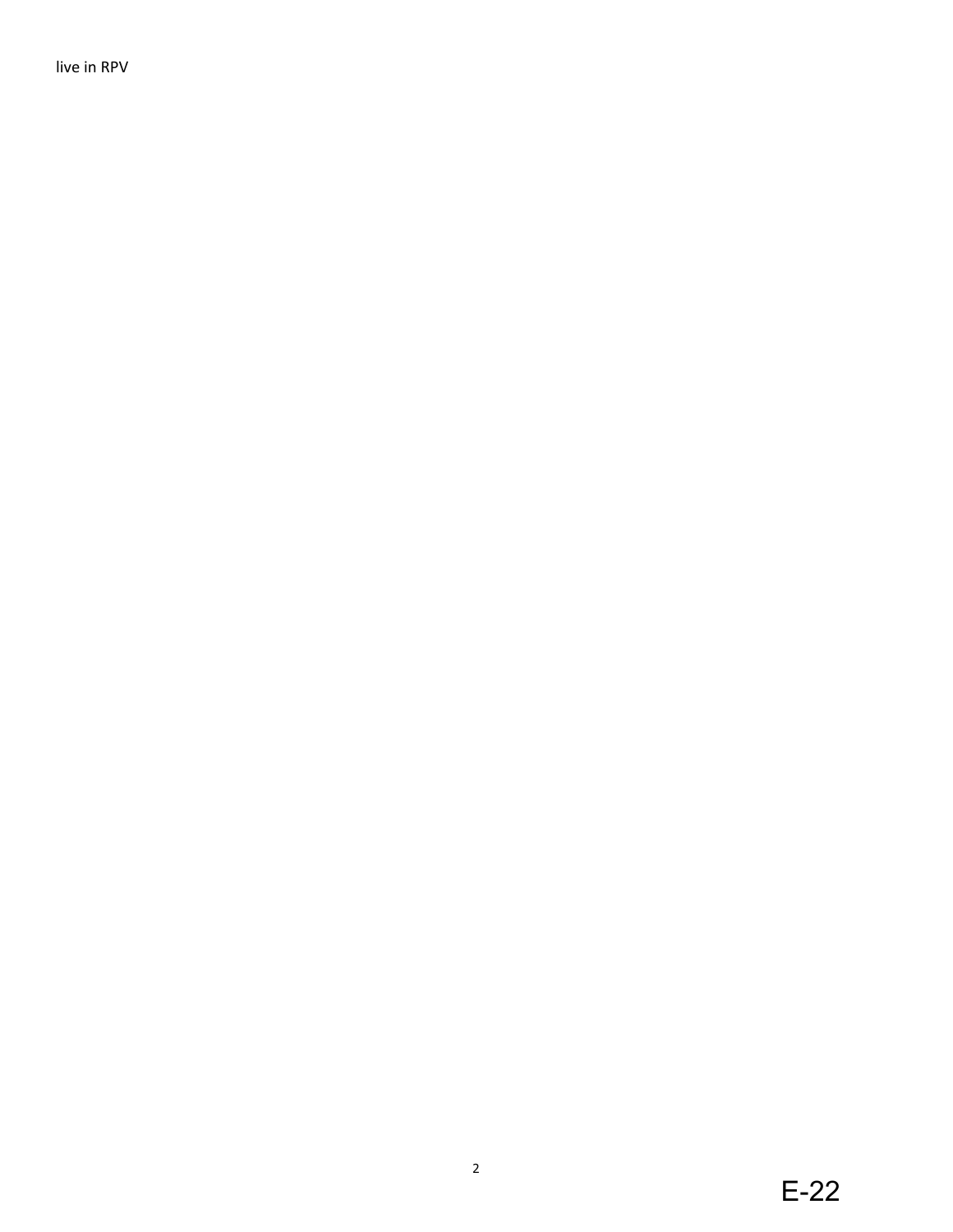live in RPV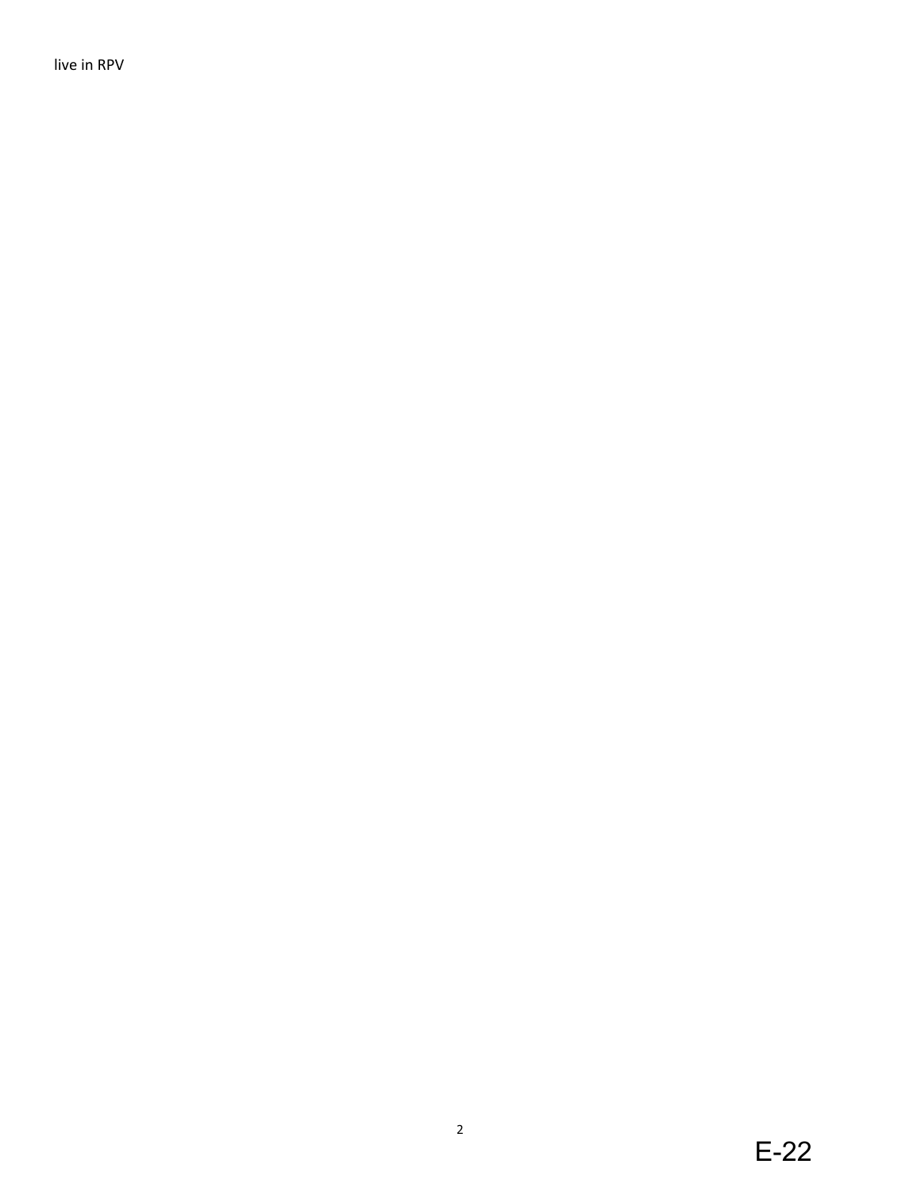live in RPV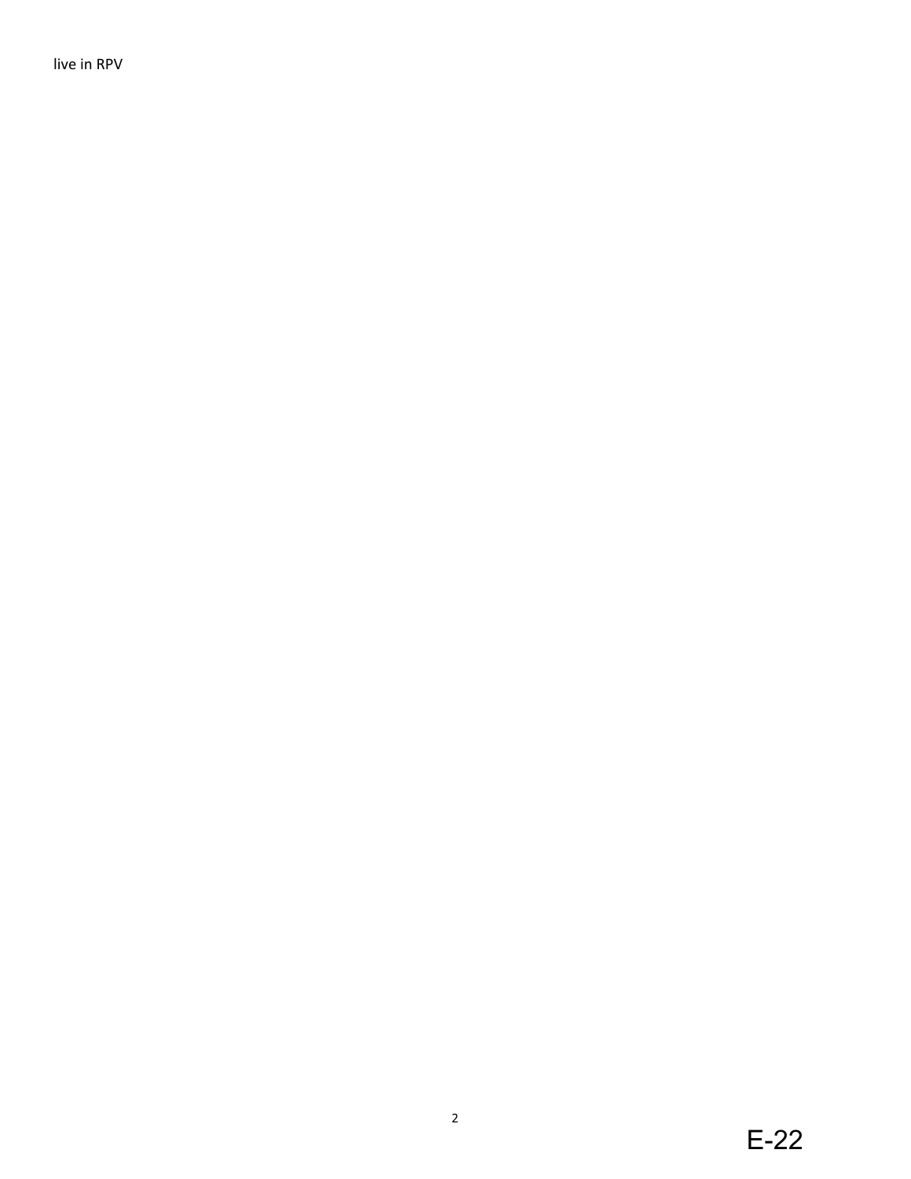live in RPV

E-22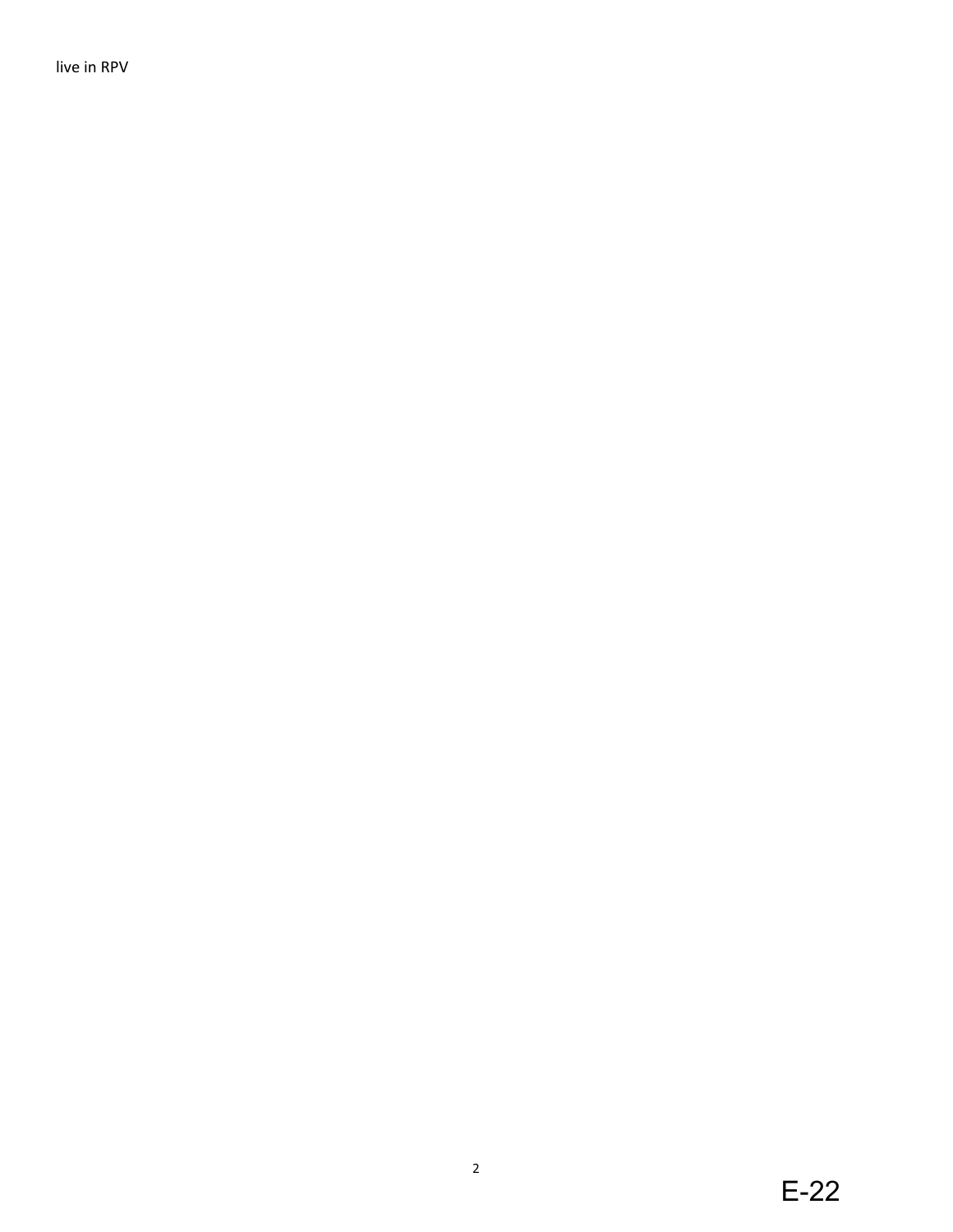live in RPV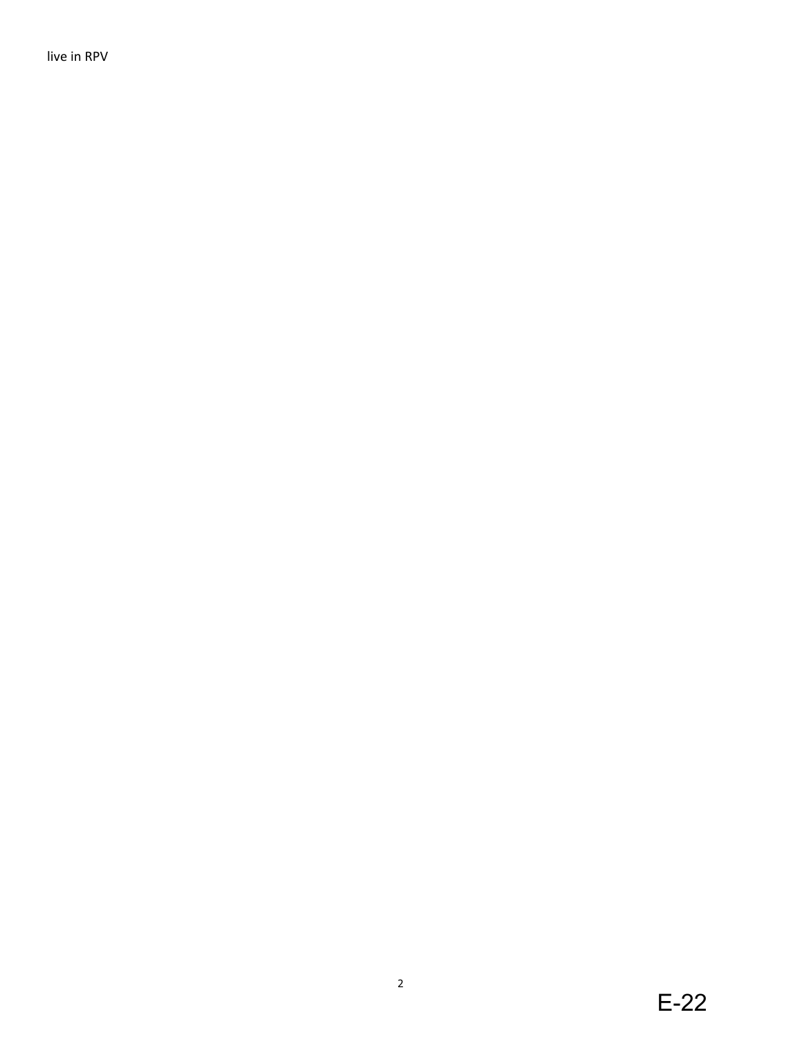live in RPV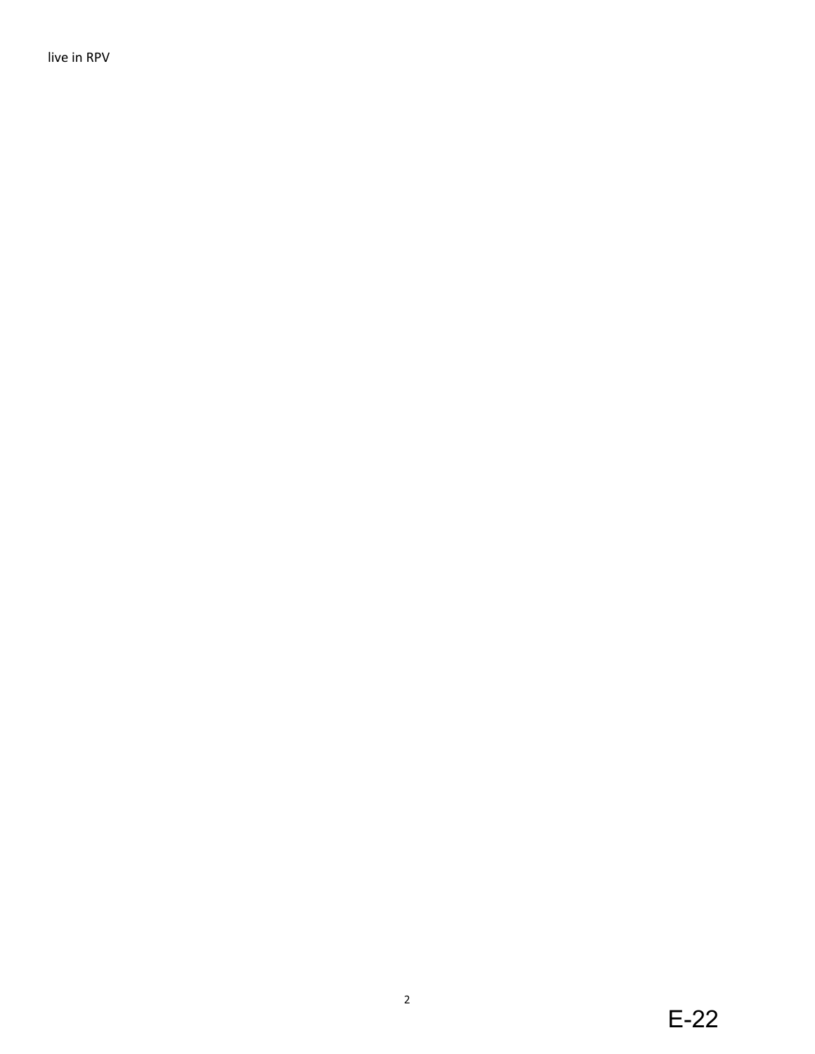live in RPV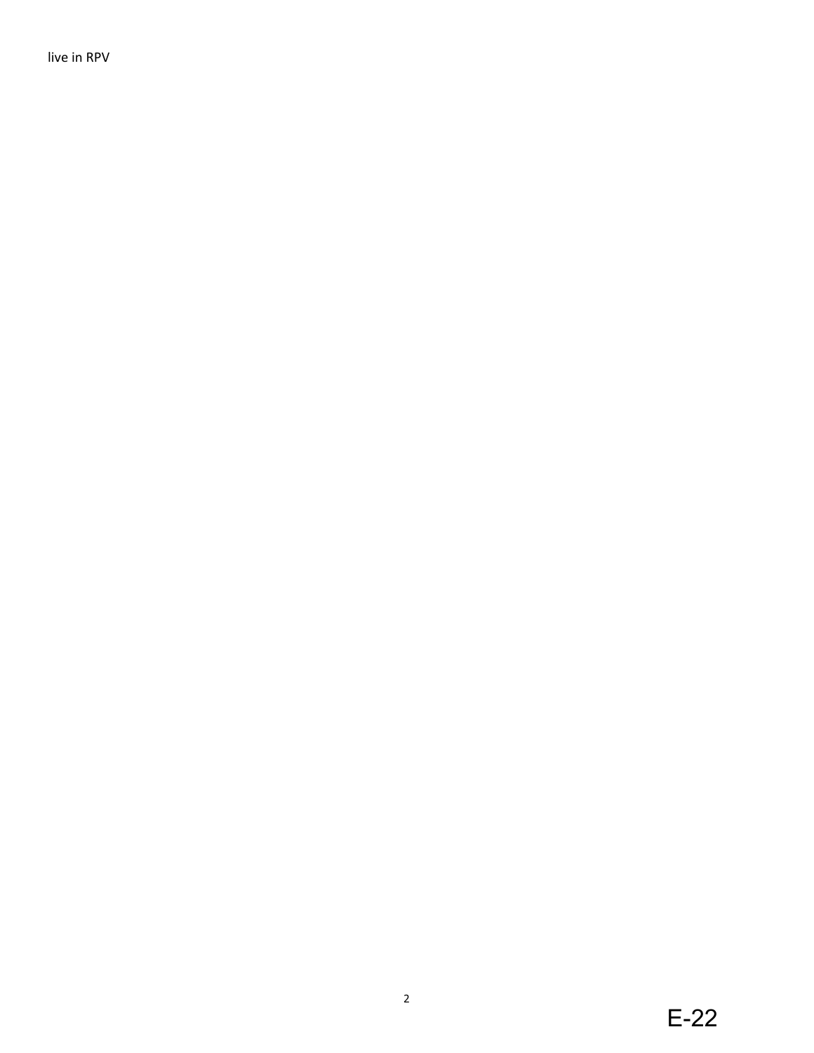live in RPV

E-22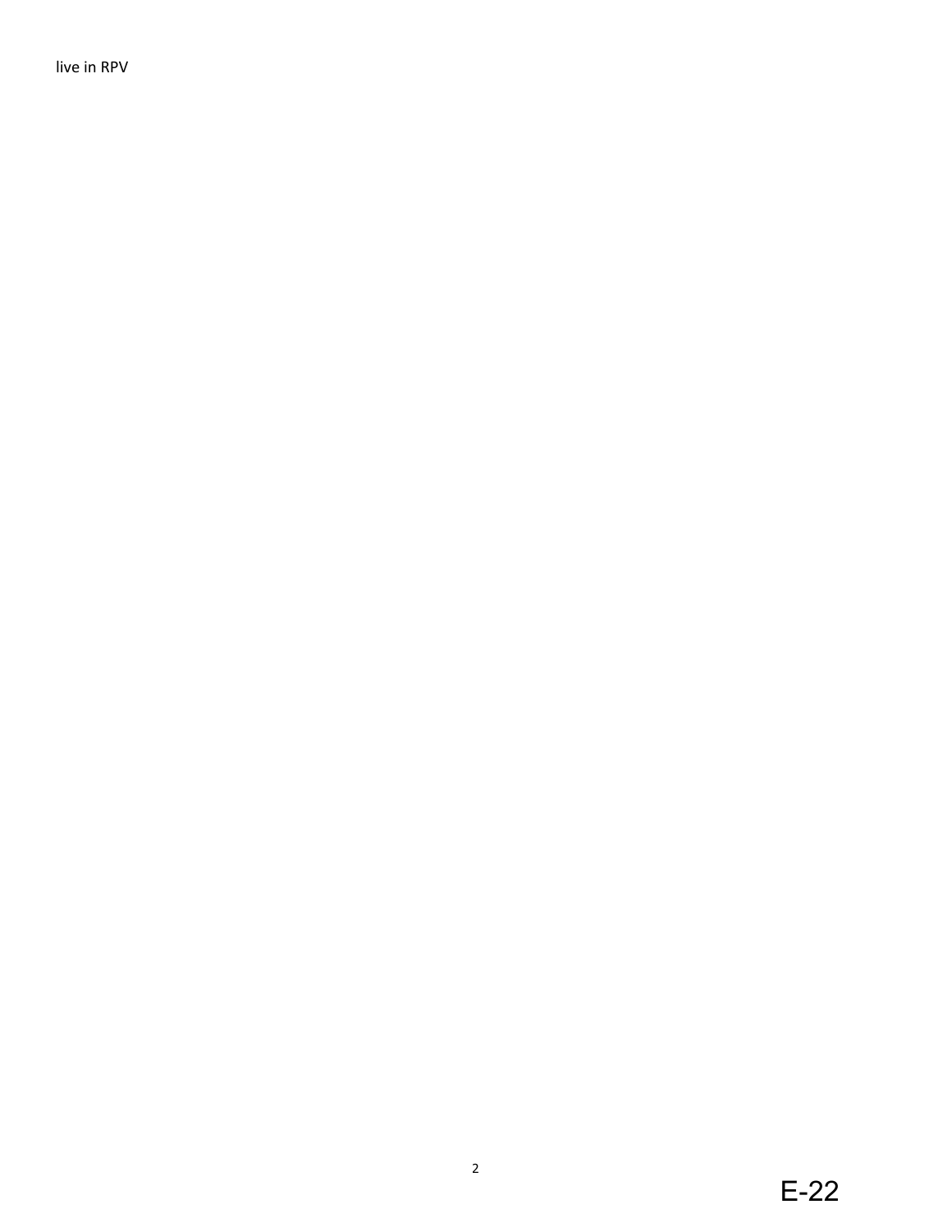live in RPV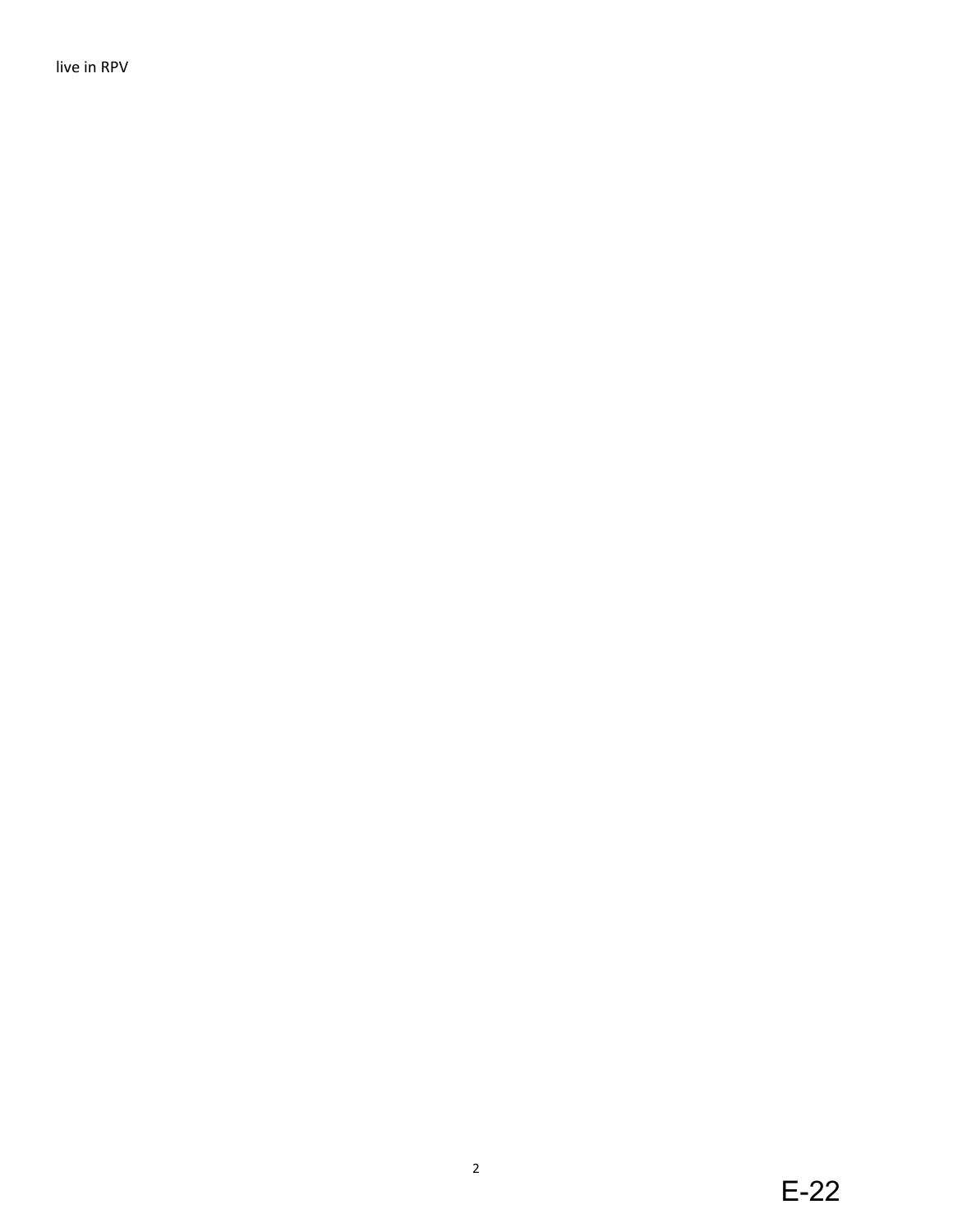live in RPV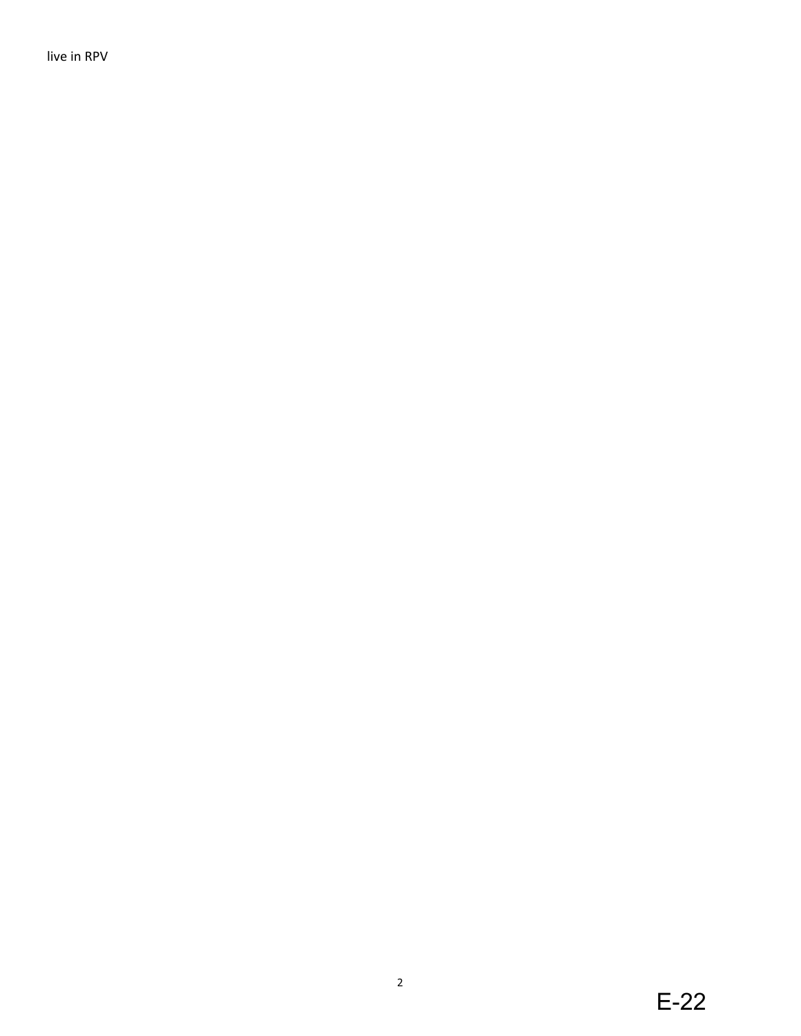live in RPV